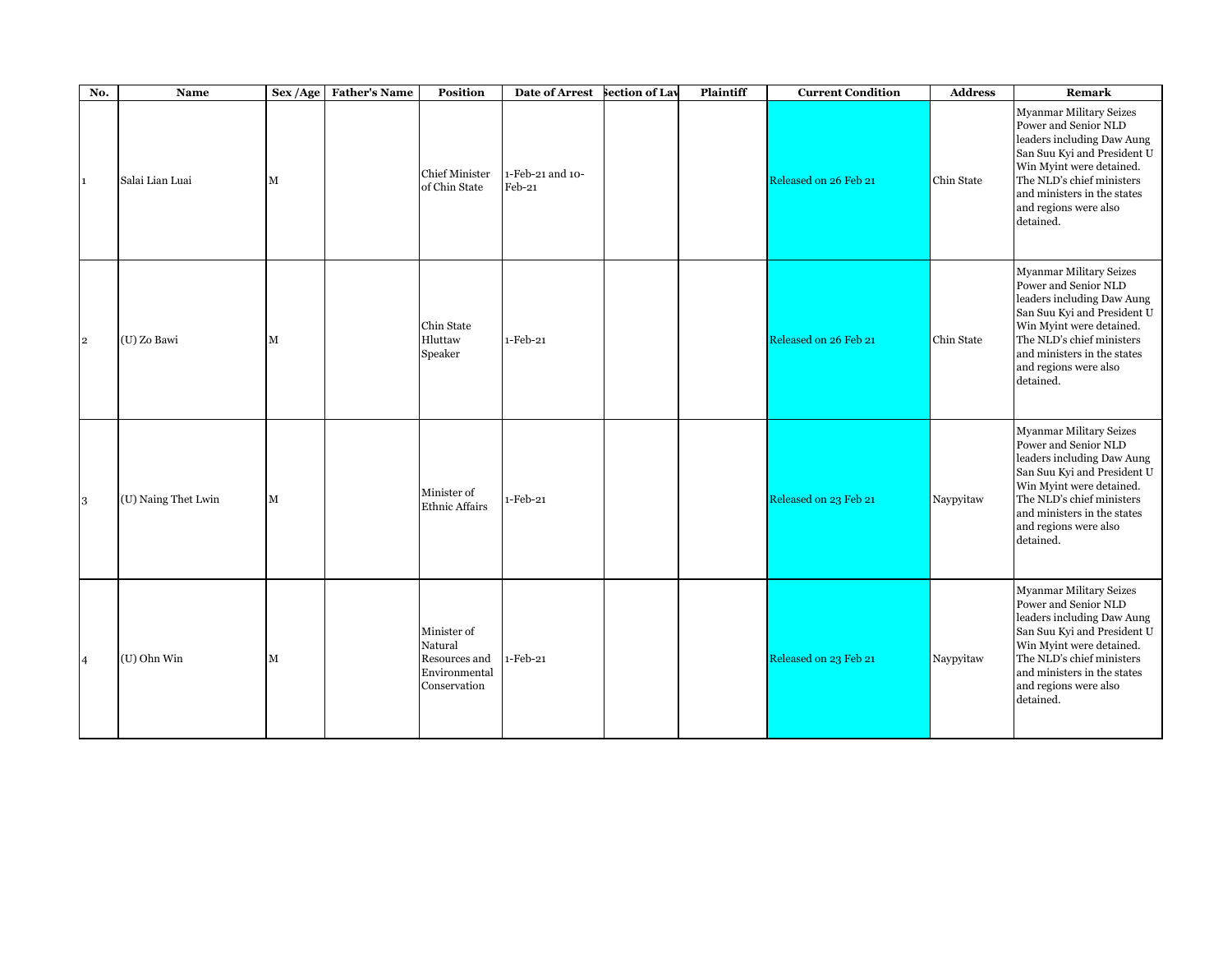| No. | Name | Sex /Age | Father's Name | Position | Date of Arrest | Section of Law | Plaintiff | Current Condition | Address | Remark |
|---|---|---|---|---|---|---|---|---|---|---|
| 1 | Salai Lian Luai | M | | Chief Minister of Chin State | 1-Feb-21 and 10-Feb-21 | | | Released on 26 Feb 21 | Chin State | Myanmar Military Seizes Power and Senior NLD leaders including Daw Aung San Suu Kyi and President U Win Myint were detained. The NLD's chief ministers and ministers in the states and regions were also detained. |
| 2 | (U) Zo Bawi | M | | Chin State Hluttaw Speaker | 1-Feb-21 | | | Released on 26 Feb 21 | Chin State | Myanmar Military Seizes Power and Senior NLD leaders including Daw Aung San Suu Kyi and President U Win Myint were detained. The NLD's chief ministers and ministers in the states and regions were also detained. |
| 3 | (U) Naing Thet Lwin | M | | Minister of Ethnic Affairs | 1-Feb-21 | | | Released on 23 Feb 21 | Naypyitaw | Myanmar Military Seizes Power and Senior NLD leaders including Daw Aung San Suu Kyi and President U Win Myint were detained. The NLD's chief ministers and ministers in the states and regions were also detained. |
| 4 | (U) Ohn Win | M | | Minister of Natural Resources and Environmental Conservation | 1-Feb-21 | | | Released on 23 Feb 21 | Naypyitaw | Myanmar Military Seizes Power and Senior NLD leaders including Daw Aung San Suu Kyi and President U Win Myint were detained. The NLD's chief ministers and ministers in the states and regions were also detained. |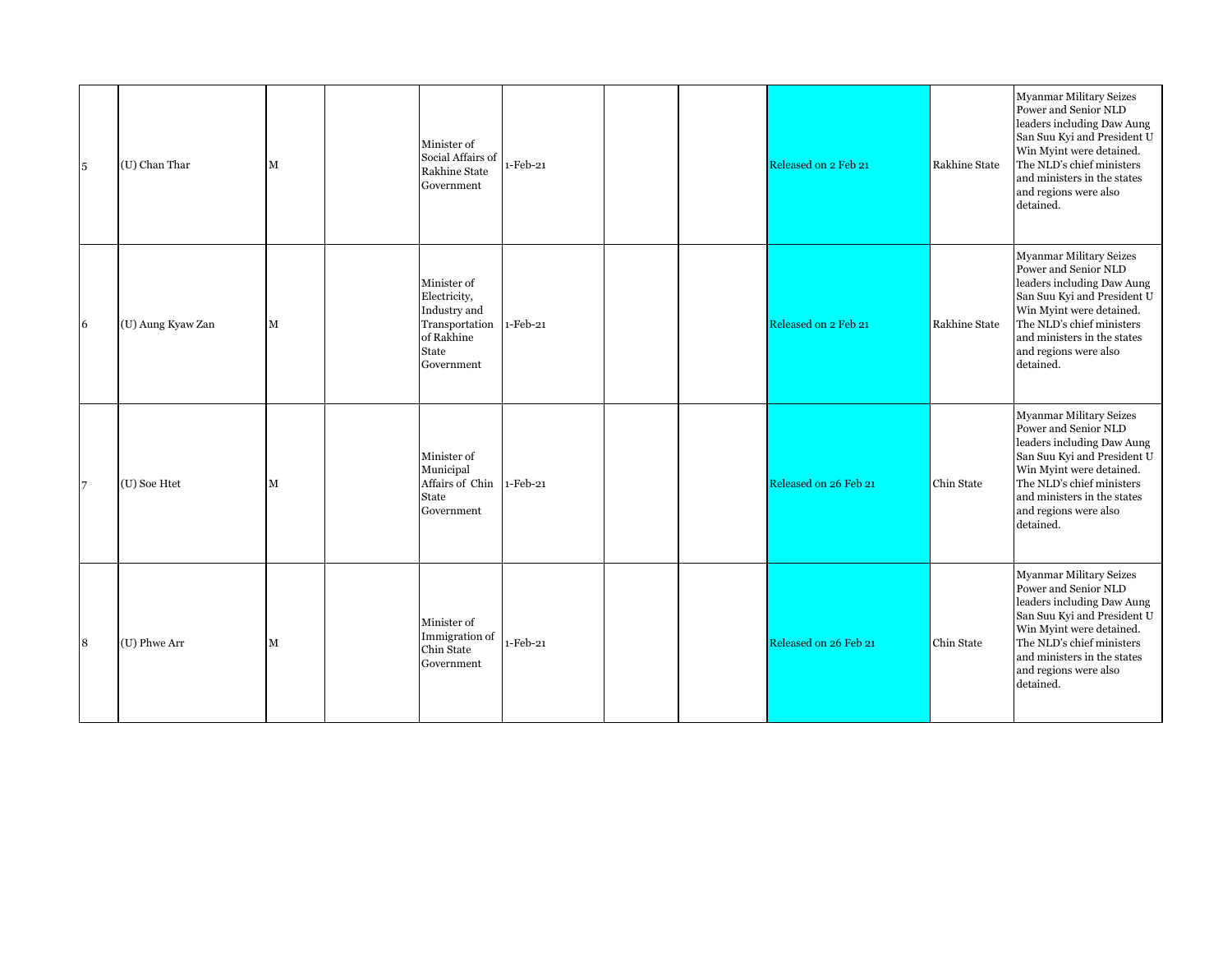| | | | | | | | | | | |
|---|---|---|---|---|---|---|---|---|---|---|
| 5 | (U) Chan Thar | M | | Minister of Social Affairs of Rakhine State Government | 1-Feb-21 | | | Released on 2 Feb 21 | Rakhine State | Myanmar Military Seizes Power and Senior NLD leaders including Daw Aung San Suu Kyi and President U Win Myint were detained. The NLD's chief ministers and ministers in the states and regions were also detained. |
| 6 | (U) Aung Kyaw Zan | M | | Minister of Electricity, Industry and Transportation of Rakhine State Government | 1-Feb-21 | | | Released on 2 Feb 21 | Rakhine State | Myanmar Military Seizes Power and Senior NLD leaders including Daw Aung San Suu Kyi and President U Win Myint were detained. The NLD's chief ministers and ministers in the states and regions were also detained. |
| 7 | (U) Soe Htet | M | | Minister of Municipal Affairs of Chin State Government | 1-Feb-21 | | | Released on 26 Feb 21 | Chin State | Myanmar Military Seizes Power and Senior NLD leaders including Daw Aung San Suu Kyi and President U Win Myint were detained. The NLD's chief ministers and ministers in the states and regions were also detained. |
| 8 | (U) Phwe Arr | M | | Minister of Immigration of Chin State Government | 1-Feb-21 | | | Released on 26 Feb 21 | Chin State | Myanmar Military Seizes Power and Senior NLD leaders including Daw Aung San Suu Kyi and President U Win Myint were detained. The NLD's chief ministers and ministers in the states and regions were also detained. |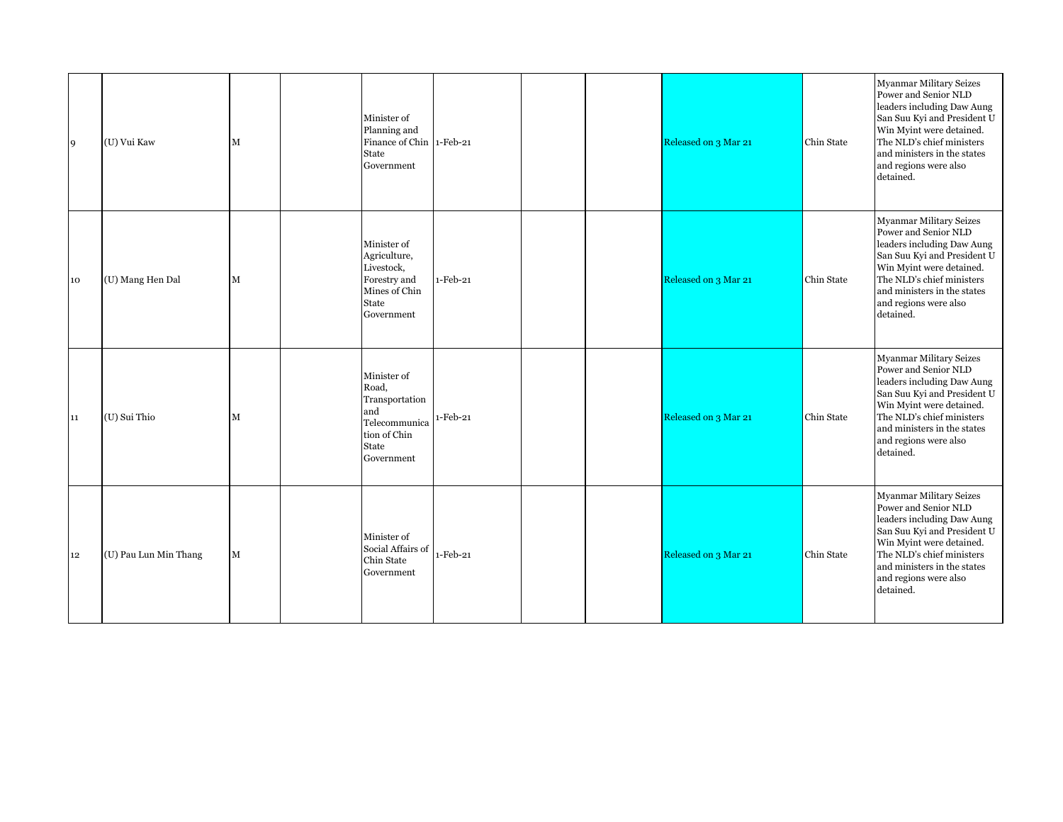|  |  |  |  |  |  |  |  |  |  |  |
|---|---|---|---|---|---|---|---|---|---|---|
| 9 | (U) Vui Kaw | M |  | Minister of Planning and Finance of Chin State Government | 1-Feb-21 |  |  | Released on 3 Mar 21 | Chin State | Myanmar Military Seizes Power and Senior NLD leaders including Daw Aung San Suu Kyi and President U Win Myint were detained. The NLD's chief ministers and ministers in the states and regions were also detained. |
| 10 | (U) Mang Hen Dal | M |  | Minister of Agriculture, Livestock, Forestry and Mines of Chin State Government | 1-Feb-21 |  |  | Released on 3 Mar 21 | Chin State | Myanmar Military Seizes Power and Senior NLD leaders including Daw Aung San Suu Kyi and President U Win Myint were detained. The NLD's chief ministers and ministers in the states and regions were also detained. |
| 11 | (U) Sui Thio | M |  | Minister of Road, Transportation and Telecommunication of Chin State Government | 1-Feb-21 |  |  | Released on 3 Mar 21 | Chin State | Myanmar Military Seizes Power and Senior NLD leaders including Daw Aung San Suu Kyi and President U Win Myint were detained. The NLD's chief ministers and ministers in the states and regions were also detained. |
| 12 | (U) Pau Lun Min Thang | M |  | Minister of Social Affairs of Chin State Government | 1-Feb-21 |  |  | Released on 3 Mar 21 | Chin State | Myanmar Military Seizes Power and Senior NLD leaders including Daw Aung San Suu Kyi and President U Win Myint were detained. The NLD's chief ministers and ministers in the states and regions were also detained. |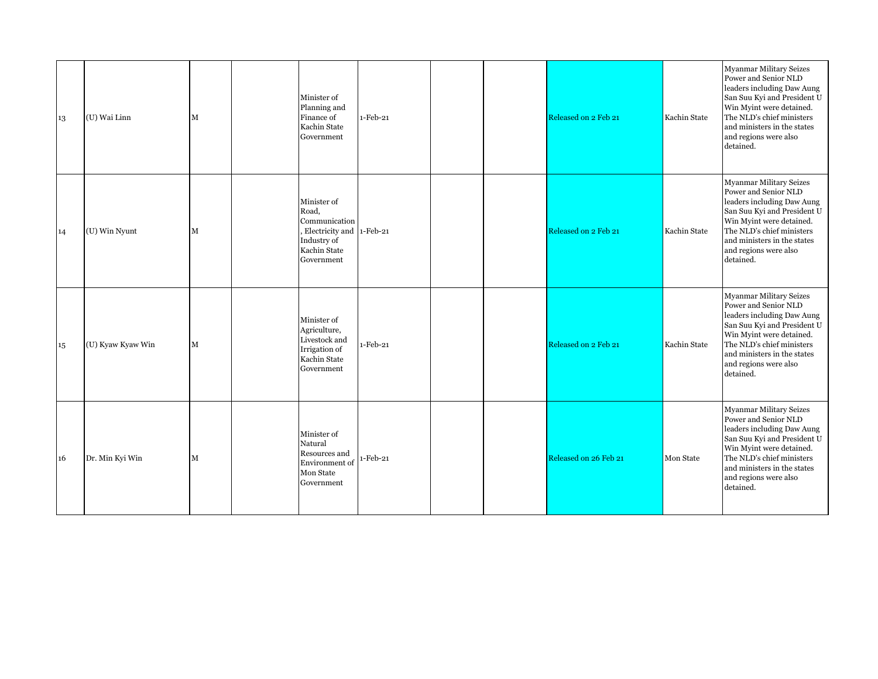| | | | | | | | | | | |
|---|---|---|---|---|---|---|---|---|---|---|
| 13 | (U) Wai Linn | M | | Minister of Planning and Finance of Kachin State Government | 1-Feb-21 | | | Released on 2 Feb 21 | Kachin State | Myanmar Military Seizes Power and Senior NLD leaders including Daw Aung San Suu Kyi and President U Win Myint were detained. The NLD's chief ministers and ministers in the states and regions were also detained. |
| 14 | (U) Win Nyunt | M | | Minister of Road, Communication, Electricity and Industry of Kachin State Government | 1-Feb-21 | | | Released on 2 Feb 21 | Kachin State | Myanmar Military Seizes Power and Senior NLD leaders including Daw Aung San Suu Kyi and President U Win Myint were detained. The NLD's chief ministers and ministers in the states and regions were also detained. |
| 15 | (U) Kyaw Kyaw Win | M | | Minister of Agriculture, Livestock and Irrigation of Kachin State Government | 1-Feb-21 | | | Released on 2 Feb 21 | Kachin State | Myanmar Military Seizes Power and Senior NLD leaders including Daw Aung San Suu Kyi and President U Win Myint were detained. The NLD's chief ministers and ministers in the states and regions were also detained. |
| 16 | Dr. Min Kyi Win | M | | Minister of Natural Resources and Environment of Mon State Government | 1-Feb-21 | | | Released on 26 Feb 21 | Mon State | Myanmar Military Seizes Power and Senior NLD leaders including Daw Aung San Suu Kyi and President U Win Myint were detained. The NLD's chief ministers and ministers in the states and regions were also detained. |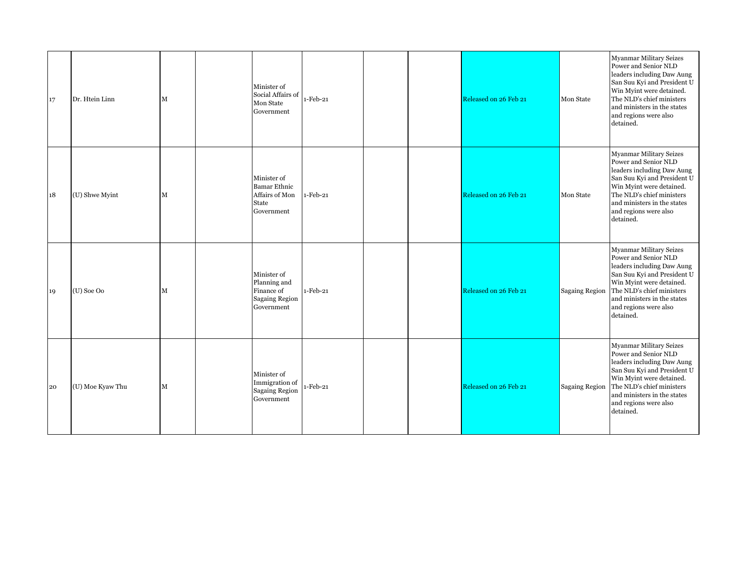| | | | | | | | | | | |
|---|---|---|---|---|---|---|---|---|---|---|
| 17 | Dr. Htein Linn | M | | Minister of Social Affairs of Mon State Government | 1-Feb-21 | | | Released on 26 Feb 21 | Mon State | Myanmar Military Seizes Power and Senior NLD leaders including Daw Aung San Suu Kyi and President U Win Myint were detained. The NLD's chief ministers and ministers in the states and regions were also detained. |
| 18 | (U) Shwe Myint | M | | Minister of Bamar Ethnic Affairs of Mon State Government | 1-Feb-21 | | | Released on 26 Feb 21 | Mon State | Myanmar Military Seizes Power and Senior NLD leaders including Daw Aung San Suu Kyi and President U Win Myint were detained. The NLD's chief ministers and ministers in the states and regions were also detained. |
| 19 | (U) Soe Oo | M | | Minister of Planning and Finance of Sagaing Region Government | 1-Feb-21 | | | Released on 26 Feb 21 | Sagaing Region | Myanmar Military Seizes Power and Senior NLD leaders including Daw Aung San Suu Kyi and President U Win Myint were detained. The NLD's chief ministers and ministers in the states and regions were also detained. |
| 20 | (U) Moe Kyaw Thu | M | | Minister of Immigration of Sagaing Region Government | 1-Feb-21 | | | Released on 26 Feb 21 | Sagaing Region | Myanmar Military Seizes Power and Senior NLD leaders including Daw Aung San Suu Kyi and President U Win Myint were detained. The NLD's chief ministers and ministers in the states and regions were also detained. |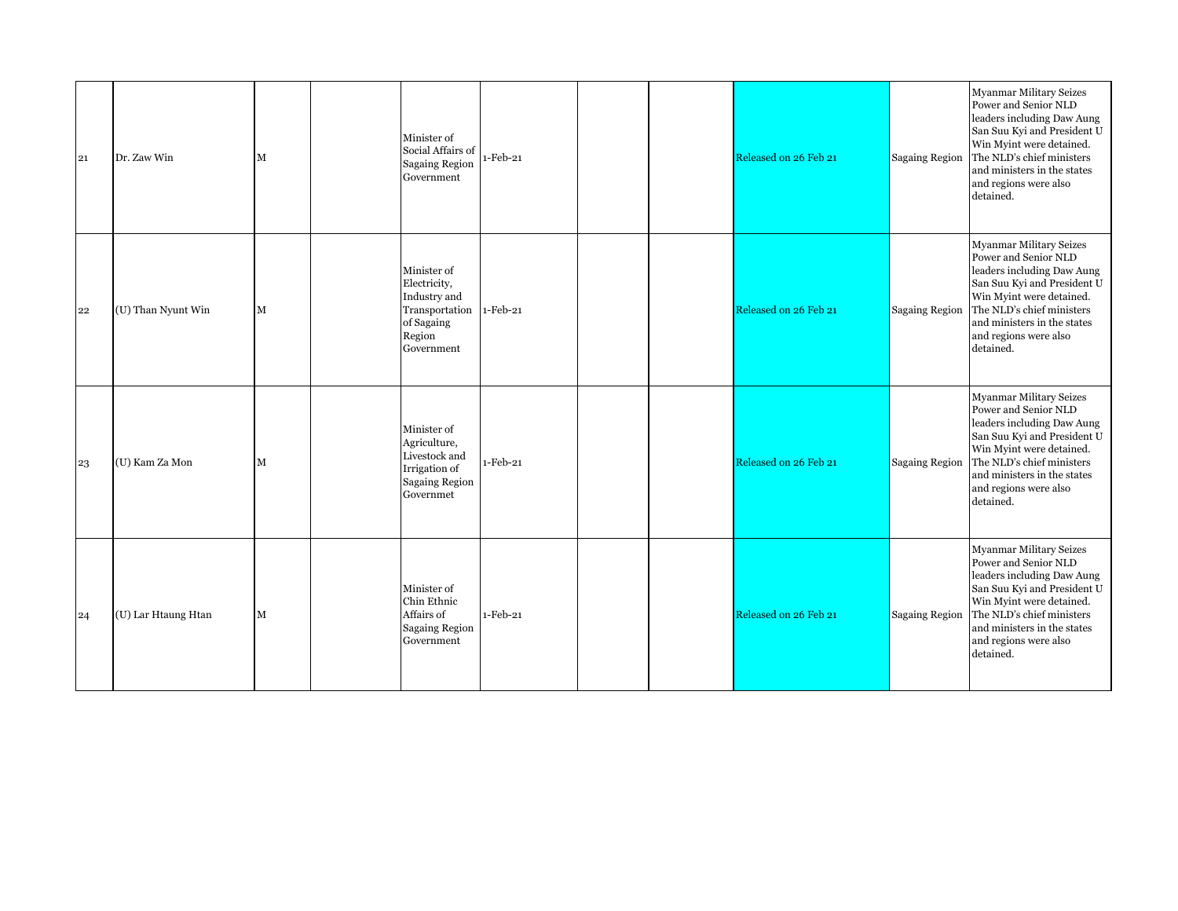| | | | | | | | | | | |
|---|---|---|---|---|---|---|---|---|---|---|
| 21 | Dr. Zaw Win | M | | Minister of Social Affairs of Sagaing Region Government | 1-Feb-21 | | | Released on 26 Feb 21 | Sagaing Region | Myanmar Military Seizes Power and Senior NLD leaders including Daw Aung San Suu Kyi and President U Win Myint were detained. The NLD's chief ministers and ministers in the states and regions were also detained. |
| 22 | (U) Than Nyunt Win | M | | Minister of Electricity, Industry and Transportation of Sagaing Region Government | 1-Feb-21 | | | Released on 26 Feb 21 | Sagaing Region | Myanmar Military Seizes Power and Senior NLD leaders including Daw Aung San Suu Kyi and President U Win Myint were detained. The NLD's chief ministers and ministers in the states and regions were also detained. |
| 23 | (U) Kam Za Mon | M | | Minister of Agriculture, Livestock and Irrigation of Sagaing Region Governmet | 1-Feb-21 | | | Released on 26 Feb 21 | Sagaing Region | Myanmar Military Seizes Power and Senior NLD leaders including Daw Aung San Suu Kyi and President U Win Myint were detained. The NLD's chief ministers and ministers in the states and regions were also detained. |
| 24 | (U) Lar Htaung Htan | M | | Minister of Chin Ethnic Affairs of Sagaing Region Government | 1-Feb-21 | | | Released on 26 Feb 21 | Sagaing Region | Myanmar Military Seizes Power and Senior NLD leaders including Daw Aung San Suu Kyi and President U Win Myint were detained. The NLD's chief ministers and ministers in the states and regions were also detained. |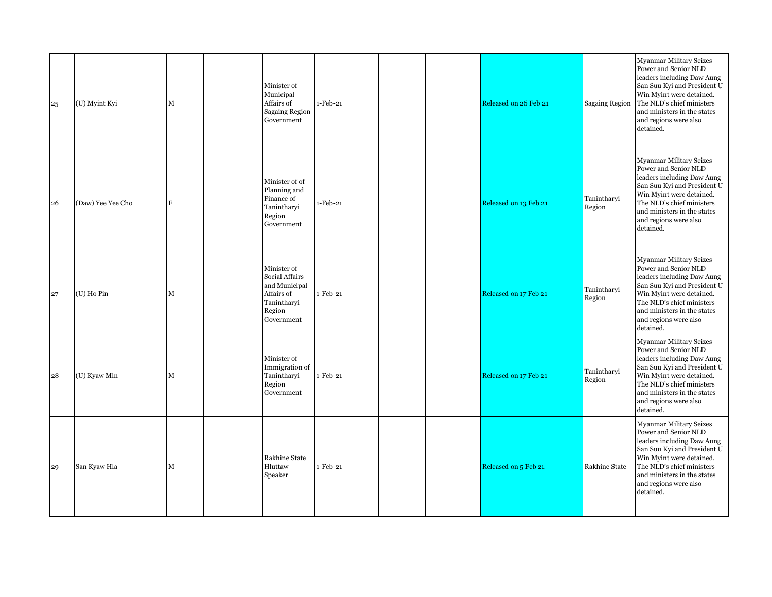| | | | | | | | | | | |
|---|---|---|---|---|---|---|---|---|---|---|
| 25 | (U) Myint Kyi | M | | Minister of Municipal Affairs of Sagaing Region Government | 1-Feb-21 | | | Released on 26 Feb 21 | Sagaing Region | Myanmar Military Seizes Power and Senior NLD leaders including Daw Aung San Suu Kyi and President U Win Myint were detained. The NLD's chief ministers and ministers in the states and regions were also detained. |
| 26 | (Daw) Yee Yee Cho | F | | Minister of of Planning and Finance of Tanintharyi Region Government | 1-Feb-21 | | | Released on 13 Feb 21 | Tanintharyi Region | Myanmar Military Seizes Power and Senior NLD leaders including Daw Aung San Suu Kyi and President U Win Myint were detained. The NLD's chief ministers and ministers in the states and regions were also detained. |
| 27 | (U) Ho Pin | M | | Minister of Social Affairs and Municipal Affairs of Tanintharyi Region Government | 1-Feb-21 | | | Released on 17 Feb 21 | Tanintharyi Region | Myanmar Military Seizes Power and Senior NLD leaders including Daw Aung San Suu Kyi and President U Win Myint were detained. The NLD's chief ministers and ministers in the states and regions were also detained. |
| 28 | (U) Kyaw Min | M | | Minister of Immigration of Tanintharyi Region Government | 1-Feb-21 | | | Released on 17 Feb 21 | Tanintharyi Region | Myanmar Military Seizes Power and Senior NLD leaders including Daw Aung San Suu Kyi and President U Win Myint were detained. The NLD's chief ministers and ministers in the states and regions were also detained. |
| 29 | San Kyaw Hla | M | | Rakhine State Hluttaw Speaker | 1-Feb-21 | | | Released on 5 Feb 21 | Rakhine State | Myanmar Military Seizes Power and Senior NLD leaders including Daw Aung San Suu Kyi and President U Win Myint were detained. The NLD's chief ministers and ministers in the states and regions were also detained. |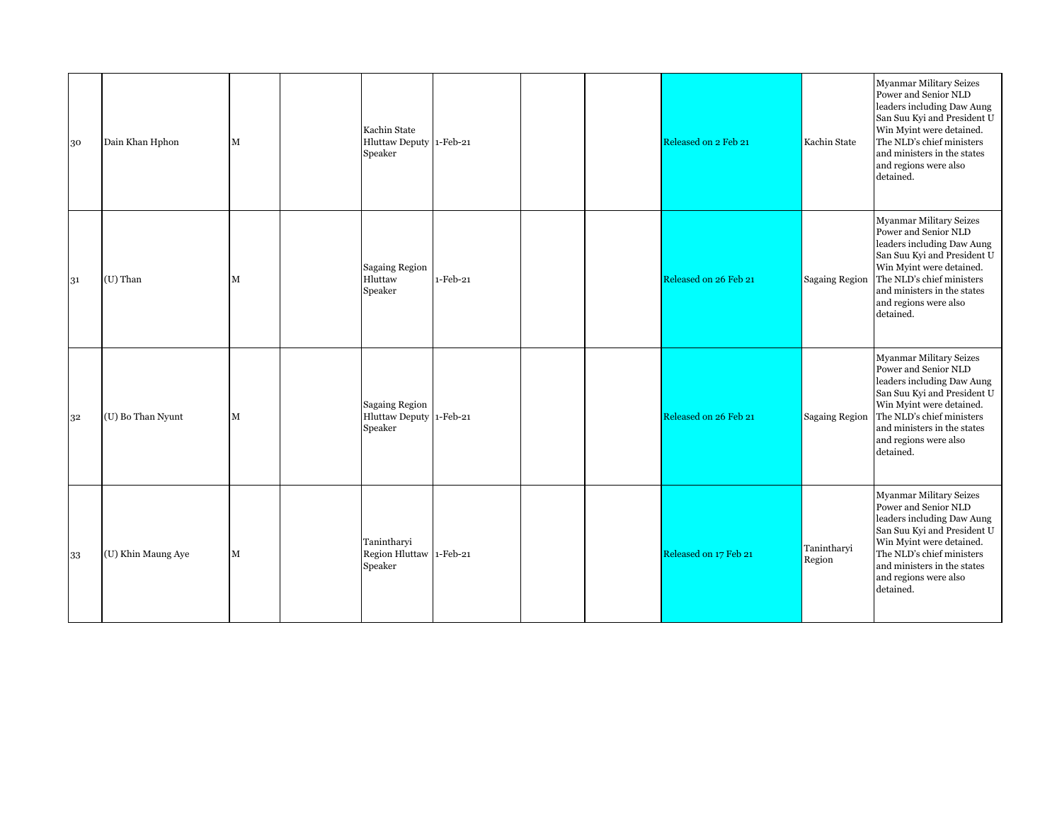| 30 | Dain Khan Hphon | M | | Kachin State Hluttaw Deputy Speaker | 1-Feb-21 | | | Released on 2 Feb 21 | Kachin State | Myanmar Military Seizes Power and Senior NLD leaders including Daw Aung San Suu Kyi and President U Win Myint were detained. The NLD's chief ministers and ministers in the states and regions were also detained. |
|---|---|---|---|---|---|---|---|---|---|---|
| 31 | (U) Than | M | | Sagaing Region Hluttaw Speaker | 1-Feb-21 | | | Released on 26 Feb 21 | Sagaing Region | Myanmar Military Seizes Power and Senior NLD leaders including Daw Aung San Suu Kyi and President U Win Myint were detained. The NLD's chief ministers and ministers in the states and regions were also detained. |
| 32 | (U) Bo Than Nyunt | M | | Sagaing Region Hluttaw Deputy Speaker | 1-Feb-21 | | | Released on 26 Feb 21 | Sagaing Region | Myanmar Military Seizes Power and Senior NLD leaders including Daw Aung San Suu Kyi and President U Win Myint were detained. The NLD's chief ministers and ministers in the states and regions were also detained. |
| 33 | (U) Khin Maung Aye | M | | Tanintharyi Region Hluttaw Speaker | 1-Feb-21 | | | Released on 17 Feb 21 | Tanintharyi Region | Myanmar Military Seizes Power and Senior NLD leaders including Daw Aung San Suu Kyi and President U Win Myint were detained. The NLD's chief ministers and ministers in the states and regions were also detained. |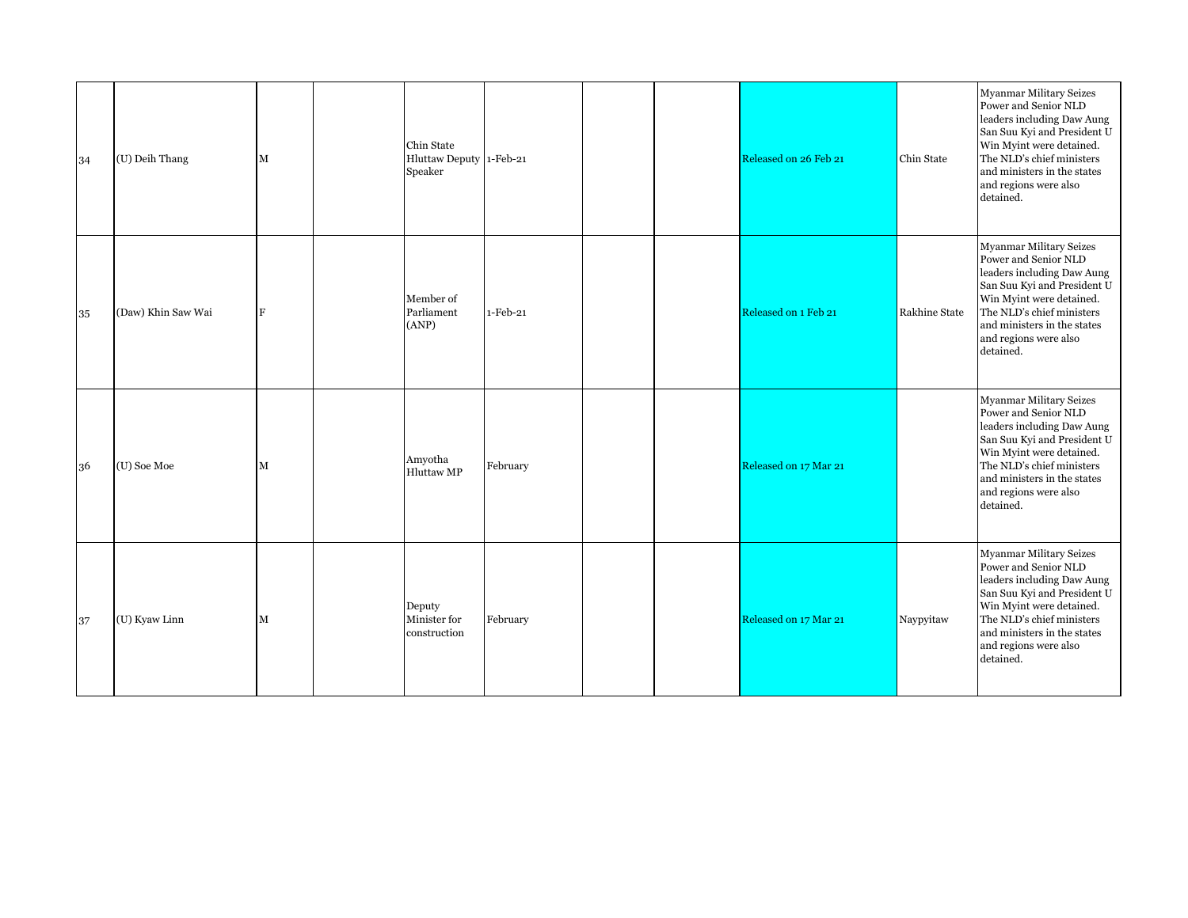| 34 | (U) Deih Thang | M | | Chin State Hluttaw Deputy Speaker | 1-Feb-21 | | | Released on 26 Feb 21 | Chin State | Myanmar Military Seizes Power and Senior NLD leaders including Daw Aung San Suu Kyi and President U Win Myint were detained. The NLD's chief ministers and ministers in the states and regions were also detained. |
|---|---|---|---|---|---|---|---|---|---|---|
| 35 | (Daw) Khin Saw Wai | F | | Member of Parliament (ANP) | 1-Feb-21 | | | Released on 1 Feb 21 | Rakhine State | Myanmar Military Seizes Power and Senior NLD leaders including Daw Aung San Suu Kyi and President U Win Myint were detained. The NLD's chief ministers and ministers in the states and regions were also detained. |
| 36 | (U) Soe Moe | M | | Amyotha Hluttaw MP | February | | | Released on 17 Mar 21 | | Myanmar Military Seizes Power and Senior NLD leaders including Daw Aung San Suu Kyi and President U Win Myint were detained. The NLD's chief ministers and ministers in the states and regions were also detained. |
| 37 | (U) Kyaw Linn | M | | Deputy Minister for construction | February | | | Released on 17 Mar 21 | Naypyitaw | Myanmar Military Seizes Power and Senior NLD leaders including Daw Aung San Suu Kyi and President U Win Myint were detained. The NLD's chief ministers and ministers in the states and regions were also detained. |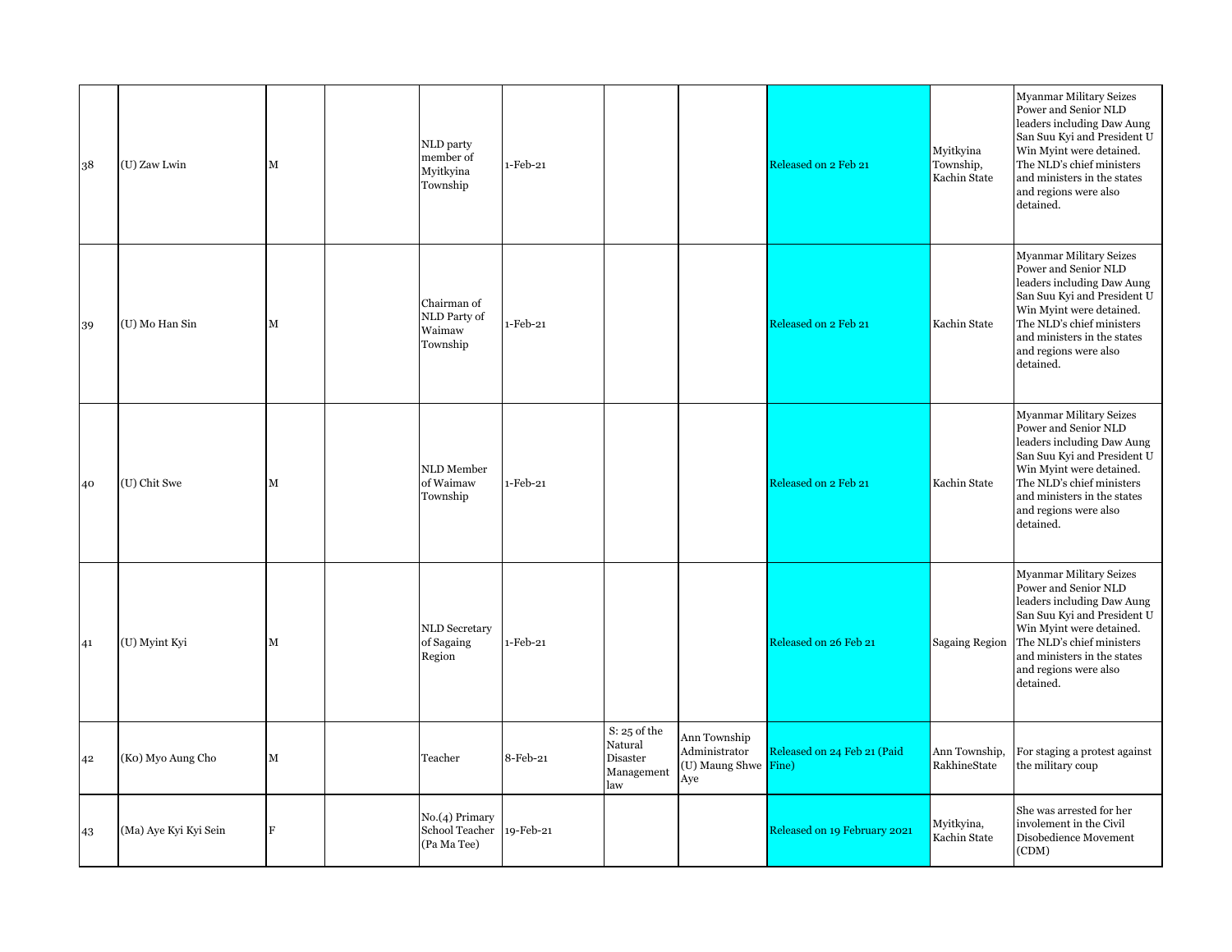| 38 | (U) Zaw Lwin | M | | NLD party member of Myitkyina Township | 1-Feb-21 | | | Released on 2 Feb 21 | Myitkyina Township, Kachin State | Myanmar Military Seizes Power and Senior NLD leaders including Daw Aung San Suu Kyi and President U Win Myint were detained. The NLD's chief ministers and ministers in the states and regions were also detained. |
|---|---|---|---|---|---|---|---|---|---|---|
| 39 | (U) Mo Han Sin | M | | Chairman of NLD Party of Waimaw Township | 1-Feb-21 | | | Released on 2 Feb 21 | Kachin State | Myanmar Military Seizes Power and Senior NLD leaders including Daw Aung San Suu Kyi and President U Win Myint were detained. The NLD's chief ministers and ministers in the states and regions were also detained. |
| 40 | (U) Chit Swe | M | | NLD Member of Waimaw Township | 1-Feb-21 | | | Released on 2 Feb 21 | Kachin State | Myanmar Military Seizes Power and Senior NLD leaders including Daw Aung San Suu Kyi and President U Win Myint were detained. The NLD's chief ministers and ministers in the states and regions were also detained. |
| 41 | (U) Myint Kyi | M | | NLD Secretary of Sagaing Region | 1-Feb-21 | | | Released on 26 Feb 21 | Sagaing Region | Myanmar Military Seizes Power and Senior NLD leaders including Daw Aung San Suu Kyi and President U Win Myint were detained. The NLD's chief ministers and ministers in the states and regions were also detained. |
| 42 | (Ko) Myo Aung Cho | M | | Teacher | 8-Feb-21 | S: 25 of the Natural Disaster Management law | Ann Township Administrator (U) Maung Shwe Aye | Released on 24 Feb 21 (Paid Fine) | Ann Township, RakhineState | For staging a protest against the military coup |
| 43 | (Ma) Aye Kyi Kyi Sein | F | | No.(4) Primary School Teacher (Pa Ma Tee) | 19-Feb-21 | | | Released on 19 February 2021 | Myitkyina, Kachin State | She was arrested for her involement in the Civil Disobedience Movement (CDM) |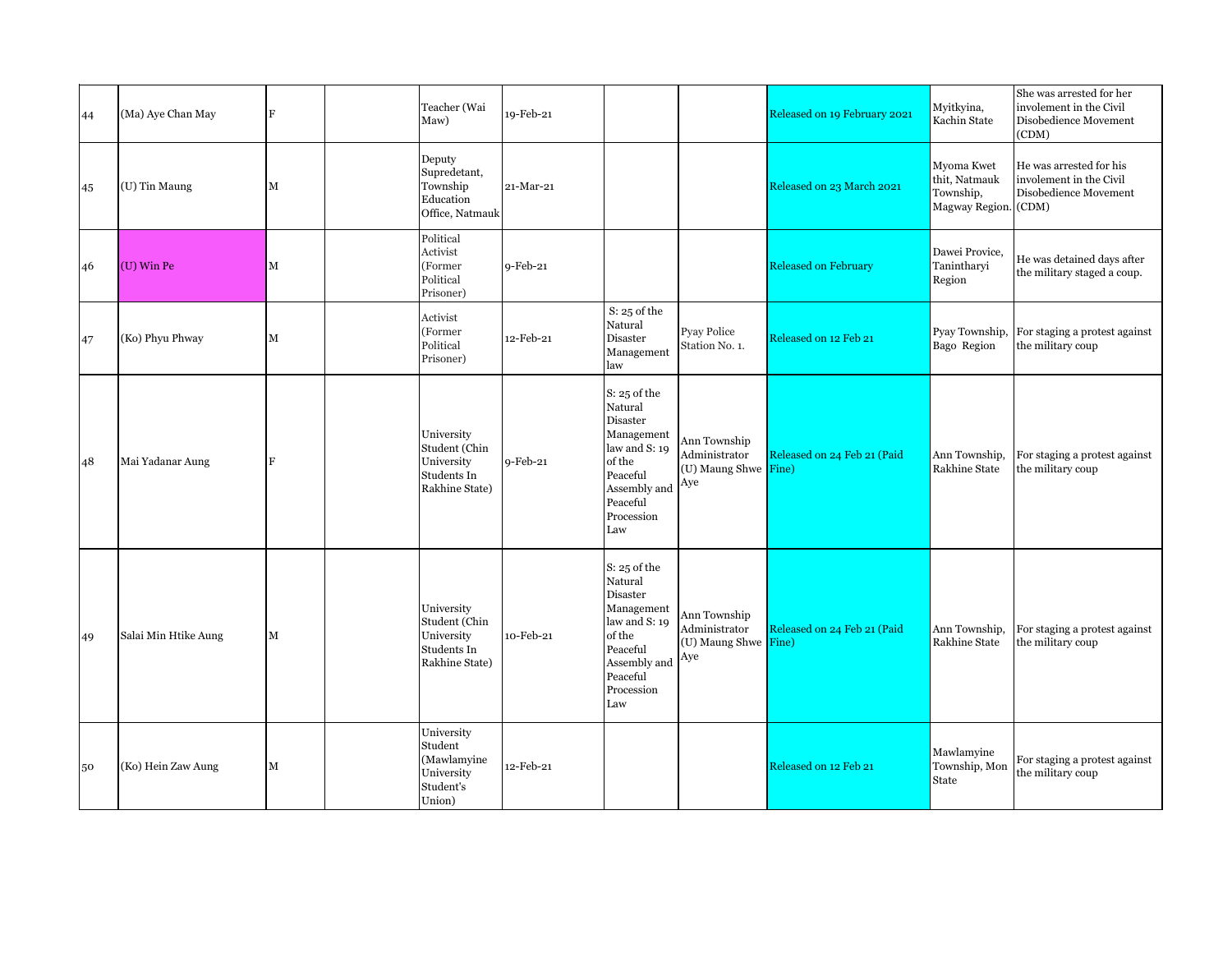| | | | | | | | | | | |
|---|---|---|---|---|---|---|---|---|---|---|
| 44 | (Ma) Aye Chan May | F | | Teacher (Wai Maw) | 19-Feb-21 | | | Released on 19 February 2021 | Myitkyina, Kachin State | She was arrested for her invelement in the Civil Disobedience Movement (CDM) |
| 45 | (U) Tin Maung | M | | Deputy Supredetant, Township Education Office, Natmauk | 21-Mar-21 | | | Released on 23 March 2021 | Myoma Kwet thit, Natmauk Township, Magway Region. | He was arrested for his invelement in the Civil Disobedience Movement (CDM) |
| 46 | (U) Win Pe | M | | Political Activist (Former Political Prisoner) | 9-Feb-21 | | | Released on February | Dawei Provice, Tanintharyi Region | He was detained days after the military staged a coup. |
| 47 | (Ko) Phyu Phway | M | | Activist (Former Political Prisoner) | 12-Feb-21 | S: 25 of the Natural Disaster Management law | Pyay Police Station No. 1. | Released on 12 Feb 21 | Pyay Township, Bago Region | For staging a protest against the military coup |
| 48 | Mai Yadanar Aung | F | | University Student (Chin University Students In Rakhine State) | 9-Feb-21 | S: 25 of the Natural Disaster Management law and S: 19 of the Peaceful Assembly and Peaceful Procession Law | Ann Township Administrator (U) Maung Shwe Aye | Released on 24 Feb 21 (Paid Fine) | Ann Township, Rakhine State | For staging a protest against the military coup |
| 49 | Salai Min Htike Aung | M | | University Student (Chin University Students In Rakhine State) | 10-Feb-21 | S: 25 of the Natural Disaster Management law and S: 19 of the Peaceful Assembly and Peaceful Procession Law | Ann Township Administrator (U) Maung Shwe Aye | Released on 24 Feb 21 (Paid Fine) | Ann Township, Rakhine State | For staging a protest against the military coup |
| 50 | (Ko) Hein Zaw Aung | M | | University Student (Mawlamyine University Student's Union) | 12-Feb-21 | | | Released on 12 Feb 21 | Mawlamyine Township, Mon State | For staging a protest against the military coup |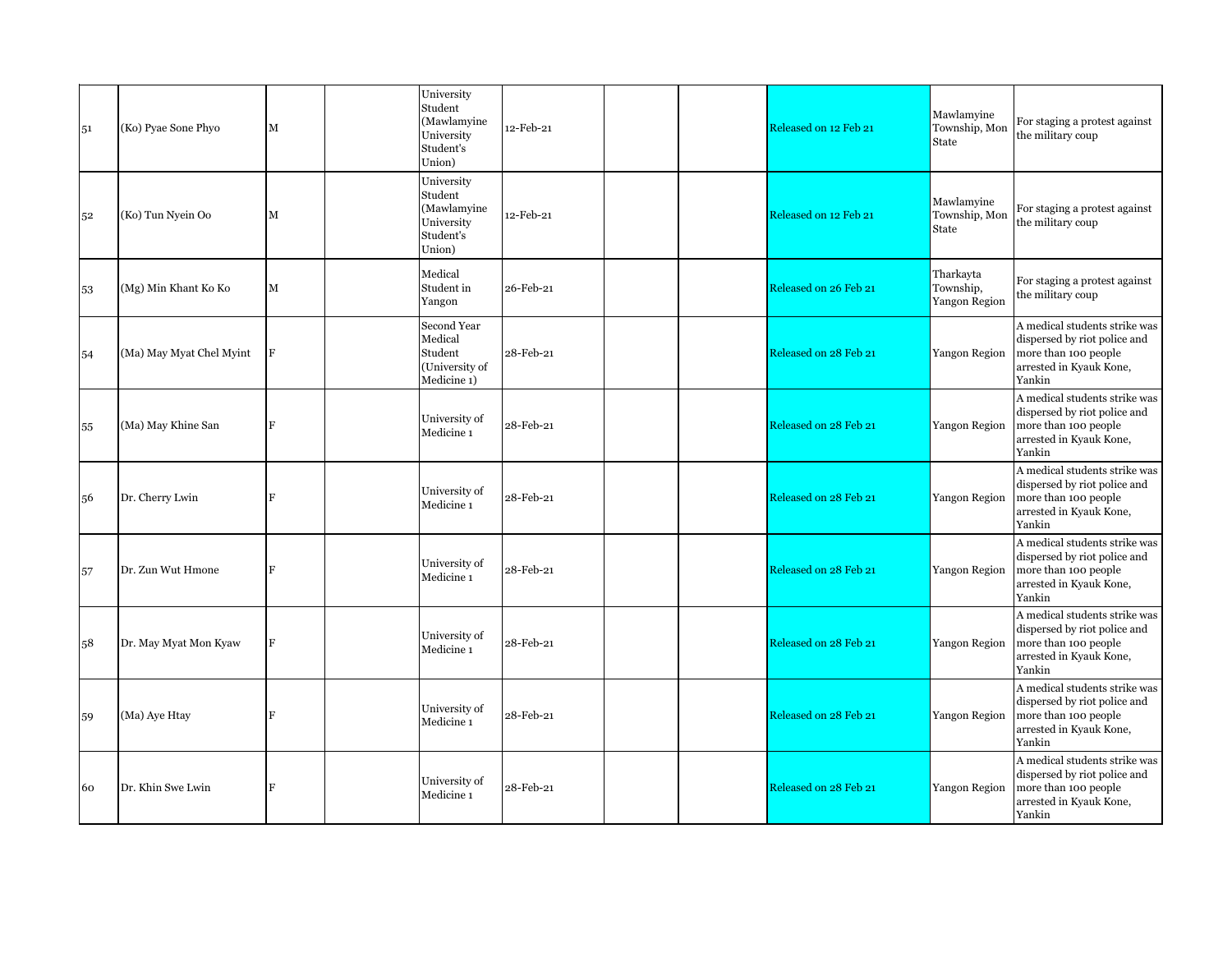| | | | | | | | | | | |
|---|---|---|---|---|---|---|---|---|---|---|
| 51 | (Ko) Pyae Sone Phyo | M | | University Student (Mawlamyine University Student's Union) | 12-Feb-21 | | | Released on 12 Feb 21 | Mawlamyine Township, Mon State | For staging a protest against the military coup |
| 52 | (Ko) Tun Nyein Oo | M | | University Student (Mawlamyine University Student's Union) | 12-Feb-21 | | | Released on 12 Feb 21 | Mawlamyine Township, Mon State | For staging a protest against the military coup |
| 53 | (Mg) Min Khant Ko Ko | M | | Medical Student in Yangon | 26-Feb-21 | | | Released on 26 Feb 21 | Tharkayta Township, Yangon Region | For staging a protest against the military coup |
| 54 | (Ma) May Myat Chel Myint | F | | Second Year Medical Student (University of Medicine 1) | 28-Feb-21 | | | Released on 28 Feb 21 | Yangon Region | A medical students strike was dispersed by riot police and more than 100 people arrested in Kyauk Kone, Yankin |
| 55 | (Ma) May Khine San | F | | University of Medicine 1 | 28-Feb-21 | | | Released on 28 Feb 21 | Yangon Region | A medical students strike was dispersed by riot police and more than 100 people arrested in Kyauk Kone, Yankin |
| 56 | Dr. Cherry Lwin | F | | University of Medicine 1 | 28-Feb-21 | | | Released on 28 Feb 21 | Yangon Region | A medical students strike was dispersed by riot police and more than 100 people arrested in Kyauk Kone, Yankin |
| 57 | Dr. Zun Wut Hmone | F | | University of Medicine 1 | 28-Feb-21 | | | Released on 28 Feb 21 | Yangon Region | A medical students strike was dispersed by riot police and more than 100 people arrested in Kyauk Kone, Yankin |
| 58 | Dr. May Myat Mon Kyaw | F | | University of Medicine 1 | 28-Feb-21 | | | Released on 28 Feb 21 | Yangon Region | A medical students strike was dispersed by riot police and more than 100 people arrested in Kyauk Kone, Yankin |
| 59 | (Ma) Aye Htay | F | | University of Medicine 1 | 28-Feb-21 | | | Released on 28 Feb 21 | Yangon Region | A medical students strike was dispersed by riot police and more than 100 people arrested in Kyauk Kone, Yankin |
| 60 | Dr. Khin Swe Lwin | F | | University of Medicine 1 | 28-Feb-21 | | | Released on 28 Feb 21 | Yangon Region | A medical students strike was dispersed by riot police and more than 100 people arrested in Kyauk Kone, Yankin |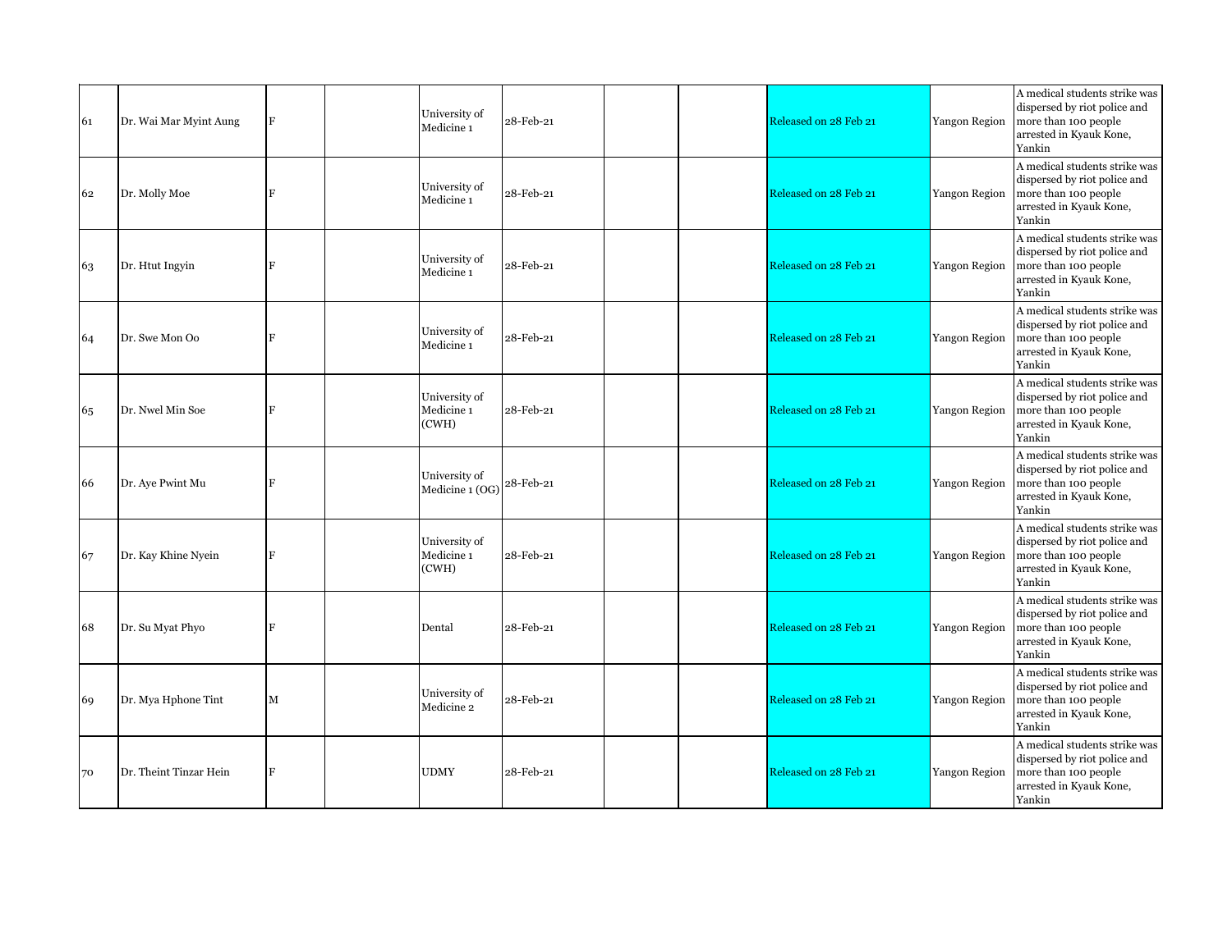| | | | | | | | | | | |
|---|---|---|---|---|---|---|---|---|---|---|
| 61 | Dr. Wai Mar Myint Aung | F | | University of Medicine 1 | 28-Feb-21 | | | Released on 28 Feb 21 | Yangon Region | A medical students strike was dispersed by riot police and more than 100 people arrested in Kyauk Kone, Yankin |
| 62 | Dr. Molly Moe | F | | University of Medicine 1 | 28-Feb-21 | | | Released on 28 Feb 21 | Yangon Region | A medical students strike was dispersed by riot police and more than 100 people arrested in Kyauk Kone, Yankin |
| 63 | Dr. Htut Ingyin | F | | University of Medicine 1 | 28-Feb-21 | | | Released on 28 Feb 21 | Yangon Region | A medical students strike was dispersed by riot police and more than 100 people arrested in Kyauk Kone, Yankin |
| 64 | Dr. Swe Mon Oo | F | | University of Medicine 1 | 28-Feb-21 | | | Released on 28 Feb 21 | Yangon Region | A medical students strike was dispersed by riot police and more than 100 people arrested in Kyauk Kone, Yankin |
| 65 | Dr. Nwel Min Soe | F | | University of Medicine 1 (CWH) | 28-Feb-21 | | | Released on 28 Feb 21 | Yangon Region | A medical students strike was dispersed by riot police and more than 100 people arrested in Kyauk Kone, Yankin |
| 66 | Dr. Aye Pwint Mu | F | | University of Medicine 1 (OG) | 28-Feb-21 | | | Released on 28 Feb 21 | Yangon Region | A medical students strike was dispersed by riot police and more than 100 people arrested in Kyauk Kone, Yankin |
| 67 | Dr. Kay Khine Nyein | F | | University of Medicine 1 (CWH) | 28-Feb-21 | | | Released on 28 Feb 21 | Yangon Region | A medical students strike was dispersed by riot police and more than 100 people arrested in Kyauk Kone, Yankin |
| 68 | Dr. Su Myat Phyo | F | | Dental | 28-Feb-21 | | | Released on 28 Feb 21 | Yangon Region | A medical students strike was dispersed by riot police and more than 100 people arrested in Kyauk Kone, Yankin |
| 69 | Dr. Mya Hphone Tint | M | | University of Medicine 2 | 28-Feb-21 | | | Released on 28 Feb 21 | Yangon Region | A medical students strike was dispersed by riot police and more than 100 people arrested in Kyauk Kone, Yankin |
| 70 | Dr. Theint Tinzar Hein | F | | UDMY | 28-Feb-21 | | | Released on 28 Feb 21 | Yangon Region | A medical students strike was dispersed by riot police and more than 100 people arrested in Kyauk Kone, Yankin |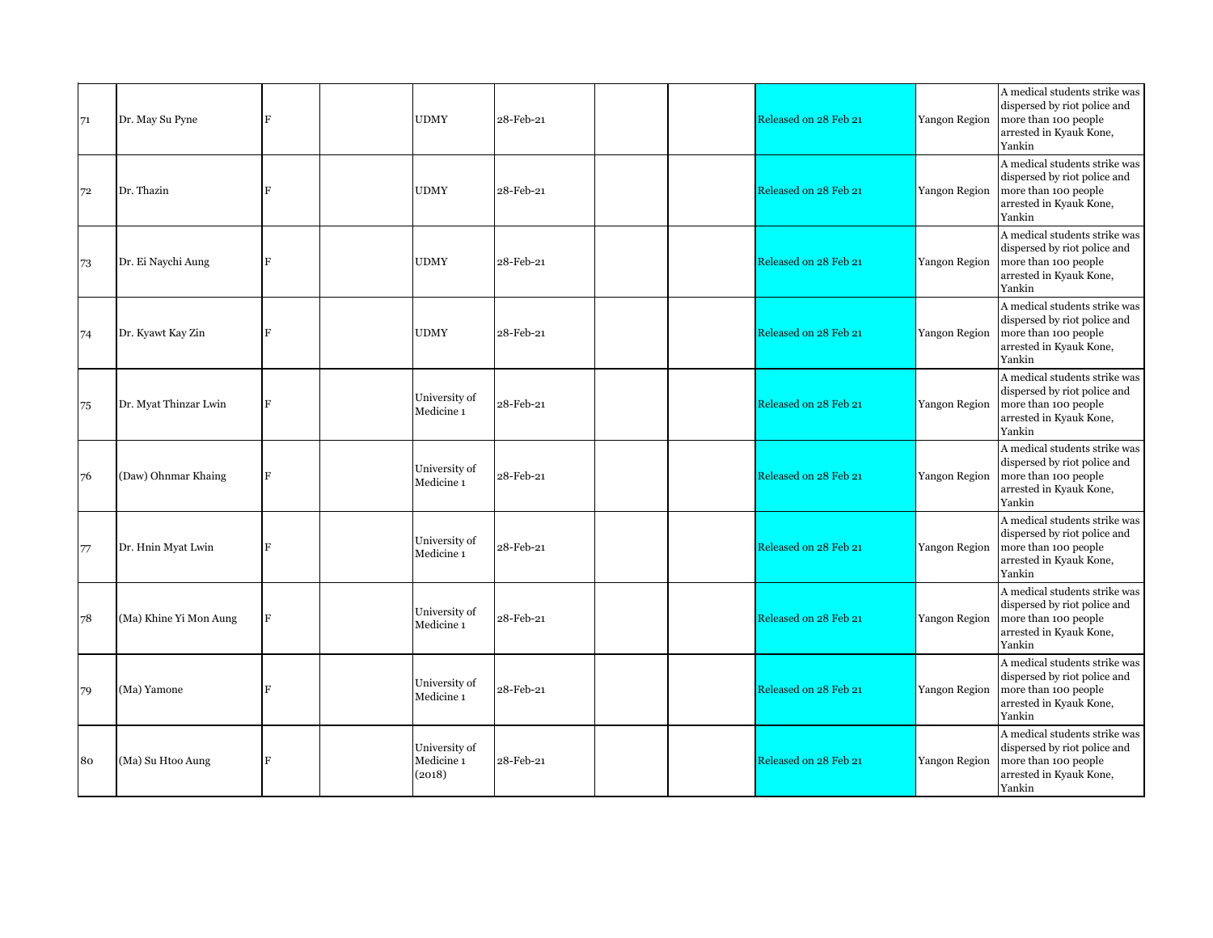| | | | | | | | | | | |
|---|---|---|---|---|---|---|---|---|---|---|
| 71 | Dr. May Su Pyne | F | | UDMY | 28-Feb-21 | | | Released on 28 Feb 21 | Yangon Region | A medical students strike was dispersed by riot police and more than 100 people arrested in Kyauk Kone, Yankin |
| 72 | Dr. Thazin | F | | UDMY | 28-Feb-21 | | | Released on 28 Feb 21 | Yangon Region | A medical students strike was dispersed by riot police and more than 100 people arrested in Kyauk Kone, Yankin |
| 73 | Dr. Ei Naychi Aung | F | | UDMY | 28-Feb-21 | | | Released on 28 Feb 21 | Yangon Region | A medical students strike was dispersed by riot police and more than 100 people arrested in Kyauk Kone, Yankin |
| 74 | Dr. Kyawt Kay Zin | F | | UDMY | 28-Feb-21 | | | Released on 28 Feb 21 | Yangon Region | A medical students strike was dispersed by riot police and more than 100 people arrested in Kyauk Kone, Yankin |
| 75 | Dr. Myat Thinzar Lwin | F | | University of Medicine 1 | 28-Feb-21 | | | Released on 28 Feb 21 | Yangon Region | A medical students strike was dispersed by riot police and more than 100 people arrested in Kyauk Kone, Yankin |
| 76 | (Daw) Ohnmar Khaing | F | | University of Medicine 1 | 28-Feb-21 | | | Released on 28 Feb 21 | Yangon Region | A medical students strike was dispersed by riot police and more than 100 people arrested in Kyauk Kone, Yankin |
| 77 | Dr. Hnin Myat Lwin | F | | University of Medicine 1 | 28-Feb-21 | | | Released on 28 Feb 21 | Yangon Region | A medical students strike was dispersed by riot police and more than 100 people arrested in Kyauk Kone, Yankin |
| 78 | (Ma) Khine Yi Mon Aung | F | | University of Medicine 1 | 28-Feb-21 | | | Released on 28 Feb 21 | Yangon Region | A medical students strike was dispersed by riot police and more than 100 people arrested in Kyauk Kone, Yankin |
| 79 | (Ma) Yamone | F | | University of Medicine 1 | 28-Feb-21 | | | Released on 28 Feb 21 | Yangon Region | A medical students strike was dispersed by riot police and more than 100 people arrested in Kyauk Kone, Yankin |
| 80 | (Ma) Su Htoo Aung | F | | University of Medicine 1 (2018) | 28-Feb-21 | | | Released on 28 Feb 21 | Yangon Region | A medical students strike was dispersed by riot police and more than 100 people arrested in Kyauk Kone, Yankin |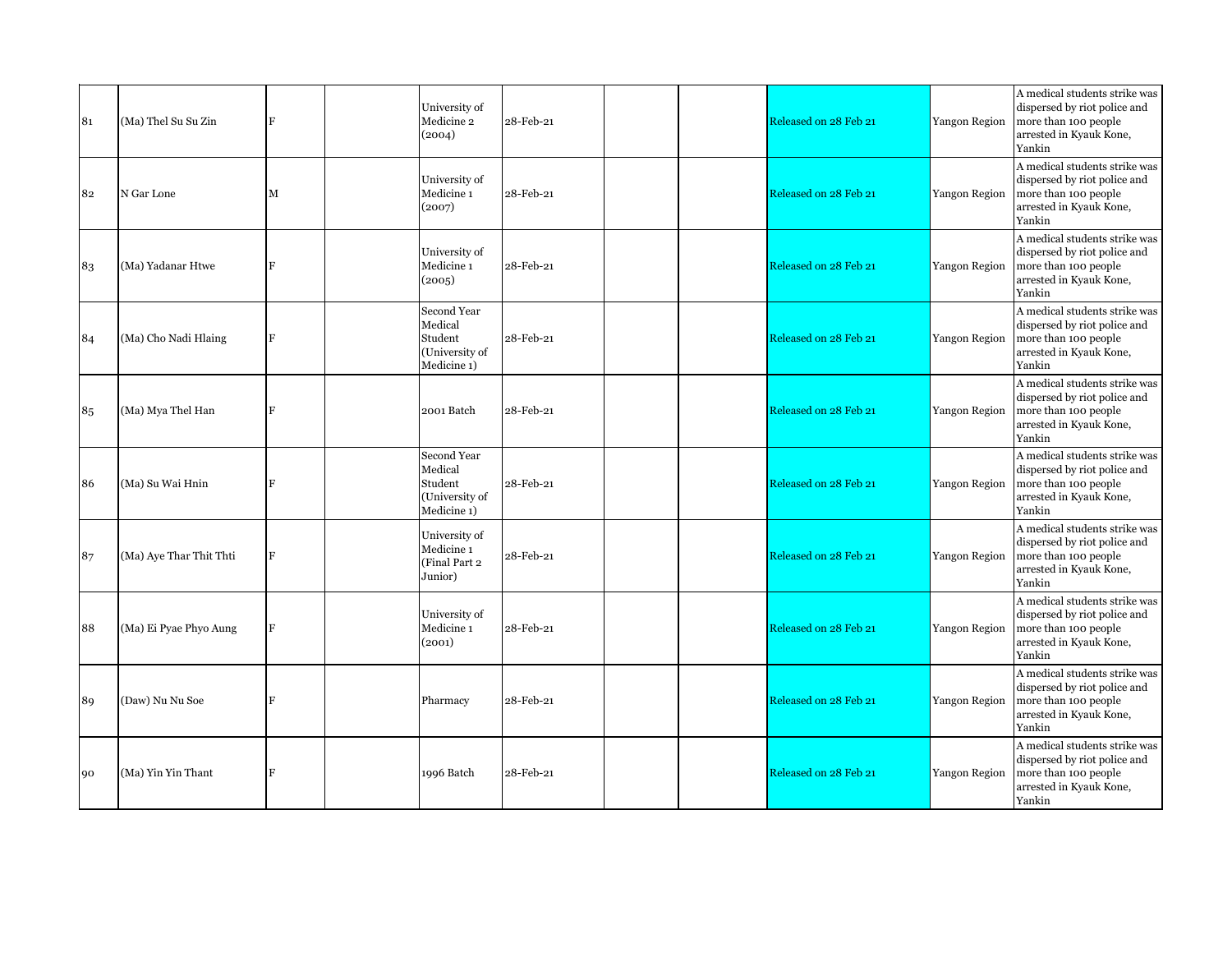| 81 | (Ma) Thel Su Su Zin | F | | University of Medicine 2 (2004) | 28-Feb-21 | | | Released on 28 Feb 21 | Yangon Region | A medical students strike was dispersed by riot police and more than 100 people arrested in Kyauk Kone, Yankin |
|---|---|---|---|---|---|---|---|---|---|---|
| 82 | N Gar Lone | M | | University of Medicine 1 (2007) | 28-Feb-21 | | | Released on 28 Feb 21 | Yangon Region | A medical students strike was dispersed by riot police and more than 100 people arrested in Kyauk Kone, Yankin |
| 83 | (Ma) Yadanar Htwe | F | | University of Medicine 1 (2005) | 28-Feb-21 | | | Released on 28 Feb 21 | Yangon Region | A medical students strike was dispersed by riot police and more than 100 people arrested in Kyauk Kone, Yankin |
| 84 | (Ma) Cho Nadi Hlaing | F | | Second Year Medical Student (University of Medicine 1) | 28-Feb-21 | | | Released on 28 Feb 21 | Yangon Region | A medical students strike was dispersed by riot police and more than 100 people arrested in Kyauk Kone, Yankin |
| 85 | (Ma) Mya Thel Han | F | | 2001 Batch | 28-Feb-21 | | | Released on 28 Feb 21 | Yangon Region | A medical students strike was dispersed by riot police and more than 100 people arrested in Kyauk Kone, Yankin |
| 86 | (Ma) Su Wai Hnin | F | | Second Year Medical Student (University of Medicine 1) | 28-Feb-21 | | | Released on 28 Feb 21 | Yangon Region | A medical students strike was dispersed by riot police and more than 100 people arrested in Kyauk Kone, Yankin |
| 87 | (Ma) Aye Thar Thit Thti | F | | University of Medicine 1 (Final Part 2 Junior) | 28-Feb-21 | | | Released on 28 Feb 21 | Yangon Region | A medical students strike was dispersed by riot police and more than 100 people arrested in Kyauk Kone, Yankin |
| 88 | (Ma) Ei Pyae Phyo Aung | F | | University of Medicine 1 (2001) | 28-Feb-21 | | | Released on 28 Feb 21 | Yangon Region | A medical students strike was dispersed by riot police and more than 100 people arrested in Kyauk Kone, Yankin |
| 89 | (Daw) Nu Nu Soe | F | | Pharmacy | 28-Feb-21 | | | Released on 28 Feb 21 | Yangon Region | A medical students strike was dispersed by riot police and more than 100 people arrested in Kyauk Kone, Yankin |
| 90 | (Ma) Yin Yin Thant | F | | 1996 Batch | 28-Feb-21 | | | Released on 28 Feb 21 | Yangon Region | A medical students strike was dispersed by riot police and more than 100 people arrested in Kyauk Kone, Yankin |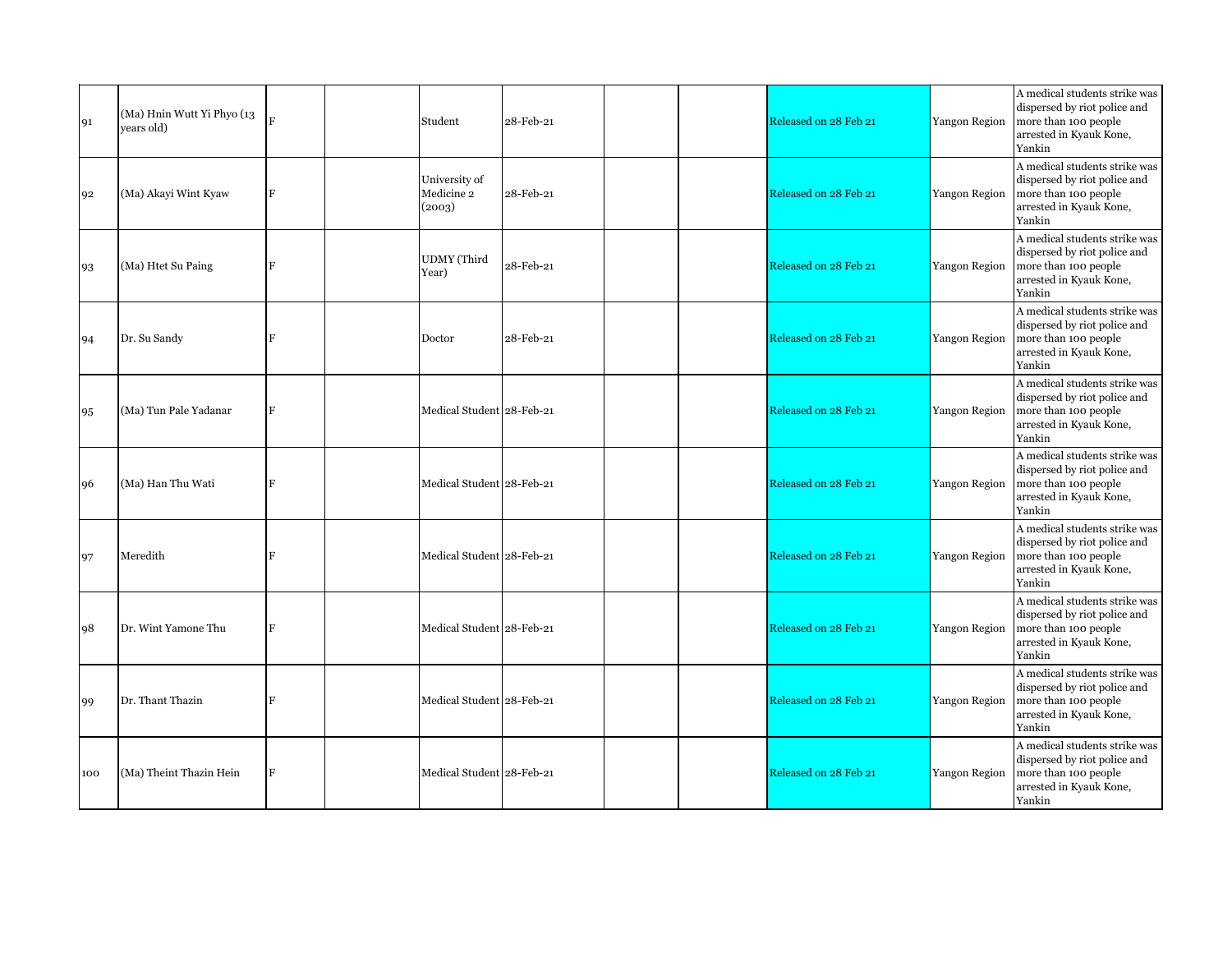| | | | | | | | | | | |
|---|---|---|---|---|---|---|---|---|---|---|
| 91 | (Ma) Hnin Wutt Yi Phyo (13 years old) | F | | Student | 28-Feb-21 | | | Released on 28 Feb 21 | Yangon Region | A medical students strike was dispersed by riot police and more than 100 people arrested in Kyauk Kone, Yankin |
| 92 | (Ma) Akayi Wint Kyaw | F | | University of Medicine 2 (2003) | 28-Feb-21 | | | Released on 28 Feb 21 | Yangon Region | A medical students strike was dispersed by riot police and more than 100 people arrested in Kyauk Kone, Yankin |
| 93 | (Ma) Htet Su Paing | F | | UDMY (Third Year) | 28-Feb-21 | | | Released on 28 Feb 21 | Yangon Region | A medical students strike was dispersed by riot police and more than 100 people arrested in Kyauk Kone, Yankin |
| 94 | Dr. Su Sandy | F | | Doctor | 28-Feb-21 | | | Released on 28 Feb 21 | Yangon Region | A medical students strike was dispersed by riot police and more than 100 people arrested in Kyauk Kone, Yankin |
| 95 | (Ma) Tun Pale Yadanar | F | | Medical Student | 28-Feb-21 | | | Released on 28 Feb 21 | Yangon Region | A medical students strike was dispersed by riot police and more than 100 people arrested in Kyauk Kone, Yankin |
| 96 | (Ma) Han Thu Wati | F | | Medical Student | 28-Feb-21 | | | Released on 28 Feb 21 | Yangon Region | A medical students strike was dispersed by riot police and more than 100 people arrested in Kyauk Kone, Yankin |
| 97 | Meredith | F | | Medical Student | 28-Feb-21 | | | Released on 28 Feb 21 | Yangon Region | A medical students strike was dispersed by riot police and more than 100 people arrested in Kyauk Kone, Yankin |
| 98 | Dr. Wint Yamone Thu | F | | Medical Student | 28-Feb-21 | | | Released on 28 Feb 21 | Yangon Region | A medical students strike was dispersed by riot police and more than 100 people arrested in Kyauk Kone, Yankin |
| 99 | Dr. Thant Thazin | F | | Medical Student | 28-Feb-21 | | | Released on 28 Feb 21 | Yangon Region | A medical students strike was dispersed by riot police and more than 100 people arrested in Kyauk Kone, Yankin |
| 100 | (Ma) Theint Thazin Hein | F | | Medical Student | 28-Feb-21 | | | Released on 28 Feb 21 | Yangon Region | A medical students strike was dispersed by riot police and more than 100 people arrested in Kyauk Kone, Yankin |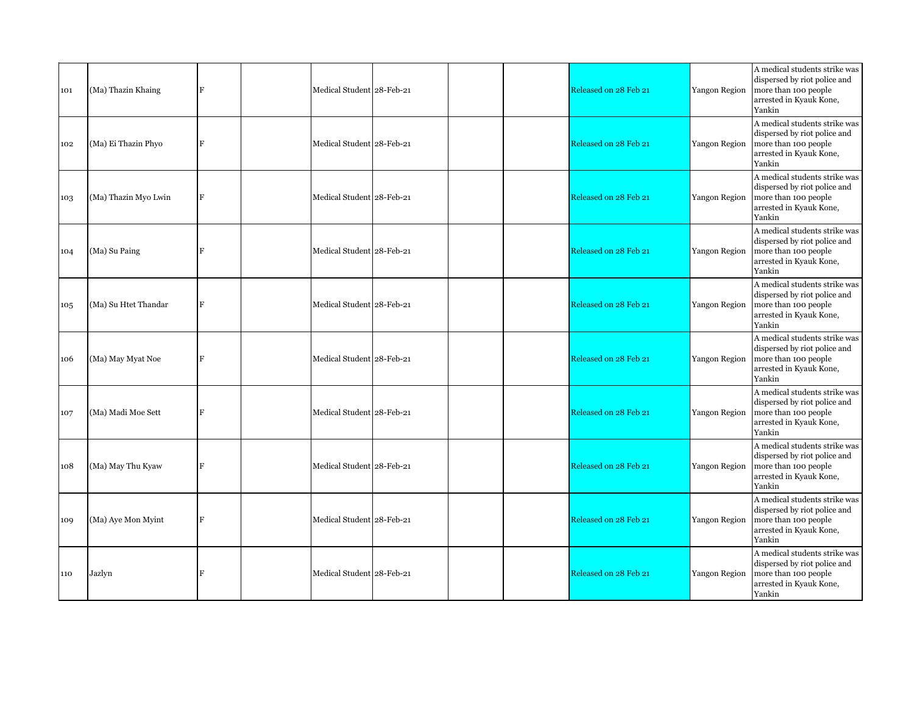| | | | | | | | | | | |
|---|---|---|---|---|---|---|---|---|---|---|
| 101 | (Ma) Thazin Khaing | F | | Medical Student | 28-Feb-21 | | | Released on 28 Feb 21 | Yangon Region | A medical students strike was dispersed by riot police and more than 100 people arrested in Kyauk Kone, Yankin |
| 102 | (Ma) Ei Thazin Phyo | F | | Medical Student | 28-Feb-21 | | | Released on 28 Feb 21 | Yangon Region | A medical students strike was dispersed by riot police and more than 100 people arrested in Kyauk Kone, Yankin |
| 103 | (Ma) Thazin Myo Lwin | F | | Medical Student | 28-Feb-21 | | | Released on 28 Feb 21 | Yangon Region | A medical students strike was dispersed by riot police and more than 100 people arrested in Kyauk Kone, Yankin |
| 104 | (Ma) Su Paing | F | | Medical Student | 28-Feb-21 | | | Released on 28 Feb 21 | Yangon Region | A medical students strike was dispersed by riot police and more than 100 people arrested in Kyauk Kone, Yankin |
| 105 | (Ma) Su Htet Thandar | F | | Medical Student | 28-Feb-21 | | | Released on 28 Feb 21 | Yangon Region | A medical students strike was dispersed by riot police and more than 100 people arrested in Kyauk Kone, Yankin |
| 106 | (Ma) May Myat Noe | F | | Medical Student | 28-Feb-21 | | | Released on 28 Feb 21 | Yangon Region | A medical students strike was dispersed by riot police and more than 100 people arrested in Kyauk Kone, Yankin |
| 107 | (Ma) Madi Moe Sett | F | | Medical Student | 28-Feb-21 | | | Released on 28 Feb 21 | Yangon Region | A medical students strike was dispersed by riot police and more than 100 people arrested in Kyauk Kone, Yankin |
| 108 | (Ma) May Thu Kyaw | F | | Medical Student | 28-Feb-21 | | | Released on 28 Feb 21 | Yangon Region | A medical students strike was dispersed by riot police and more than 100 people arrested in Kyauk Kone, Yankin |
| 109 | (Ma) Aye Mon Myint | F | | Medical Student | 28-Feb-21 | | | Released on 28 Feb 21 | Yangon Region | A medical students strike was dispersed by riot police and more than 100 people arrested in Kyauk Kone, Yankin |
| 110 | Jazlyn | F | | Medical Student | 28-Feb-21 | | | Released on 28 Feb 21 | Yangon Region | A medical students strike was dispersed by riot police and more than 100 people arrested in Kyauk Kone, Yankin |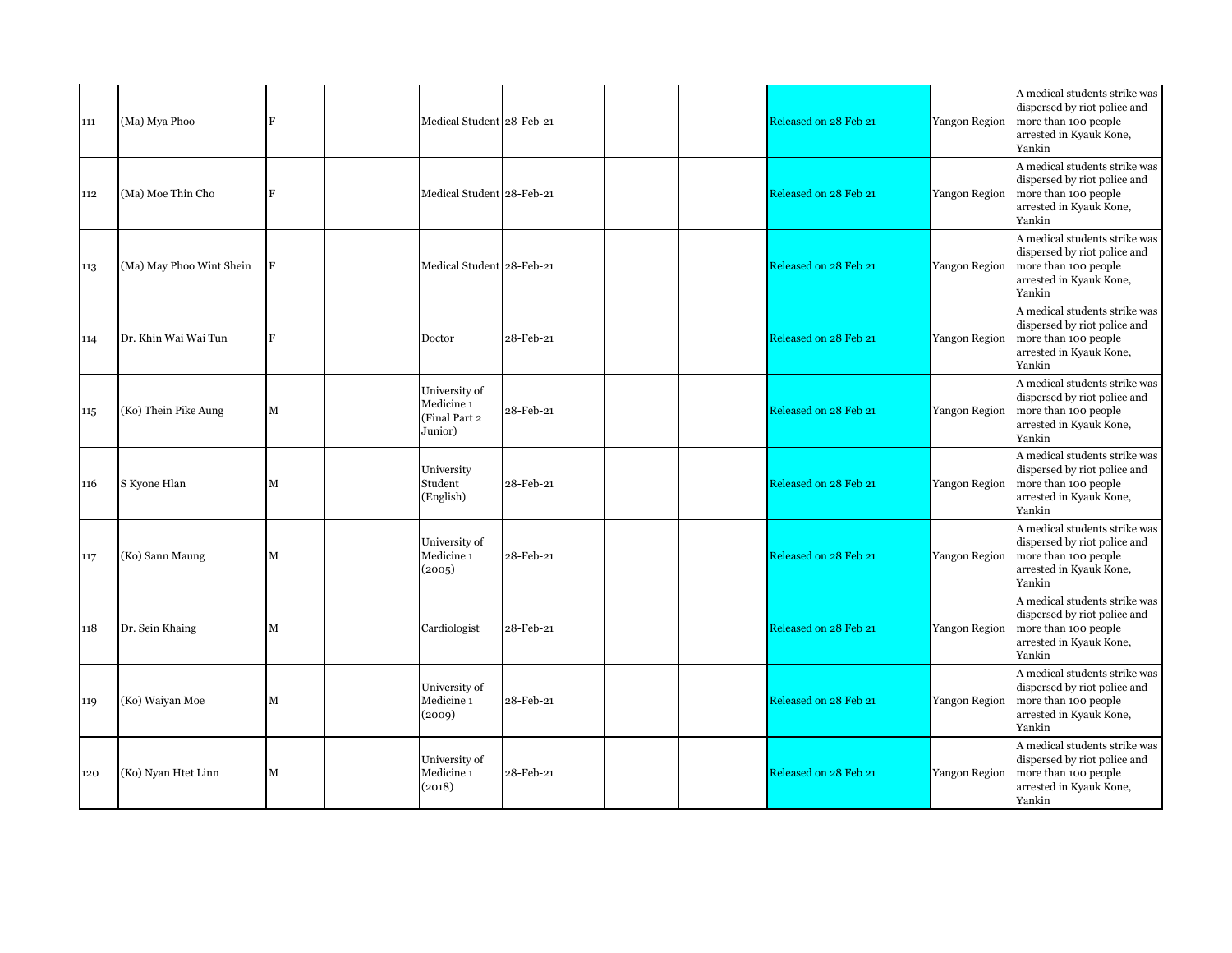| | | | | | | | | | | |
|---|---|---|---|---|---|---|---|---|---|---|
| 111 | (Ma) Mya Phoo | F | | Medical Student | 28-Feb-21 | | | Released on 28 Feb 21 | Yangon Region | A medical students strike was dispersed by riot police and more than 100 people arrested in Kyauk Kone, Yankin |
| 112 | (Ma) Moe Thin Cho | F | | Medical Student | 28-Feb-21 | | | Released on 28 Feb 21 | Yangon Region | A medical students strike was dispersed by riot police and more than 100 people arrested in Kyauk Kone, Yankin |
| 113 | (Ma) May Phoo Wint Shein | F | | Medical Student | 28-Feb-21 | | | Released on 28 Feb 21 | Yangon Region | A medical students strike was dispersed by riot police and more than 100 people arrested in Kyauk Kone, Yankin |
| 114 | Dr. Khin Wai Wai Tun | F | | Doctor | 28-Feb-21 | | | Released on 28 Feb 21 | Yangon Region | A medical students strike was dispersed by riot police and more than 100 people arrested in Kyauk Kone, Yankin |
| 115 | (Ko) Thein Pike Aung | M | | University of Medicine 1 (Final Part 2 Junior) | 28-Feb-21 | | | Released on 28 Feb 21 | Yangon Region | A medical students strike was dispersed by riot police and more than 100 people arrested in Kyauk Kone, Yankin |
| 116 | S Kyone Hlan | M | | University Student (English) | 28-Feb-21 | | | Released on 28 Feb 21 | Yangon Region | A medical students strike was dispersed by riot police and more than 100 people arrested in Kyauk Kone, Yankin |
| 117 | (Ko) Sann Maung | M | | University of Medicine 1 (2005) | 28-Feb-21 | | | Released on 28 Feb 21 | Yangon Region | A medical students strike was dispersed by riot police and more than 100 people arrested in Kyauk Kone, Yankin |
| 118 | Dr. Sein Khaing | M | | Cardiologist | 28-Feb-21 | | | Released on 28 Feb 21 | Yangon Region | A medical students strike was dispersed by riot police and more than 100 people arrested in Kyauk Kone, Yankin |
| 119 | (Ko) Waiyan Moe | M | | University of Medicine 1 (2009) | 28-Feb-21 | | | Released on 28 Feb 21 | Yangon Region | A medical students strike was dispersed by riot police and more than 100 people arrested in Kyauk Kone, Yankin |
| 120 | (Ko) Nyan Htet Linn | M | | University of Medicine 1 (2018) | 28-Feb-21 | | | Released on 28 Feb 21 | Yangon Region | A medical students strike was dispersed by riot police and more than 100 people arrested in Kyauk Kone, Yankin |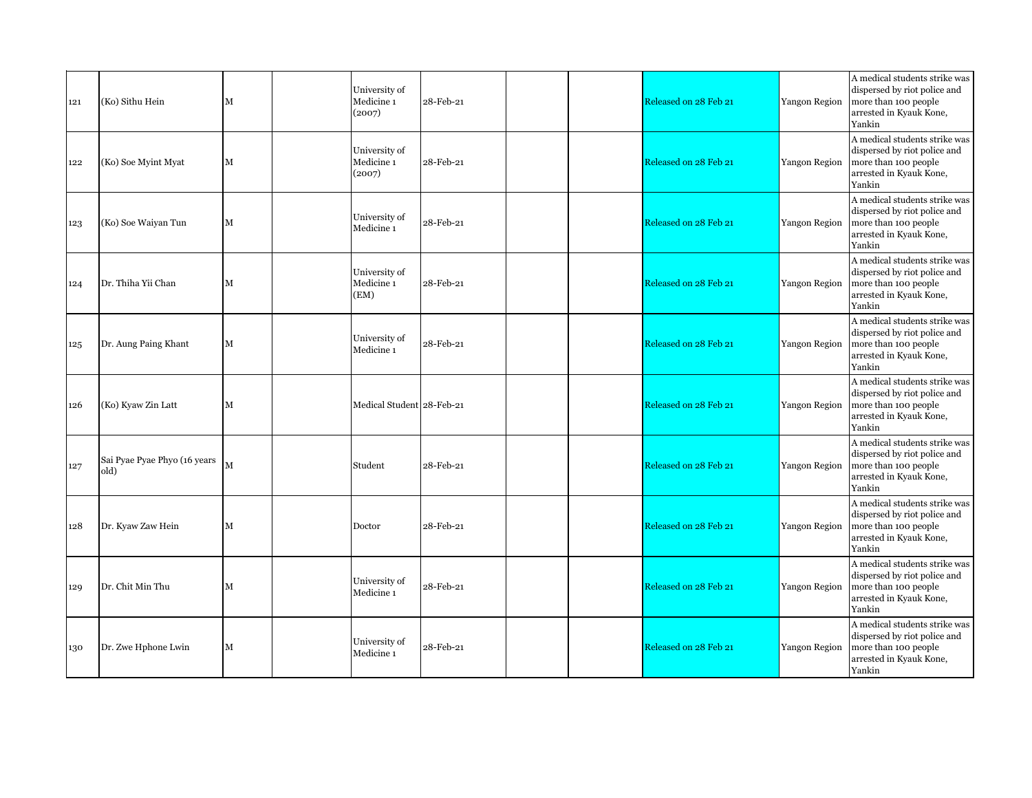| | | | | | | | | | | |
|---|---|---|---|---|---|---|---|---|---|---|
| 121 | (Ko) Sithu Hein | M | | University of Medicine 1 (2007) | 28-Feb-21 | | | Released on 28 Feb 21 | Yangon Region | A medical students strike was dispersed by riot police and more than 100 people arrested in Kyauk Kone, Yankin |
| 122 | (Ko) Soe Myint Myat | M | | University of Medicine 1 (2007) | 28-Feb-21 | | | Released on 28 Feb 21 | Yangon Region | A medical students strike was dispersed by riot police and more than 100 people arrested in Kyauk Kone, Yankin |
| 123 | (Ko) Soe Waiyan Tun | M | | University of Medicine 1 | 28-Feb-21 | | | Released on 28 Feb 21 | Yangon Region | A medical students strike was dispersed by riot police and more than 100 people arrested in Kyauk Kone, Yankin |
| 124 | Dr. Thiha Yii Chan | M | | University of Medicine 1 (EM) | 28-Feb-21 | | | Released on 28 Feb 21 | Yangon Region | A medical students strike was dispersed by riot police and more than 100 people arrested in Kyauk Kone, Yankin |
| 125 | Dr. Aung Paing Khant | M | | University of Medicine 1 | 28-Feb-21 | | | Released on 28 Feb 21 | Yangon Region | A medical students strike was dispersed by riot police and more than 100 people arrested in Kyauk Kone, Yankin |
| 126 | (Ko) Kyaw Zin Latt | M | | Medical Student | 28-Feb-21 | | | Released on 28 Feb 21 | Yangon Region | A medical students strike was dispersed by riot police and more than 100 people arrested in Kyauk Kone, Yankin |
| 127 | Sai Pyae Pyae Phyo (16 years old) | M | | Student | 28-Feb-21 | | | Released on 28 Feb 21 | Yangon Region | A medical students strike was dispersed by riot police and more than 100 people arrested in Kyauk Kone, Yankin |
| 128 | Dr. Kyaw Zaw Hein | M | | Doctor | 28-Feb-21 | | | Released on 28 Feb 21 | Yangon Region | A medical students strike was dispersed by riot police and more than 100 people arrested in Kyauk Kone, Yankin |
| 129 | Dr. Chit Min Thu | M | | University of Medicine 1 | 28-Feb-21 | | | Released on 28 Feb 21 | Yangon Region | A medical students strike was dispersed by riot police and more than 100 people arrested in Kyauk Kone, Yankin |
| 130 | Dr. Zwe Hphone Lwin | M | | University of Medicine 1 | 28-Feb-21 | | | Released on 28 Feb 21 | Yangon Region | A medical students strike was dispersed by riot police and more than 100 people arrested in Kyauk Kone, Yankin |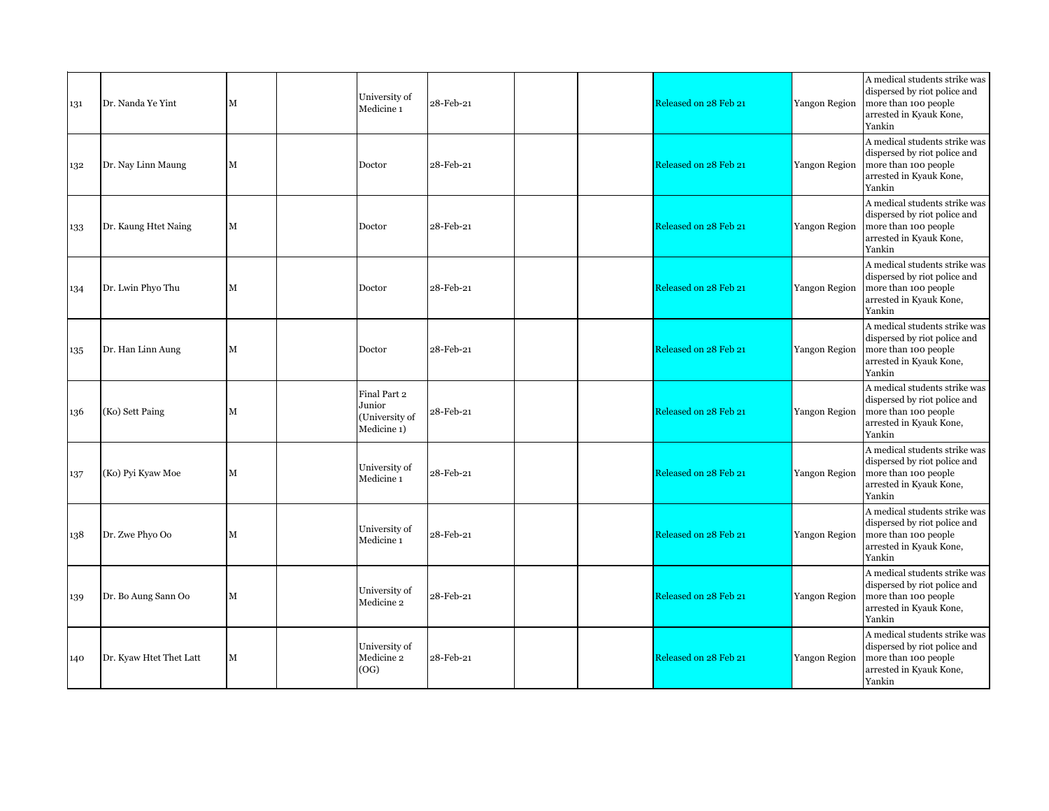| | | | | | | | | | | |
|---|---|---|---|---|---|---|---|---|---|---|
| 131 | Dr. Nanda Ye Yint | M | | University of Medicine 1 | 28-Feb-21 | | | Released on 28 Feb 21 | Yangon Region | A medical students strike was dispersed by riot police and more than 100 people arrested in Kyauk Kone, Yankin |
| 132 | Dr. Nay Linn Maung | M | | Doctor | 28-Feb-21 | | | Released on 28 Feb 21 | Yangon Region | A medical students strike was dispersed by riot police and more than 100 people arrested in Kyauk Kone, Yankin |
| 133 | Dr. Kaung Htet Naing | M | | Doctor | 28-Feb-21 | | | Released on 28 Feb 21 | Yangon Region | A medical students strike was dispersed by riot police and more than 100 people arrested in Kyauk Kone, Yankin |
| 134 | Dr. Lwin Phyo Thu | M | | Doctor | 28-Feb-21 | | | Released on 28 Feb 21 | Yangon Region | A medical students strike was dispersed by riot police and more than 100 people arrested in Kyauk Kone, Yankin |
| 135 | Dr. Han Linn Aung | M | | Doctor | 28-Feb-21 | | | Released on 28 Feb 21 | Yangon Region | A medical students strike was dispersed by riot police and more than 100 people arrested in Kyauk Kone, Yankin |
| 136 | (Ko) Sett Paing | M | | Final Part 2 Junior (University of Medicine 1) | 28-Feb-21 | | | Released on 28 Feb 21 | Yangon Region | A medical students strike was dispersed by riot police and more than 100 people arrested in Kyauk Kone, Yankin |
| 137 | (Ko) Pyi Kyaw Moe | M | | University of Medicine 1 | 28-Feb-21 | | | Released on 28 Feb 21 | Yangon Region | A medical students strike was dispersed by riot police and more than 100 people arrested in Kyauk Kone, Yankin |
| 138 | Dr. Zwe Phyo Oo | M | | University of Medicine 1 | 28-Feb-21 | | | Released on 28 Feb 21 | Yangon Region | A medical students strike was dispersed by riot police and more than 100 people arrested in Kyauk Kone, Yankin |
| 139 | Dr. Bo Aung Sann Oo | M | | University of Medicine 2 | 28-Feb-21 | | | Released on 28 Feb 21 | Yangon Region | A medical students strike was dispersed by riot police and more than 100 people arrested in Kyauk Kone, Yankin |
| 140 | Dr. Kyaw Htet Thet Latt | M | | University of Medicine 2 (OG) | 28-Feb-21 | | | Released on 28 Feb 21 | Yangon Region | A medical students strike was dispersed by riot police and more than 100 people arrested in Kyauk Kone, Yankin |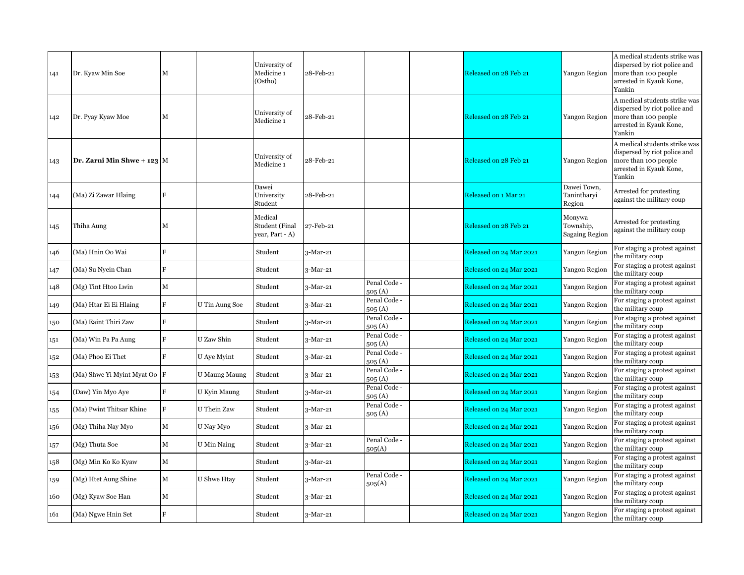| | | | | | | | | | | |
|---|---|---|---|---|---|---|---|---|---|---|
| 141 | Dr. Kyaw Min Soe | M | | University of Medicine 1 (Ostho) | 28-Feb-21 | | | Released on 28 Feb 21 | Yangon Region | A medical students strike was dispersed by riot police and more than 100 people arrested in Kyauk Kone, Yankin |
| 142 | Dr. Pyay Kyaw Moe | M | | University of Medicine 1 | 28-Feb-21 | | | Released on 28 Feb 21 | Yangon Region | A medical students strike was dispersed by riot police and more than 100 people arrested in Kyauk Kone, Yankin |
| 143 | **Dr. Zarni Min Shwe + 123** | M | | University of Medicine 1 | 28-Feb-21 | | | Released on 28 Feb 21 | Yangon Region | A medical students strike was dispersed by riot police and more than 100 people arrested in Kyauk Kone, Yankin |
| 144 | (Ma) Zi Zawar Hlaing | F | | Dawei University Student | 28-Feb-21 | | | Released on 1 Mar 21 | Dawei Town, Tanintharyi Region | Arrested for protesting against the military coup |
| 145 | Thiha Aung | M | | Medical Student (Final year, Part - A) | 27-Feb-21 | | | Released on 28 Feb 21 | Monywa Township, Sagaing Region | Arrested for protesting against the military coup |
| 146 | (Ma) Hnin Oo Wai | F | | Student | 3-Mar-21 | | | Released on 24 Mar 2021 | Yangon Region | For staging a protest against the military coup |
| 147 | (Ma) Su Nyein Chan | F | | Student | 3-Mar-21 | | | Released on 24 Mar 2021 | Yangon Region | For staging a protest against the military coup |
| 148 | (Mg) Tint Htoo Lwin | M | | Student | 3-Mar-21 | Penal Code - 505 (A) | | Released on 24 Mar 2021 | Yangon Region | For staging a protest against the military coup |
| 149 | (Ma) Htar Ei Ei Hlaing | F | U Tin Aung Soe | Student | 3-Mar-21 | Penal Code - 505 (A) | | Released on 24 Mar 2021 | Yangon Region | For staging a protest against the military coup |
| 150 | (Ma) Eaint Thiri Zaw | F | | Student | 3-Mar-21 | Penal Code - 505 (A) | | Released on 24 Mar 2021 | Yangon Region | For staging a protest against the military coup |
| 151 | (Ma) Win Pa Pa Aung | F | U Zaw Shin | Student | 3-Mar-21 | Penal Code - 505 (A) | | Released on 24 Mar 2021 | Yangon Region | For staging a protest against the military coup |
| 152 | (Ma) Phoo Ei Thet | F | U Aye Myint | Student | 3-Mar-21 | Penal Code - 505 (A) | | Released on 24 Mar 2021 | Yangon Region | For staging a protest against the military coup |
| 153 | (Ma) Shwe Yi Myint Myat Oo | F | U Maung Maung | Student | 3-Mar-21 | Penal Code - 505 (A) | | Released on 24 Mar 2021 | Yangon Region | For staging a protest against the military coup |
| 154 | (Daw) Yin Myo Aye | F | U Kyin Maung | Student | 3-Mar-21 | Penal Code - 505 (A) | | Released on 24 Mar 2021 | Yangon Region | For staging a protest against the military coup |
| 155 | (Ma) Pwint Thitsar Khine | F | U Thein Zaw | Student | 3-Mar-21 | Penal Code - 505 (A) | | Released on 24 Mar 2021 | Yangon Region | For staging a protest against the military coup |
| 156 | (Mg) Thiha Nay Myo | M | U Nay Myo | Student | 3-Mar-21 | | | Released on 24 Mar 2021 | Yangon Region | For staging a protest against the military coup |
| 157 | (Mg) Thuta Soe | M | U Min Naing | Student | 3-Mar-21 | Penal Code - 505(A) | | Released on 24 Mar 2021 | Yangon Region | For staging a protest against the military coup |
| 158 | (Mg) Min Ko Ko Kyaw | M | | Student | 3-Mar-21 | | | Released on 24 Mar 2021 | Yangon Region | For staging a protest against the military coup |
| 159 | (Mg) Htet Aung Shine | M | U Shwe Htay | Student | 3-Mar-21 | Penal Code - 505(A) | | Released on 24 Mar 2021 | Yangon Region | For staging a protest against the military coup |
| 160 | (Mg) Kyaw Soe Han | M | | Student | 3-Mar-21 | | | Released on 24 Mar 2021 | Yangon Region | For staging a protest against the military coup |
| 161 | (Ma) Ngwe Hnin Set | F | | Student | 3-Mar-21 | | | Released on 24 Mar 2021 | Yangon Region | For staging a protest against the military coup |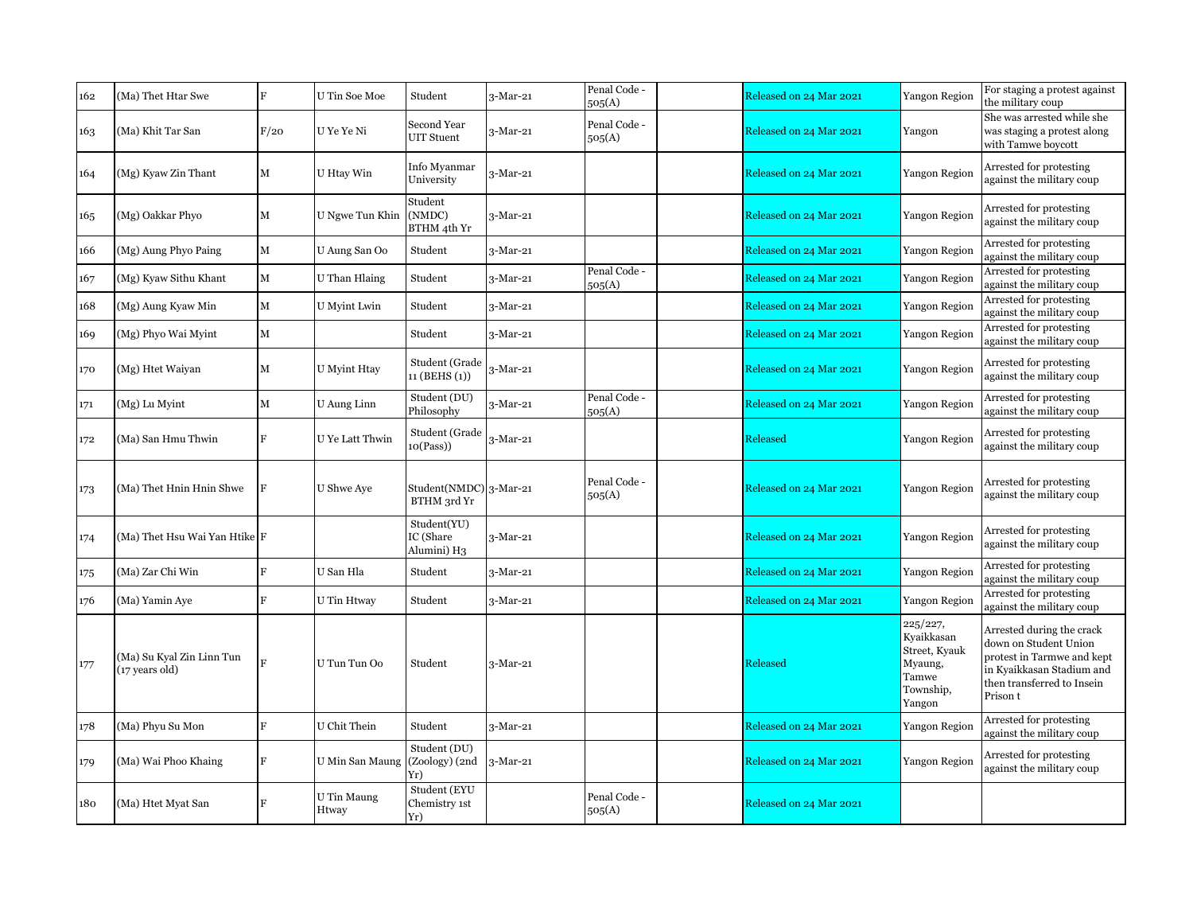| 162 | (Ma) Thet Htar Swe | F | U Tin Soe Moe | Student | 3-Mar-21 | Penal Code - 505(A) | | Released on 24 Mar 2021 | Yangon Region | For staging a protest against the military coup |
|---|---|---|---|---|---|---|---|---|---|---|
| 163 | (Ma) Khit Tar San | F/20 | U Ye Ye Ni | Second Year UIT Stuent | 3-Mar-21 | Penal Code - 505(A) | | Released on 24 Mar 2021 | Yangon | She was arrested while she was staging a protest along with Tamwe boycott |
| 164 | (Mg) Kyaw Zin Thant | M | U Htay Win | Info Myanmar University | 3-Mar-21 | | | Released on 24 Mar 2021 | Yangon Region | Arrested for protesting against the military coup |
| 165 | (Mg) Oakkar Phyo | M | U Ngwe Tun Khin | Student (NMDC) BTHM 4th Yr | 3-Mar-21 | | | Released on 24 Mar 2021 | Yangon Region | Arrested for protesting against the military coup |
| 166 | (Mg) Aung Phyo Paing | M | U Aung San Oo | Student | 3-Mar-21 | | | Released on 24 Mar 2021 | Yangon Region | Arrested for protesting against the military coup |
| 167 | (Mg) Kyaw Sithu Khant | M | U Than Hlaing | Student | 3-Mar-21 | Penal Code - 505(A) | | Released on 24 Mar 2021 | Yangon Region | Arrested for protesting against the military coup |
| 168 | (Mg) Aung Kyaw Min | M | U Myint Lwin | Student | 3-Mar-21 | | | Released on 24 Mar 2021 | Yangon Region | Arrested for protesting against the military coup |
| 169 | (Mg) Phyo Wai Myint | M | | Student | 3-Mar-21 | | | Released on 24 Mar 2021 | Yangon Region | Arrested for protesting against the military coup |
| 170 | (Mg) Htet Waiyan | M | U Myint Htay | Student (Grade 11 (BEHS (1)) | 3-Mar-21 | | | Released on 24 Mar 2021 | Yangon Region | Arrested for protesting against the military coup |
| 171 | (Mg) Lu Myint | M | U Aung Linn | Student (DU) Philosophy | 3-Mar-21 | Penal Code - 505(A) | | Released on 24 Mar 2021 | Yangon Region | Arrested for protesting against the military coup |
| 172 | (Ma) San Hmu Thwin | F | U Ye Latt Thwin | Student (Grade 10(Pass)) | 3-Mar-21 | | | Released | Yangon Region | Arrested for protesting against the military coup |
| 173 | (Ma) Thet Hnin Hnin Shwe | F | U Shwe Aye | Student(NMDC) BTHM 3rd Yr | 3-Mar-21 | Penal Code - 505(A) | | Released on 24 Mar 2021 | Yangon Region | Arrested for protesting against the military coup |
| 174 | (Ma) Thet Hsu Wai Yan Htike | F | | Student(YU) IC (Share Alumini) H3 | 3-Mar-21 | | | Released on 24 Mar 2021 | Yangon Region | Arrested for protesting against the military coup |
| 175 | (Ma) Zar Chi Win | F | U San Hla | Student | 3-Mar-21 | | | Released on 24 Mar 2021 | Yangon Region | Arrested for protesting against the military coup |
| 176 | (Ma) Yamin Aye | F | U Tin Htway | Student | 3-Mar-21 | | | Released on 24 Mar 2021 | Yangon Region | Arrested for protesting against the military coup |
| 177 | (Ma) Su Kyal Zin Linn Tun (17 years old) | F | U Tun Tun Oo | Student | 3-Mar-21 | | | Released | 225/227, Kyaikkasan Street, Kyauk Myaung, Tamwe Township, Yangon | Arrested during the crack down on Student Union protest in Tarmwe and kept in Kyaikkasan Stadium and then transferred to Insein Prison t |
| 178 | (Ma) Phyu Su Mon | F | U Chit Thein | Student | 3-Mar-21 | | | Released on 24 Mar 2021 | Yangon Region | Arrested for protesting against the military coup |
| 179 | (Ma) Wai Phoo Khaing | F | U Min San Maung | Student (DU) (Zoology) (2nd Yr) | 3-Mar-21 | | | Released on 24 Mar 2021 | Yangon Region | Arrested for protesting against the military coup |
| 180 | (Ma) Htet Myat San | F | U Tin Maung Htway | Student (EYU Chemistry 1st Yr) | | Penal Code - 505(A) | | Released on 24 Mar 2021 | | |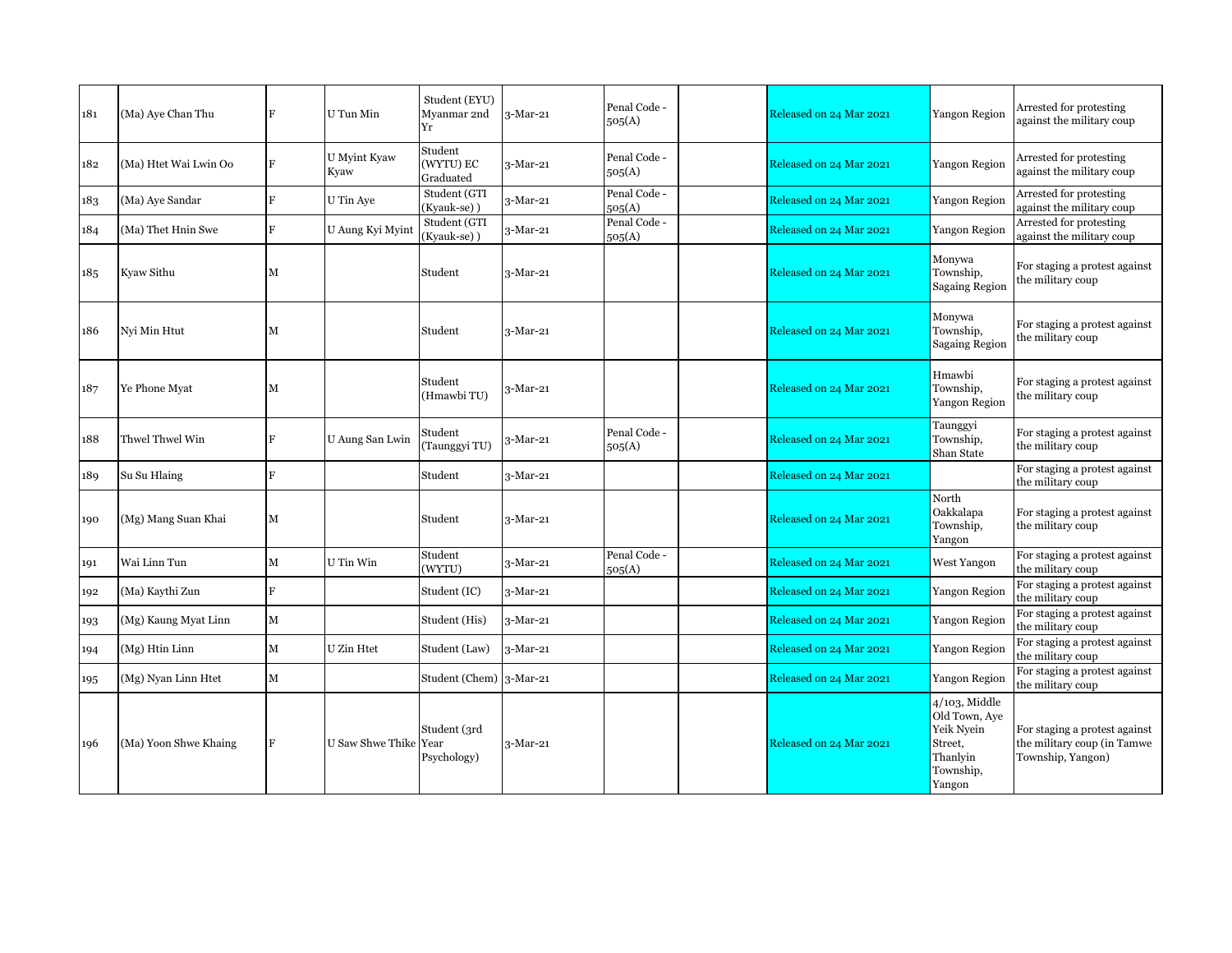| 181 | (Ma) Aye Chan Thu | F | U Tun Min | Student (EYU) Myanmar 2nd Yr | 3-Mar-21 | Penal Code - 505(A) | | Released on 24 Mar 2021 | Yangon Region | Arrested for protesting against the military coup |
|---|---|---|---|---|---|---|---|---|---|---|
| 182 | (Ma) Htet Wai Lwin Oo | F | U Myint Kyaw Kyaw | Student (WYTU) EC Graduated | 3-Mar-21 | Penal Code - 505(A) | | Released on 24 Mar 2021 | Yangon Region | Arrested for protesting against the military coup |
| 183 | (Ma) Aye Sandar | F | U Tin Aye | Student (GTI (Kyauk-se) ) | 3-Mar-21 | Penal Code - 505(A) | | Released on 24 Mar 2021 | Yangon Region | Arrested for protesting against the military coup |
| 184 | (Ma) Thet Hnin Swe | F | U Aung Kyi Myint | Student (GTI (Kyauk-se) ) | 3-Mar-21 | Penal Code - 505(A) | | Released on 24 Mar 2021 | Yangon Region | Arrested for protesting against the military coup |
| 185 | Kyaw Sithu | M | | Student | 3-Mar-21 | | | Released on 24 Mar 2021 | Monywa Township, Sagaing Region | For staging a protest against the military coup |
| 186 | Nyi Min Htut | M | | Student | 3-Mar-21 | | | Released on 24 Mar 2021 | Monywa Township, Sagaing Region | For staging a protest against the military coup |
| 187 | Ye Phone Myat | M | | Student (Hmawbi TU) | 3-Mar-21 | | | Released on 24 Mar 2021 | Hmawbi Township, Yangon Region | For staging a protest against the military coup |
| 188 | Thwel Thwel Win | F | U Aung San Lwin | Student (Taunggyi TU) | 3-Mar-21 | Penal Code - 505(A) | | Released on 24 Mar 2021 | Taunggyi Township, Shan State | For staging a protest against the military coup |
| 189 | Su Su Hlaing | F | | Student | 3-Mar-21 | | | Released on 24 Mar 2021 | | For staging a protest against the military coup |
| 190 | (Mg) Mang Suan Khai | M | | Student | 3-Mar-21 | | | Released on 24 Mar 2021 | North Oakkalapa Township, Yangon | For staging a protest against the military coup |
| 191 | Wai Linn Tun | M | U Tin Win | Student (WYTU) | 3-Mar-21 | Penal Code - 505(A) | | Released on 24 Mar 2021 | West Yangon | For staging a protest against the military coup |
| 192 | (Ma) Kaythi Zun | F | | Student (IC) | 3-Mar-21 | | | Released on 24 Mar 2021 | Yangon Region | For staging a protest against the military coup |
| 193 | (Mg) Kaung Myat Linn | M | | Student (His) | 3-Mar-21 | | | Released on 24 Mar 2021 | Yangon Region | For staging a protest against the military coup |
| 194 | (Mg) Htin Linn | M | U Zin Htet | Student (Law) | 3-Mar-21 | | | Released on 24 Mar 2021 | Yangon Region | For staging a protest against the military coup |
| 195 | (Mg) Nyan Linn Htet | M | | Student (Chem) | 3-Mar-21 | | | Released on 24 Mar 2021 | Yangon Region | For staging a protest against the military coup |
| 196 | (Ma) Yoon Shwe Khaing | F | U Saw Shwe Thike | Student (3rd Year Psychology) | 3-Mar-21 | | | Released on 24 Mar 2021 | 4/103, Middle Old Town, Aye Yeik Nyein Street, Thanlyin Township, Yangon | For staging a protest against the military coup (in Tamwe Township, Yangon) |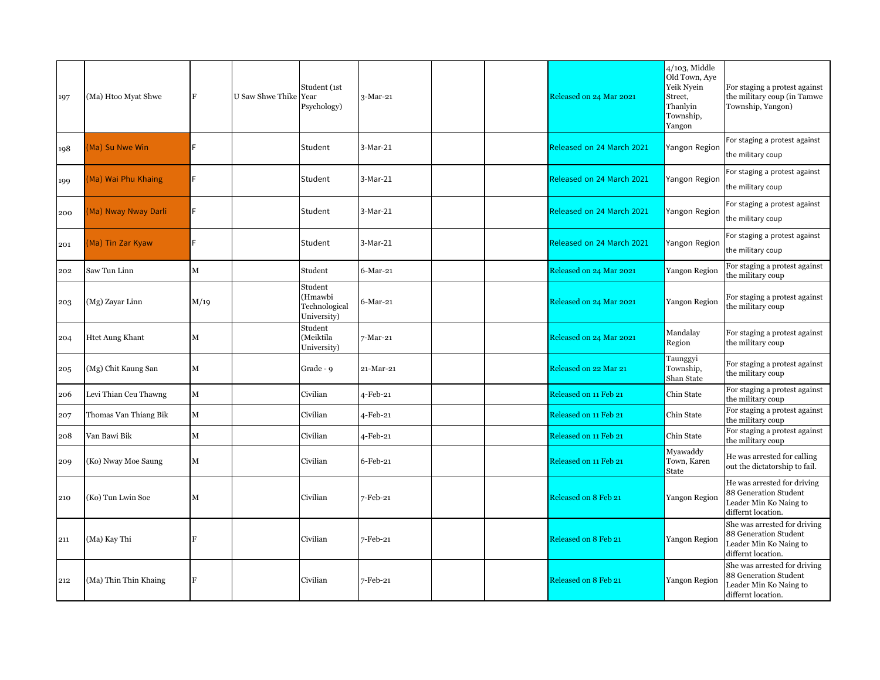| | | | | | | | | | | |
|---|---|---|---|---|---|---|---|---|---|---|
| 197 | (Ma) Htoo Myat Shwe | F | U Saw Shwe Thike | Student (1st Year Psychology) | 3-Mar-21 | | | Released on 24 Mar 2021 | 4/103, Middle Old Town, Aye Yeik Nyein Street, Thanlyin Township, Yangon | For staging a protest against the military coup (in Tamwe Township, Yangon) |
| 198 | (Ma) Su Nwe Win | F | | Student | 3-Mar-21 | | | Released on 24 March 2021 | Yangon Region | For staging a protest against the military coup |
| 199 | (Ma) Wai Phu Khaing | F | | Student | 3-Mar-21 | | | Released on 24 March 2021 | Yangon Region | For staging a protest against the military coup |
| 200 | (Ma) Nway Nway Darli | F | | Student | 3-Mar-21 | | | Released on 24 March 2021 | Yangon Region | For staging a protest against the military coup |
| 201 | (Ma) Tin Zar Kyaw | F | | Student | 3-Mar-21 | | | Released on 24 March 2021 | Yangon Region | For staging a protest against the military coup |
| 202 | Saw Tun Linn | M | | Student | 6-Mar-21 | | | Released on 24 Mar 2021 | Yangon Region | For staging a protest against the military coup |
| 203 | (Mg) Zayar Linn | M/19 | | Student (Hmawbi Technological University) | 6-Mar-21 | | | Released on 24 Mar 2021 | Yangon Region | For staging a protest against the military coup |
| 204 | Htet Aung Khant | M | | Student (Meiktila University) | 7-Mar-21 | | | Released on 24 Mar 2021 | Mandalay Region | For staging a protest against the military coup |
| 205 | (Mg) Chit Kaung San | M | | Grade - 9 | 21-Mar-21 | | | Released on 22 Mar 21 | Taunggyi Township, Shan State | For staging a protest against the military coup |
| 206 | Levi Thian Ceu Thawng | M | | Civilian | 4-Feb-21 | | | Released on 11 Feb 21 | Chin State | For staging a protest against the military coup |
| 207 | Thomas Van Thiang Bik | M | | Civilian | 4-Feb-21 | | | Released on 11 Feb 21 | Chin State | For staging a protest against the military coup |
| 208 | Van Bawi Bik | M | | Civilian | 4-Feb-21 | | | Released on 11 Feb 21 | Chin State | For staging a protest against the military coup |
| 209 | (Ko) Nway Moe Saung | M | | Civilian | 6-Feb-21 | | | Released on 11 Feb 21 | Myawaddy Town, Karen State | He was arrested for calling out the dictatorship to fail. |
| 210 | (Ko) Tun Lwin Soe | M | | Civilian | 7-Feb-21 | | | Released on 8 Feb 21 | Yangon Region | He was arrested for driving 88 Generation Student Leader Min Ko Naing to differnt location. |
| 211 | (Ma) Kay Thi | F | | Civilian | 7-Feb-21 | | | Released on 8 Feb 21 | Yangon Region | She was arrested for driving 88 Generation Student Leader Min Ko Naing to differnt location. |
| 212 | (Ma) Thin Thin Khaing | F | | Civilian | 7-Feb-21 | | | Released on 8 Feb 21 | Yangon Region | She was arrested for driving 88 Generation Student Leader Min Ko Naing to differnt location. |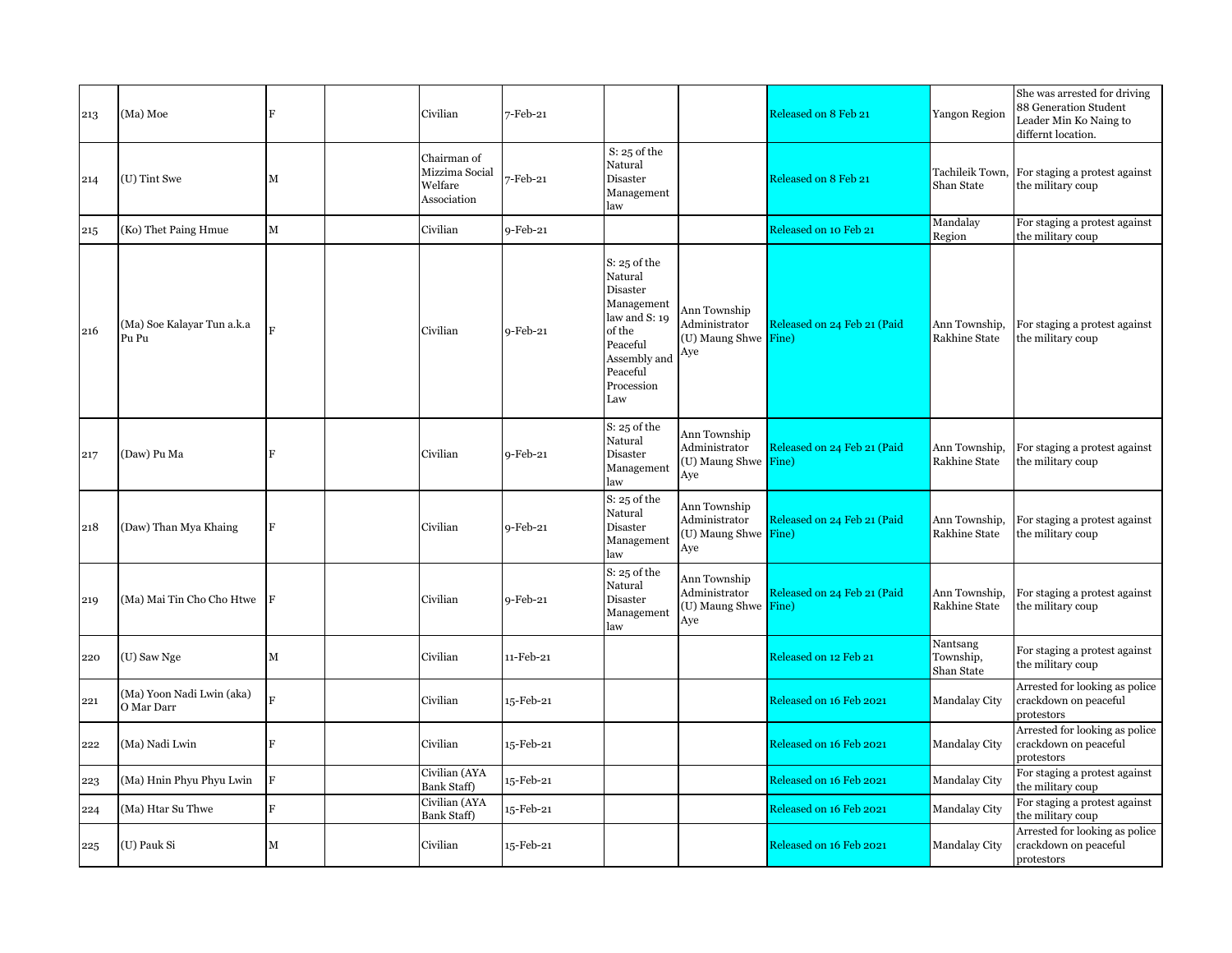| 213 | (Ma) Moe | F | | Civilian | 7-Feb-21 | | | Released on 8 Feb 21 | Yangon Region | She was arrested for driving 88 Generation Student Leader Min Ko Naing to differnt location. |
|---|---|---|---|---|---|---|---|---|---|---|
| 214 | (U) Tint Swe | M | | Chairman of Mizzima Social Welfare Association | 7-Feb-21 | S: 25 of the Natural Disaster Management law | | Released on 8 Feb 21 | Tachileik Town, Shan State | For staging a protest against the military coup |
| 215 | (Ko) Thet Paing Hmue | M | | Civilian | 9-Feb-21 | | | Released on 10 Feb 21 | Mandalay Region | For staging a protest against the military coup |
| 216 | (Ma) Soe Kalayar Tun a.k.a Pu Pu | F | | Civilian | 9-Feb-21 | S: 25 of the Natural Disaster Management law and S: 19 of the Peaceful Assembly and Peaceful Procession Law | Ann Township Administrator (U) Maung Shwe Aye | Released on 24 Feb 21 (Paid Fine) | Ann Township, Rakhine State | For staging a protest against the military coup |
| 217 | (Daw) Pu Ma | F | | Civilian | 9-Feb-21 | S: 25 of the Natural Disaster Management law | Ann Township Administrator (U) Maung Shwe Aye | Released on 24 Feb 21 (Paid Fine) | Ann Township, Rakhine State | For staging a protest against the military coup |
| 218 | (Daw) Than Mya Khaing | F | | Civilian | 9-Feb-21 | S: 25 of the Natural Disaster Management law | Ann Township Administrator (U) Maung Shwe Aye | Released on 24 Feb 21 (Paid Fine) | Ann Township, Rakhine State | For staging a protest against the military coup |
| 219 | (Ma) Mai Tin Cho Cho Htwe | F | | Civilian | 9-Feb-21 | S: 25 of the Natural Disaster Management law | Ann Township Administrator (U) Maung Shwe Aye | Released on 24 Feb 21 (Paid Fine) | Ann Township, Rakhine State | For staging a protest against the military coup |
| 220 | (U) Saw Nge | M | | Civilian | 11-Feb-21 | | | Released on 12 Feb 21 | Nantsang Township, Shan State | For staging a protest against the military coup |
| 221 | (Ma) Yoon Nadi Lwin (aka) O Mar Darr | F | | Civilian | 15-Feb-21 | | | Released on 16 Feb 2021 | Mandalay City | Arrested for looking as police crackdown on peaceful protestors |
| 222 | (Ma) Nadi Lwin | F | | Civilian | 15-Feb-21 | | | Released on 16 Feb 2021 | Mandalay City | Arrested for looking as police crackdown on peaceful protestors |
| 223 | (Ma) Hnin Phyu Phyu Lwin | F | | Civilian (AYA Bank Staff) | 15-Feb-21 | | | Released on 16 Feb 2021 | Mandalay City | For staging a protest against the military coup |
| 224 | (Ma) Htar Su Thwe | F | | Civilian (AYA Bank Staff) | 15-Feb-21 | | | Released on 16 Feb 2021 | Mandalay City | For staging a protest against the military coup |
| 225 | (U) Pauk Si | M | | Civilian | 15-Feb-21 | | | Released on 16 Feb 2021 | Mandalay City | Arrested for looking as police crackdown on peaceful protestors |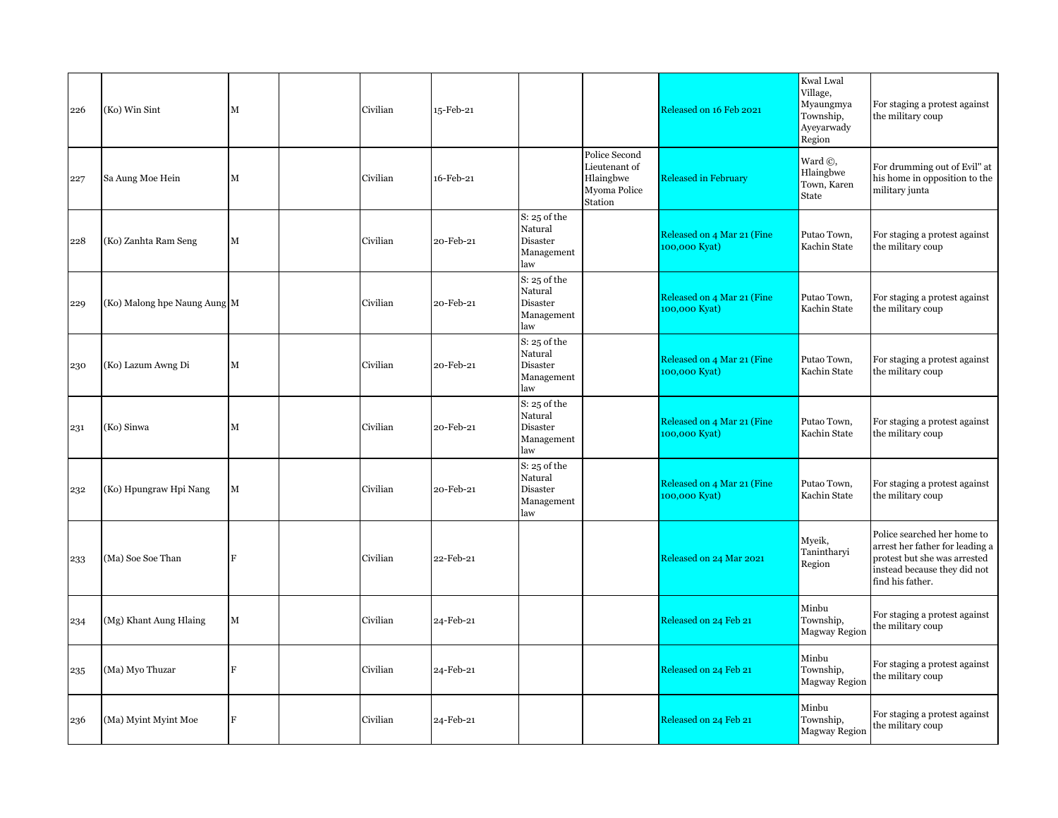| | | | | | | | | | | |
|---|---|---|---|---|---|---|---|---|---|---|
| 226 | (Ko) Win Sint | M | | Civilian | 15-Feb-21 | | | Released on 16 Feb 2021 | Kwal Lwal Village, Myaungmya Township, Ayeyarwady Region | For staging a protest against the military coup |
| 227 | Sa Aung Moe Hein | M | | Civilian | 16-Feb-21 | | Police Second Lieutenant of Hlaingbwe Myoma Police Station | Released in February | Ward ©, Hlaingbwe Town, Karen State | For drumming out of Evil" at his home in opposition to the military junta |
| 228 | (Ko) Zanhta Ram Seng | M | | Civilian | 20-Feb-21 | S: 25 of the Natural Disaster Management law | | Released on 4 Mar 21 (Fine 100,000 Kyat) | Putao Town, Kachin State | For staging a protest against the military coup |
| 229 | (Ko) Malong hpe Naung Aung | M | | Civilian | 20-Feb-21 | S: 25 of the Natural Disaster Management law | | Released on 4 Mar 21 (Fine 100,000 Kyat) | Putao Town, Kachin State | For staging a protest against the military coup |
| 230 | (Ko) Lazum Awng Di | M | | Civilian | 20-Feb-21 | S: 25 of the Natural Disaster Management law | | Released on 4 Mar 21 (Fine 100,000 Kyat) | Putao Town, Kachin State | For staging a protest against the military coup |
| 231 | (Ko) Sinwa | M | | Civilian | 20-Feb-21 | S: 25 of the Natural Disaster Management law | | Released on 4 Mar 21 (Fine 100,000 Kyat) | Putao Town, Kachin State | For staging a protest against the military coup |
| 232 | (Ko) Hpungraw Hpi Nang | M | | Civilian | 20-Feb-21 | S: 25 of the Natural Disaster Management law | | Released on 4 Mar 21 (Fine 100,000 Kyat) | Putao Town, Kachin State | For staging a protest against the military coup |
| 233 | (Ma) Soe Soe Than | F | | Civilian | 22-Feb-21 | | | Released on 24 Mar 2021 | Myeik, Tanintharyi Region | Police searched her home to arrest her father for leading a protest but she was arrested instead because they did not find his father. |
| 234 | (Mg) Khant Aung Hlaing | M | | Civilian | 24-Feb-21 | | | Released on 24 Feb 21 | Minbu Township, Magway Region | For staging a protest against the military coup |
| 235 | (Ma) Myo Thuzar | F | | Civilian | 24-Feb-21 | | | Released on 24 Feb 21 | Minbu Township, Magway Region | For staging a protest against the military coup |
| 236 | (Ma) Myint Myint Moe | F | | Civilian | 24-Feb-21 | | | Released on 24 Feb 21 | Minbu Township, Magway Region | For staging a protest against the military coup |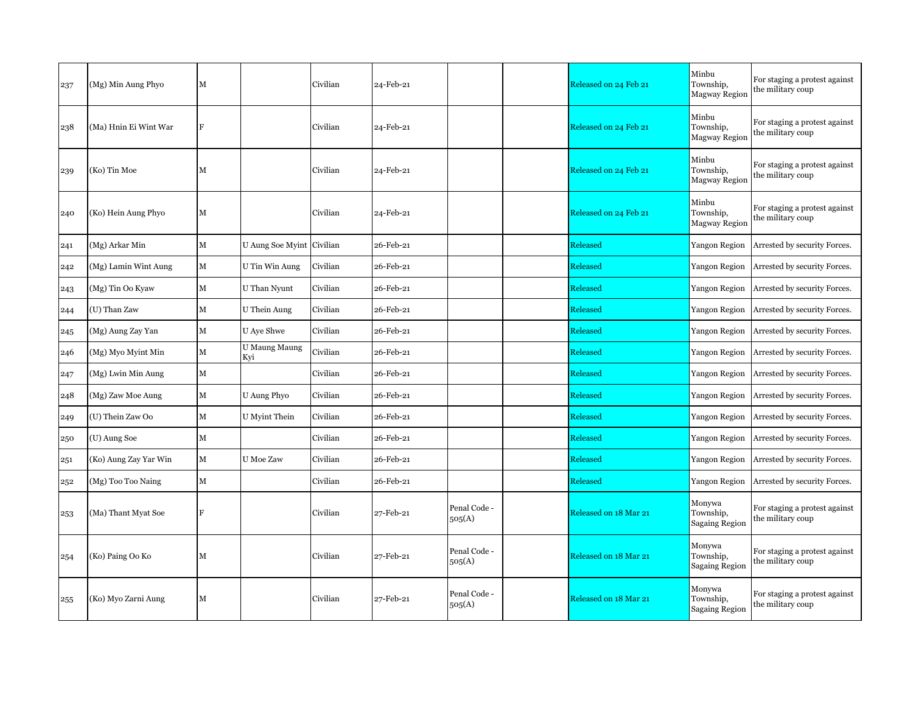| | | | | | | | | | | |
|---|---|---|---|---|---|---|---|---|---|---|
| 237 | (Mg) Min Aung Phyo | M | | Civilian | 24-Feb-21 | | | Released on 24 Feb 21 | Minbu Township, Magway Region | For staging a protest against the military coup |
| 238 | (Ma) Hnin Ei Wint War | F | | Civilian | 24-Feb-21 | | | Released on 24 Feb 21 | Minbu Township, Magway Region | For staging a protest against the military coup |
| 239 | (Ko) Tin Moe | M | | Civilian | 24-Feb-21 | | | Released on 24 Feb 21 | Minbu Township, Magway Region | For staging a protest against the military coup |
| 240 | (Ko) Hein Aung Phyo | M | | Civilian | 24-Feb-21 | | | Released on 24 Feb 21 | Minbu Township, Magway Region | For staging a protest against the military coup |
| 241 | (Mg) Arkar Min | M | U Aung Soe Myint | Civilian | 26-Feb-21 | | | Released | Yangon Region | Arrested by security Forces. |
| 242 | (Mg) Lamin Wint Aung | M | U Tin Win Aung | Civilian | 26-Feb-21 | | | Released | Yangon Region | Arrested by security Forces. |
| 243 | (Mg) Tin Oo Kyaw | M | U Than Nyunt | Civilian | 26-Feb-21 | | | Released | Yangon Region | Arrested by security Forces. |
| 244 | (U) Than Zaw | M | U Thein Aung | Civilian | 26-Feb-21 | | | Released | Yangon Region | Arrested by security Forces. |
| 245 | (Mg) Aung Zay Yan | M | U Aye Shwe | Civilian | 26-Feb-21 | | | Released | Yangon Region | Arrested by security Forces. |
| 246 | (Mg) Myo Myint Min | M | U Maung Maung Kyi | Civilian | 26-Feb-21 | | | Released | Yangon Region | Arrested by security Forces. |
| 247 | (Mg) Lwin Min Aung | M | | Civilian | 26-Feb-21 | | | Released | Yangon Region | Arrested by security Forces. |
| 248 | (Mg) Zaw Moe Aung | M | U Aung Phyo | Civilian | 26-Feb-21 | | | Released | Yangon Region | Arrested by security Forces. |
| 249 | (U) Thein Zaw Oo | M | U Myint Thein | Civilian | 26-Feb-21 | | | Released | Yangon Region | Arrested by security Forces. |
| 250 | (U) Aung Soe | M | | Civilian | 26-Feb-21 | | | Released | Yangon Region | Arrested by security Forces. |
| 251 | (Ko) Aung Zay Yar Win | M | U Moe Zaw | Civilian | 26-Feb-21 | | | Released | Yangon Region | Arrested by security Forces. |
| 252 | (Mg) Too Too Naing | M | | Civilian | 26-Feb-21 | | | Released | Yangon Region | Arrested by security Forces. |
| 253 | (Ma) Thant Myat Soe | F | | Civilian | 27-Feb-21 | Penal Code - 505(A) | | Released on 18 Mar 21 | Monywa Township, Sagaing Region | For staging a protest against the military coup |
| 254 | (Ko) Paing Oo Ko | M | | Civilian | 27-Feb-21 | Penal Code - 505(A) | | Released on 18 Mar 21 | Monywa Township, Sagaing Region | For staging a protest against the military coup |
| 255 | (Ko) Myo Zarni Aung | M | | Civilian | 27-Feb-21 | Penal Code - 505(A) | | Released on 18 Mar 21 | Monywa Township, Sagaing Region | For staging a protest against the military coup |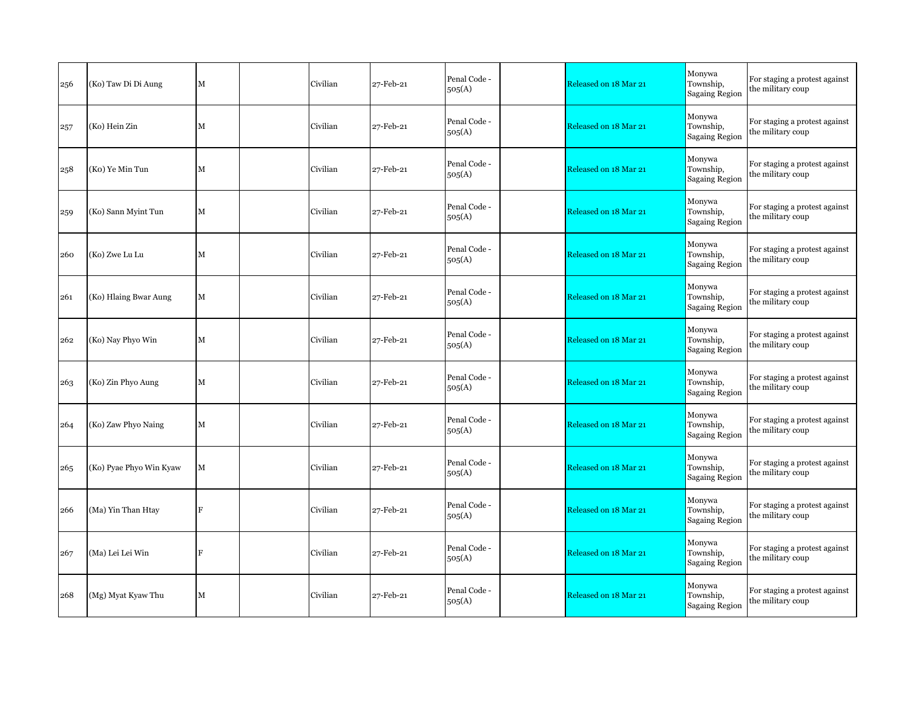| 256 | (Ko) Taw Di Di Aung | M | | Civilian | 27-Feb-21 | Penal Code - 505(A) | | Released on 18 Mar 21 | Monywa Township, Sagaing Region | For staging a protest against the military coup |
|---|---|---|---|---|---|---|---|---|---|---|
| 257 | (Ko) Hein Zin | M | | Civilian | 27-Feb-21 | Penal Code - 505(A) | | Released on 18 Mar 21 | Monywa Township, Sagaing Region | For staging a protest against the military coup |
| 258 | (Ko) Ye Min Tun | M | | Civilian | 27-Feb-21 | Penal Code - 505(A) | | Released on 18 Mar 21 | Monywa Township, Sagaing Region | For staging a protest against the military coup |
| 259 | (Ko) Sann Myint Tun | M | | Civilian | 27-Feb-21 | Penal Code - 505(A) | | Released on 18 Mar 21 | Monywa Township, Sagaing Region | For staging a protest against the military coup |
| 260 | (Ko) Zwe Lu Lu | M | | Civilian | 27-Feb-21 | Penal Code - 505(A) | | Released on 18 Mar 21 | Monywa Township, Sagaing Region | For staging a protest against the military coup |
| 261 | (Ko) Hlaing Bwar Aung | M | | Civilian | 27-Feb-21 | Penal Code - 505(A) | | Released on 18 Mar 21 | Monywa Township, Sagaing Region | For staging a protest against the military coup |
| 262 | (Ko) Nay Phyo Win | M | | Civilian | 27-Feb-21 | Penal Code - 505(A) | | Released on 18 Mar 21 | Monywa Township, Sagaing Region | For staging a protest against the military coup |
| 263 | (Ko) Zin Phyo Aung | M | | Civilian | 27-Feb-21 | Penal Code - 505(A) | | Released on 18 Mar 21 | Monywa Township, Sagaing Region | For staging a protest against the military coup |
| 264 | (Ko) Zaw Phyo Naing | M | | Civilian | 27-Feb-21 | Penal Code - 505(A) | | Released on 18 Mar 21 | Monywa Township, Sagaing Region | For staging a protest against the military coup |
| 265 | (Ko) Pyae Phyo Win Kyaw | M | | Civilian | 27-Feb-21 | Penal Code - 505(A) | | Released on 18 Mar 21 | Monywa Township, Sagaing Region | For staging a protest against the military coup |
| 266 | (Ma) Yin Than Htay | F | | Civilian | 27-Feb-21 | Penal Code - 505(A) | | Released on 18 Mar 21 | Monywa Township, Sagaing Region | For staging a protest against the military coup |
| 267 | (Ma) Lei Lei Win | F | | Civilian | 27-Feb-21 | Penal Code - 505(A) | | Released on 18 Mar 21 | Monywa Township, Sagaing Region | For staging a protest against the military coup |
| 268 | (Mg) Myat Kyaw Thu | M | | Civilian | 27-Feb-21 | Penal Code - 505(A) | | Released on 18 Mar 21 | Monywa Township, Sagaing Region | For staging a protest against the military coup |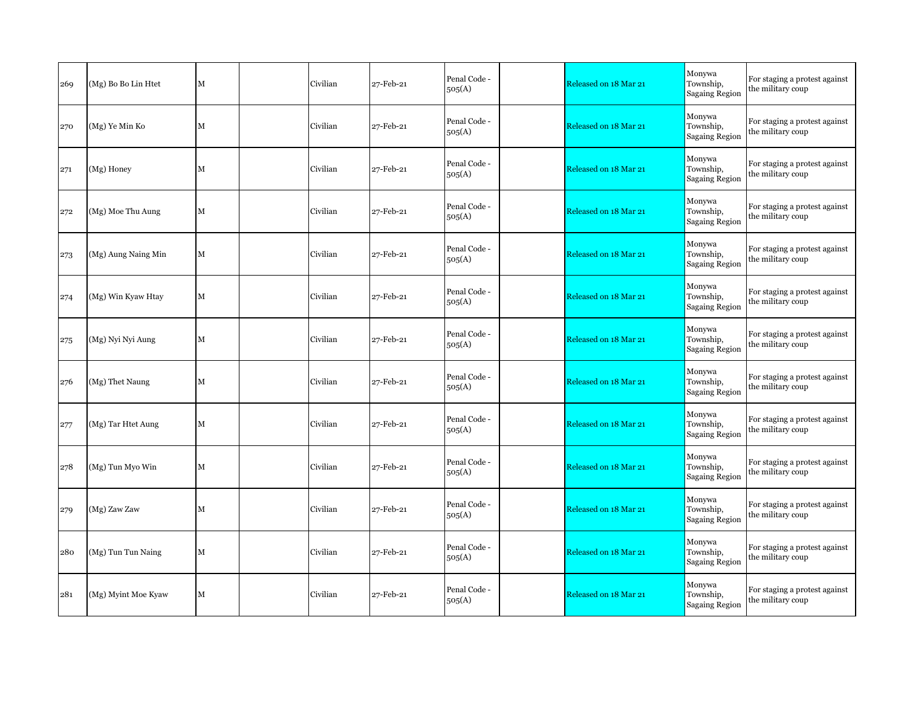| | | | | | | | | | | |
|---|---|---|---|---|---|---|---|---|---|---|
| 269 | (Mg) Bo Bo Lin Htet | M | | Civilian | 27-Feb-21 | Penal Code - 505(A) | | Released on 18 Mar 21 | Monywa Township, Sagaing Region | For staging a protest against the military coup |
| 270 | (Mg) Ye Min Ko | M | | Civilian | 27-Feb-21 | Penal Code - 505(A) | | Released on 18 Mar 21 | Monywa Township, Sagaing Region | For staging a protest against the military coup |
| 271 | (Mg) Honey | M | | Civilian | 27-Feb-21 | Penal Code - 505(A) | | Released on 18 Mar 21 | Monywa Township, Sagaing Region | For staging a protest against the military coup |
| 272 | (Mg) Moe Thu Aung | M | | Civilian | 27-Feb-21 | Penal Code - 505(A) | | Released on 18 Mar 21 | Monywa Township, Sagaing Region | For staging a protest against the military coup |
| 273 | (Mg) Aung Naing Min | M | | Civilian | 27-Feb-21 | Penal Code - 505(A) | | Released on 18 Mar 21 | Monywa Township, Sagaing Region | For staging a protest against the military coup |
| 274 | (Mg) Win Kyaw Htay | M | | Civilian | 27-Feb-21 | Penal Code - 505(A) | | Released on 18 Mar 21 | Monywa Township, Sagaing Region | For staging a protest against the military coup |
| 275 | (Mg) Nyi Nyi Aung | M | | Civilian | 27-Feb-21 | Penal Code - 505(A) | | Released on 18 Mar 21 | Monywa Township, Sagaing Region | For staging a protest against the military coup |
| 276 | (Mg) Thet Naung | M | | Civilian | 27-Feb-21 | Penal Code - 505(A) | | Released on 18 Mar 21 | Monywa Township, Sagaing Region | For staging a protest against the military coup |
| 277 | (Mg) Tar Htet Aung | M | | Civilian | 27-Feb-21 | Penal Code - 505(A) | | Released on 18 Mar 21 | Monywa Township, Sagaing Region | For staging a protest against the military coup |
| 278 | (Mg) Tun Myo Win | M | | Civilian | 27-Feb-21 | Penal Code - 505(A) | | Released on 18 Mar 21 | Monywa Township, Sagaing Region | For staging a protest against the military coup |
| 279 | (Mg) Zaw Zaw | M | | Civilian | 27-Feb-21 | Penal Code - 505(A) | | Released on 18 Mar 21 | Monywa Township, Sagaing Region | For staging a protest against the military coup |
| 280 | (Mg) Tun Tun Naing | M | | Civilian | 27-Feb-21 | Penal Code - 505(A) | | Released on 18 Mar 21 | Monywa Township, Sagaing Region | For staging a protest against the military coup |
| 281 | (Mg) Myint Moe Kyaw | M | | Civilian | 27-Feb-21 | Penal Code - 505(A) | | Released on 18 Mar 21 | Monywa Township, Sagaing Region | For staging a protest against the military coup |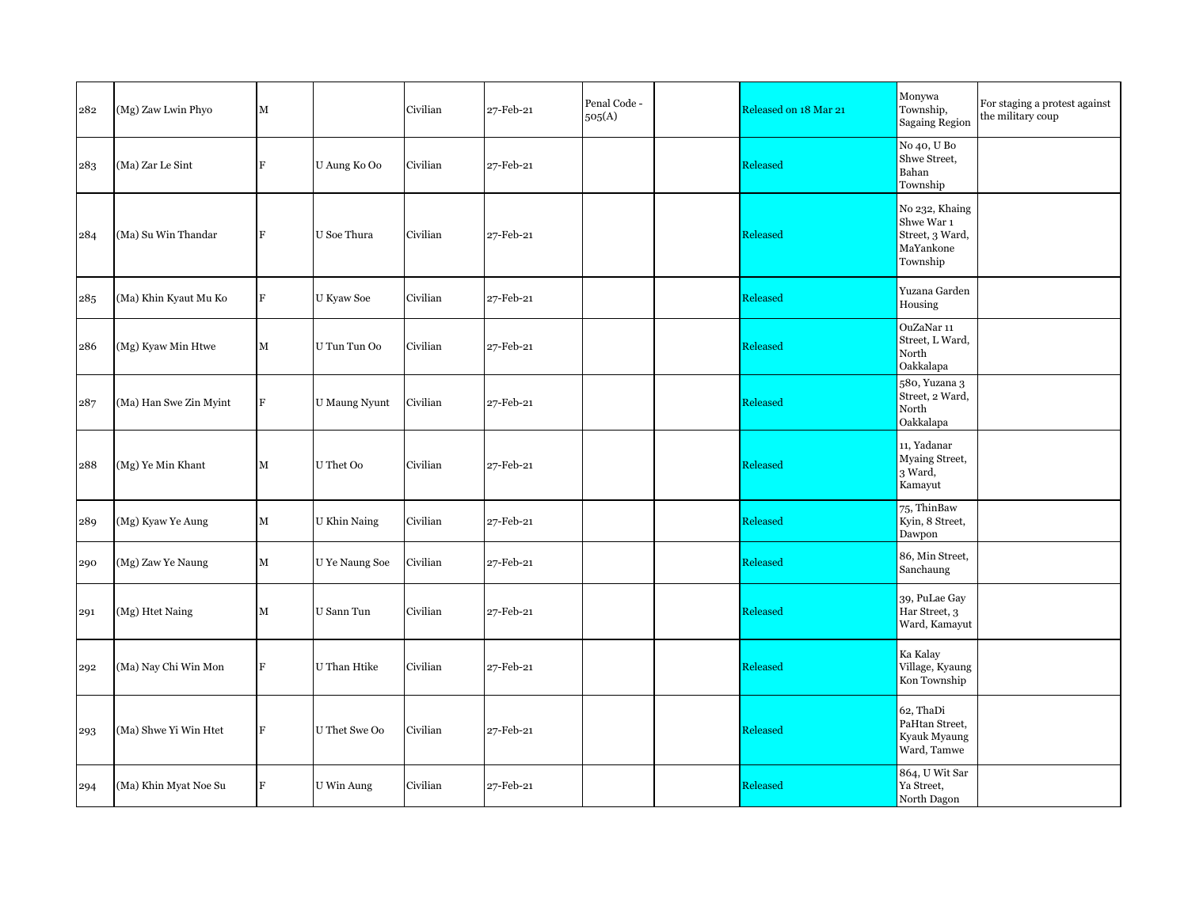| | | | | | | | | | | |
|---|---|---|---|---|---|---|---|---|---|---|
| 282 | (Mg) Zaw Lwin Phyo | M | | Civilian | 27-Feb-21 | Penal Code - 505(A) | | Released on 18 Mar 21 | Monywa Township, Sagaing Region | For staging a protest against the military coup |
| 283 | (Ma) Zar Le Sint | F | U Aung Ko Oo | Civilian | 27-Feb-21 | | | Released | No 40, U Bo Shwe Street, Bahan Township | |
| 284 | (Ma) Su Win Thandar | F | U Soe Thura | Civilian | 27-Feb-21 | | | Released | No 232, Khaing Shwe War 1 Street, 3 Ward, MaYankone Township | |
| 285 | (Ma) Khin Kyaut Mu Ko | F | U Kyaw Soe | Civilian | 27-Feb-21 | | | Released | Yuzana Garden Housing | |
| 286 | (Mg) Kyaw Min Htwe | M | U Tun Tun Oo | Civilian | 27-Feb-21 | | | Released | OuZaNar 11 Street, L Ward, North Oakkalapa | |
| 287 | (Ma) Han Swe Zin Myint | F | U Maung Nyunt | Civilian | 27-Feb-21 | | | Released | 580, Yuzana 3 Street, 2 Ward, North Oakkalapa | |
| 288 | (Mg) Ye Min Khant | M | U Thet Oo | Civilian | 27-Feb-21 | | | Released | 11, Yadanar Myaing Street, 3 Ward, Kamayut | |
| 289 | (Mg) Kyaw Ye Aung | M | U Khin Naing | Civilian | 27-Feb-21 | | | Released | 75, ThinBaw Kyin, 8 Street, Dawpon | |
| 290 | (Mg) Zaw Ye Naung | M | U Ye Naung Soe | Civilian | 27-Feb-21 | | | Released | 86, Min Street, Sanchaung | |
| 291 | (Mg) Htet Naing | M | U Sann Tun | Civilian | 27-Feb-21 | | | Released | 39, PuLae Gay Har Street, 3 Ward, Kamayut | |
| 292 | (Ma) Nay Chi Win Mon | F | U Than Htike | Civilian | 27-Feb-21 | | | Released | Ka Kalay Village, Kyaung Kon Township | |
| 293 | (Ma) Shwe Yi Win Htet | F | U Thet Swe Oo | Civilian | 27-Feb-21 | | | Released | 62, ThaDi PaHtan Street, Kyauk Myaung Ward, Tamwe | |
| 294 | (Ma) Khin Myat Noe Su | F | U Win Aung | Civilian | 27-Feb-21 | | | Released | 864, U Wit Sar Ya Street, North Dagon | |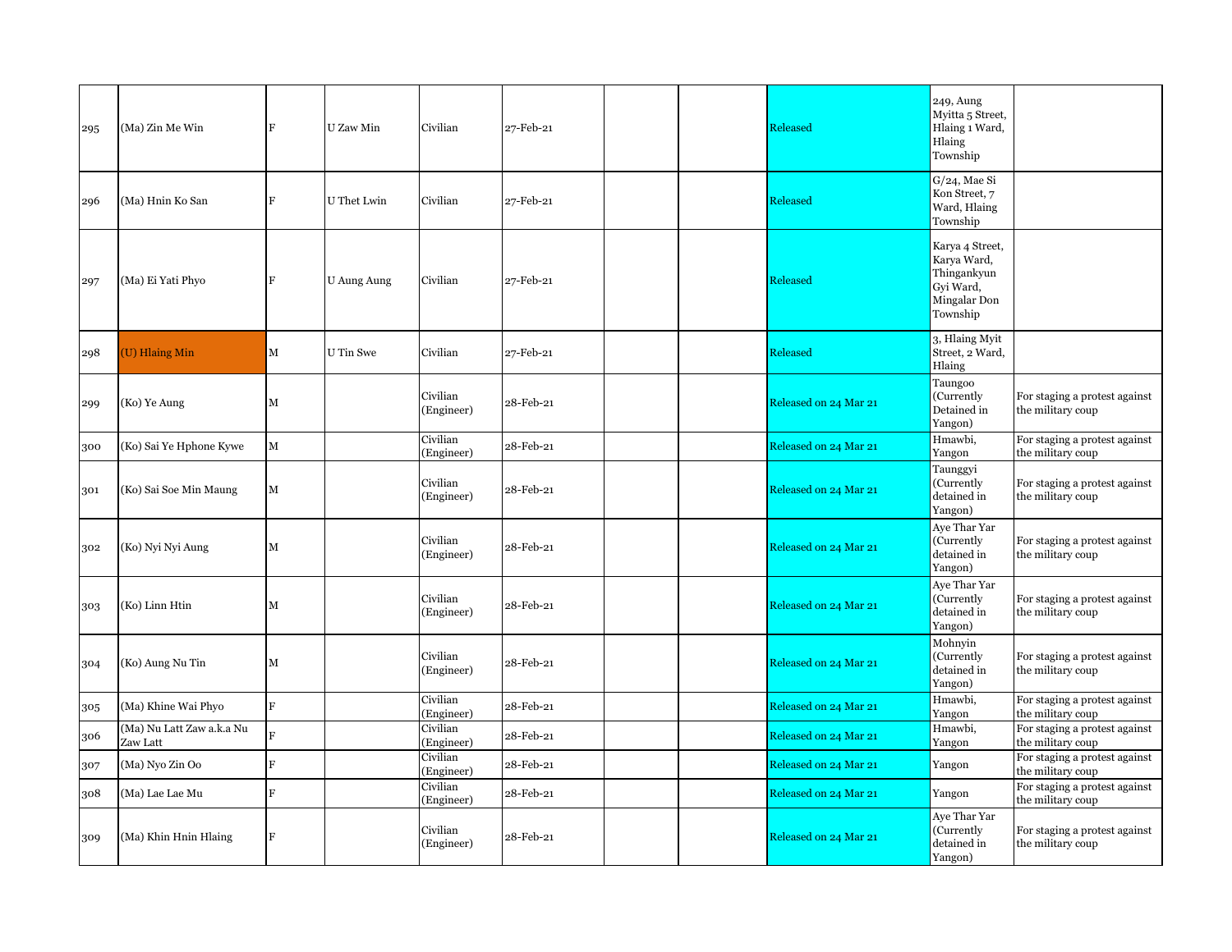| | | | | | | | | | | |
|---|---|---|---|---|---|---|---|---|---|---|
| 295 | (Ma) Zin Me Win | F | U Zaw Min | Civilian | 27-Feb-21 | | | Released | 249, Aung Myitta 5 Street, Hlaing 1 Ward, Hlaing Township | |
| 296 | (Ma) Hnin Ko San | F | U Thet Lwin | Civilian | 27-Feb-21 | | | Released | G/24, Mae Si Kon Street, 7 Ward, Hlaing Township | |
| 297 | (Ma) Ei Yati Phyo | F | U Aung Aung | Civilian | 27-Feb-21 | | | Released | Karya 4 Street, Karya Ward, Thingankyun Gyi Ward, Mingalar Don Township | |
| 298 | (U) Hlaing Min | M | U Tin Swe | Civilian | 27-Feb-21 | | | Released | 3, Hlaing Myit Street, 2 Ward, Hlaing | |
| 299 | (Ko) Ye Aung | M | | Civilian (Engineer) | 28-Feb-21 | | | Released on 24 Mar 21 | Taungoo (Currently Detained in Yangon) | For staging a protest against the military coup |
| 300 | (Ko) Sai Ye Hphone Kywe | M | | Civilian (Engineer) | 28-Feb-21 | | | Released on 24 Mar 21 | Hmawbi, Yangon | For staging a protest against the military coup |
| 301 | (Ko) Sai Soe Min Maung | M | | Civilian (Engineer) | 28-Feb-21 | | | Released on 24 Mar 21 | Taunggyi (Currently detained in Yangon) | For staging a protest against the military coup |
| 302 | (Ko) Nyi Nyi Aung | M | | Civilian (Engineer) | 28-Feb-21 | | | Released on 24 Mar 21 | Aye Thar Yar (Currently detained in Yangon) | For staging a protest against the military coup |
| 303 | (Ko) Linn Htin | M | | Civilian (Engineer) | 28-Feb-21 | | | Released on 24 Mar 21 | Aye Thar Yar (Currently detained in Yangon) | For staging a protest against the military coup |
| 304 | (Ko) Aung Nu Tin | M | | Civilian (Engineer) | 28-Feb-21 | | | Released on 24 Mar 21 | Mohnyin (Currently detained in Yangon) | For staging a protest against the military coup |
| 305 | (Ma) Khine Wai Phyo | F | | Civilian (Engineer) | 28-Feb-21 | | | Released on 24 Mar 21 | Hmawbi, Yangon | For staging a protest against the military coup |
| 306 | (Ma) Nu Latt Zaw a.k.a Nu Zaw Latt | F | | Civilian (Engineer) | 28-Feb-21 | | | Released on 24 Mar 21 | Hmawbi, Yangon | For staging a protest against the military coup |
| 307 | (Ma) Nyo Zin Oo | F | | Civilian (Engineer) | 28-Feb-21 | | | Released on 24 Mar 21 | Yangon | For staging a protest against the military coup |
| 308 | (Ma) Lae Lae Mu | F | | Civilian (Engineer) | 28-Feb-21 | | | Released on 24 Mar 21 | Yangon | For staging a protest against the military coup |
| 309 | (Ma) Khin Hnin Hlaing | F | | Civilian (Engineer) | 28-Feb-21 | | | Released on 24 Mar 21 | Aye Thar Yar (Currently detained in Yangon) | For staging a protest against the military coup |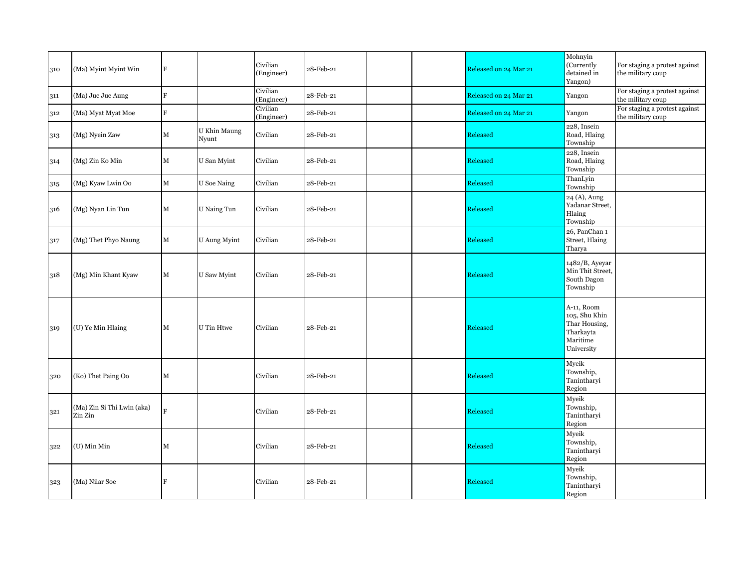| | | | | | | | | | | |
|---|---|---|---|---|---|---|---|---|---|---|
| 310 | (Ma) Myint Myint Win | F | | Civilian (Engineer) | 28-Feb-21 | | | Released on 24 Mar 21 | Mohnyin (Currently detained in Yangon) | For staging a protest against the military coup |
| 311 | (Ma) Jue Jue Aung | F | | Civilian (Engineer) | 28-Feb-21 | | | Released on 24 Mar 21 | Yangon | For staging a protest against the military coup |
| 312 | (Ma) Myat Myat Moe | F | | Civilian (Engineer) | 28-Feb-21 | | | Released on 24 Mar 21 | Yangon | For staging a protest against the military coup |
| 313 | (Mg) Nyein Zaw | M | U Khin Maung Nyunt | Civilian | 28-Feb-21 | | | Released | 228, Insein Road, Hlaing Township | |
| 314 | (Mg) Zin Ko Min | M | U San Myint | Civilian | 28-Feb-21 | | | Released | 228, Insein Road, Hlaing Township | |
| 315 | (Mg) Kyaw Lwin Oo | M | U Soe Naing | Civilian | 28-Feb-21 | | | Released | ThanLyin Township | |
| 316 | (Mg) Nyan Lin Tun | M | U Naing Tun | Civilian | 28-Feb-21 | | | Released | 24 (A), Aung Yadanar Street, Hlaing Township | |
| 317 | (Mg) Thet Phyo Naung | M | U Aung Myint | Civilian | 28-Feb-21 | | | Released | 26, PanChan 1 Street, Hlaing Tharya | |
| 318 | (Mg) Min Khant Kyaw | M | U Saw Myint | Civilian | 28-Feb-21 | | | Released | 1482/B, Ayeyar Min Thit Street, South Dagon Township | |
| 319 | (U) Ye Min Hlaing | M | U Tin Htwe | Civilian | 28-Feb-21 | | | Released | A-11, Room 105, Shu Khin Thar Housing, Tharkayta Maritime University | |
| 320 | (Ko) Thet Paing Oo | M | | Civilian | 28-Feb-21 | | | Released | Myeik Township, Tanintharyi Region | |
| 321 | (Ma) Zin Si Thi Lwin (aka) Zin Zin | F | | Civilian | 28-Feb-21 | | | Released | Myeik Township, Tanintharyi Region | |
| 322 | (U) Min Min | M | | Civilian | 28-Feb-21 | | | Released | Myeik Township, Tanintharyi Region | |
| 323 | (Ma) Nilar Soe | F | | Civilian | 28-Feb-21 | | | Released | Myeik Township, Tanintharyi Region | |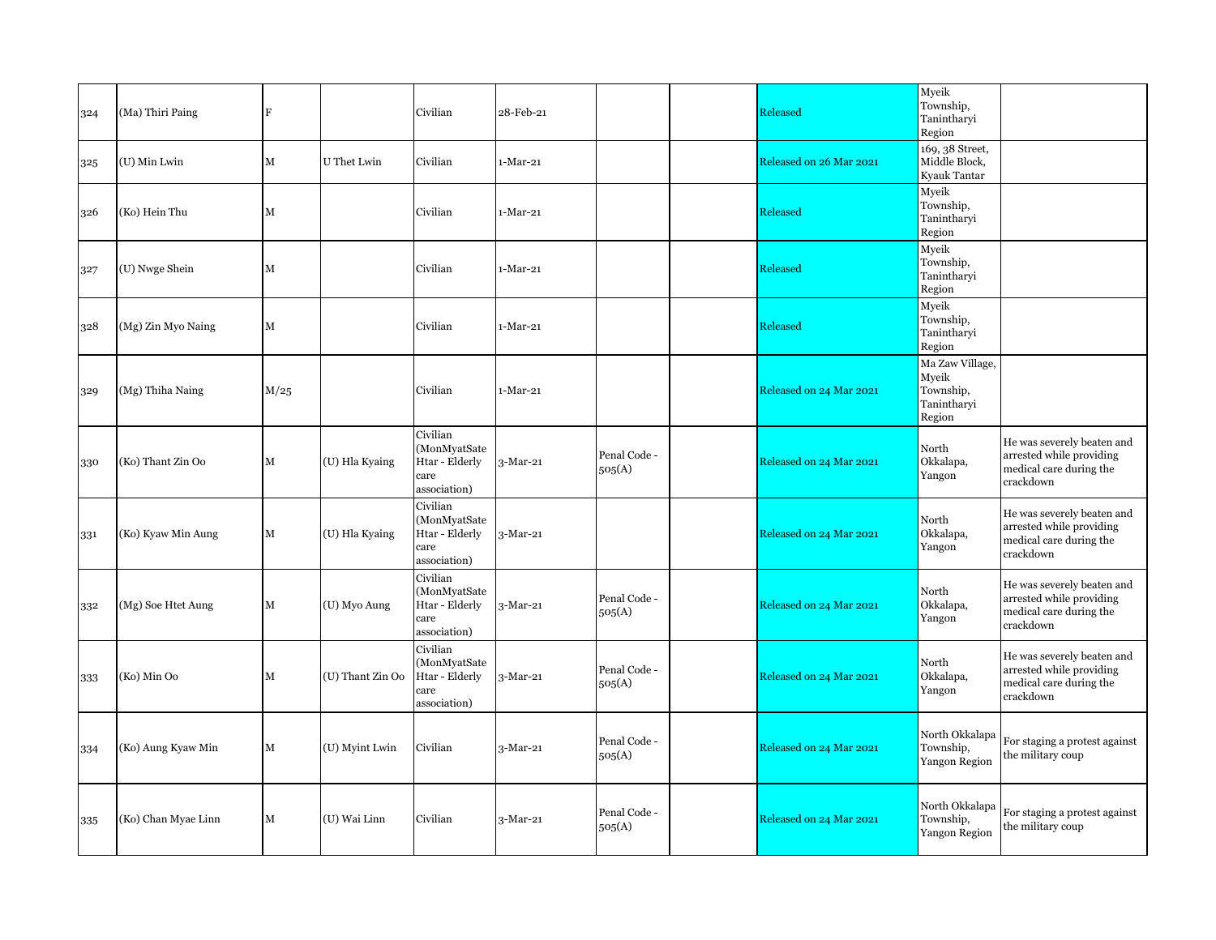| 324 | (Ma) Thiri Paing | F | | Civilian | 28-Feb-21 | | | Released | Myeik Township, Tanintharyi Region | |
|---|---|---|---|---|---|---|---|---|---|---|
| 325 | (U) Min Lwin | M | U Thet Lwin | Civilian | 1-Mar-21 | | | Released on 26 Mar 2021 | 169, 38 Street, Middle Block, Kyauk Tantar | |
| 326 | (Ko) Hein Thu | M | | Civilian | 1-Mar-21 | | | Released | Myeik Township, Tanintharyi Region | |
| 327 | (U) Nwge Shein | M | | Civilian | 1-Mar-21 | | | Released | Myeik Township, Tanintharyi Region | |
| 328 | (Mg) Zin Myo Naing | M | | Civilian | 1-Mar-21 | | | Released | Myeik Township, Tanintharyi Region | |
| 329 | (Mg) Thiha Naing | M/25 | | Civilian | 1-Mar-21 | | | Released on 24 Mar 2021 | Ma Zaw Village, Myeik Township, Tanintharyi Region | |
| 330 | (Ko) Thant Zin Oo | M | (U) Hla Kyaing | Civilian (MonMyatSate Htar - Elderly care association) | 3-Mar-21 | Penal Code - 505(A) | | Released on 24 Mar 2021 | North Okkalapa, Yangon | He was severely beaten and arrested while providing medical care during the crackdown |
| 331 | (Ko) Kyaw Min Aung | M | (U) Hla Kyaing | Civilian (MonMyatSate Htar - Elderly care association) | 3-Mar-21 | | | Released on 24 Mar 2021 | North Okkalapa, Yangon | He was severely beaten and arrested while providing medical care during the crackdown |
| 332 | (Mg) Soe Htet Aung | M | (U) Myo Aung | Civilian (MonMyatSate Htar - Elderly care association) | 3-Mar-21 | Penal Code - 505(A) | | Released on 24 Mar 2021 | North Okkalapa, Yangon | He was severely beaten and arrested while providing medical care during the crackdown |
| 333 | (Ko) Min Oo | M | (U) Thant Zin Oo | Civilian (MonMyatSate Htar - Elderly care association) | 3-Mar-21 | Penal Code - 505(A) | | Released on 24 Mar 2021 | North Okkalapa, Yangon | He was severely beaten and arrested while providing medical care during the crackdown |
| 334 | (Ko) Aung Kyaw Min | M | (U) Myint Lwin | Civilian | 3-Mar-21 | Penal Code - 505(A) | | Released on 24 Mar 2021 | North Okkalapa Township, Yangon Region | For staging a protest against the military coup |
| 335 | (Ko) Chan Myae Linn | M | (U) Wai Linn | Civilian | 3-Mar-21 | Penal Code - 505(A) | | Released on 24 Mar 2021 | North Okkalapa Township, Yangon Region | For staging a protest against the military coup |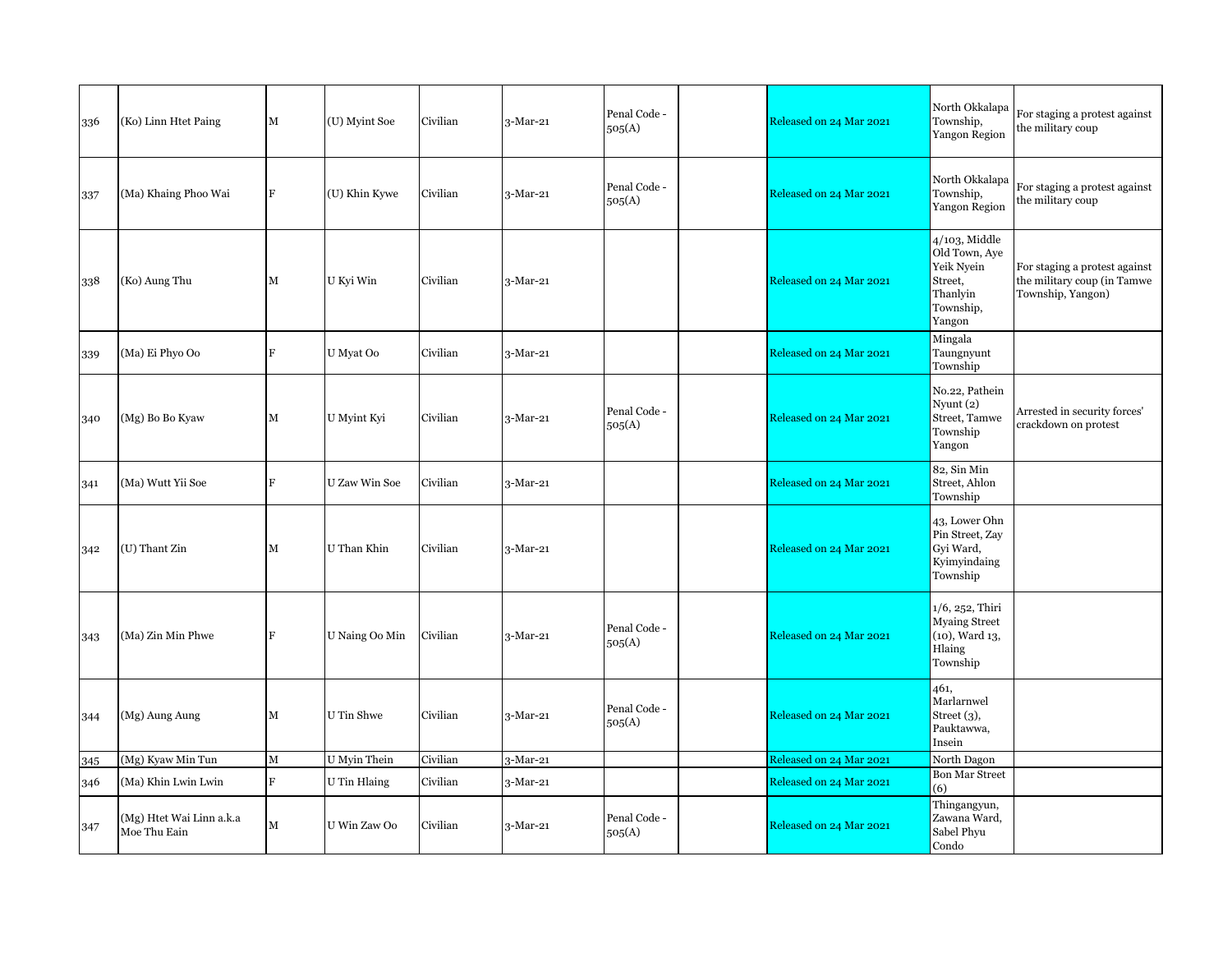| 336 | (Ko) Linn Htet Paing | M | (U) Myint Soe | Civilian | 3-Mar-21 | Penal Code - 505(A) | | Released on 24 Mar 2021 | North Okkalapa Township, Yangon Region | For staging a protest against the military coup |
|---|---|---|---|---|---|---|---|---|---|---|
| 337 | (Ma) Khaing Phoo Wai | F | (U) Khin Kywe | Civilian | 3-Mar-21 | Penal Code - 505(A) | | Released on 24 Mar 2021 | North Okkalapa Township, Yangon Region | For staging a protest against the military coup |
| 338 | (Ko) Aung Thu | M | U Kyi Win | Civilian | 3-Mar-21 | | | Released on 24 Mar 2021 | 4/103, Middle Old Town, Aye Yeik Nyein Street, Thanlyin Township, Yangon | For staging a protest against the military coup (in Tamwe Township, Yangon) |
| 339 | (Ma) Ei Phyo Oo | F | U Myat Oo | Civilian | 3-Mar-21 | | | Released on 24 Mar 2021 | Mingala Taungnyunt Township | |
| 340 | (Mg) Bo Bo Kyaw | M | U Myint Kyi | Civilian | 3-Mar-21 | Penal Code - 505(A) | | Released on 24 Mar 2021 | No.22, Pathein Nyunt (2) Street, Tamwe Township Yangon | Arrested in security forces' crackdown on protest |
| 341 | (Ma) Wutt Yii Soe | F | U Zaw Win Soe | Civilian | 3-Mar-21 | | | Released on 24 Mar 2021 | 82, Sin Min Street, Ahlon Township | |
| 342 | (U) Thant Zin | M | U Than Khin | Civilian | 3-Mar-21 | | | Released on 24 Mar 2021 | 43, Lower Ohn Pin Street, Zay Gyi Ward, Kyimyindaing Township | |
| 343 | (Ma) Zin Min Phwe | F | U Naing Oo Min | Civilian | 3-Mar-21 | Penal Code - 505(A) | | Released on 24 Mar 2021 | 1/6, 252, Thiri Myaing Street (10), Ward 13, Hlaing Township | |
| 344 | (Mg) Aung Aung | M | U Tin Shwe | Civilian | 3-Mar-21 | Penal Code - 505(A) | | Released on 24 Mar 2021 | 461, Marlarnwel Street (3), Pauktawwa, Insein | |
| 345 | (Mg) Kyaw Min Tun | M | U Myin Thein | Civilian | 3-Mar-21 | | | Released on 24 Mar 2021 | North Dagon | |
| 346 | (Ma) Khin Lwin Lwin | F | U Tin Hlaing | Civilian | 3-Mar-21 | | | Released on 24 Mar 2021 | Bon Mar Street (6) | |
| 347 | (Mg) Htet Wai Linn a.k.a Moe Thu Eain | M | U Win Zaw Oo | Civilian | 3-Mar-21 | Penal Code - 505(A) | | Released on 24 Mar 2021 | Thingangyun, Zawana Ward, Sabel Phyu Condo | |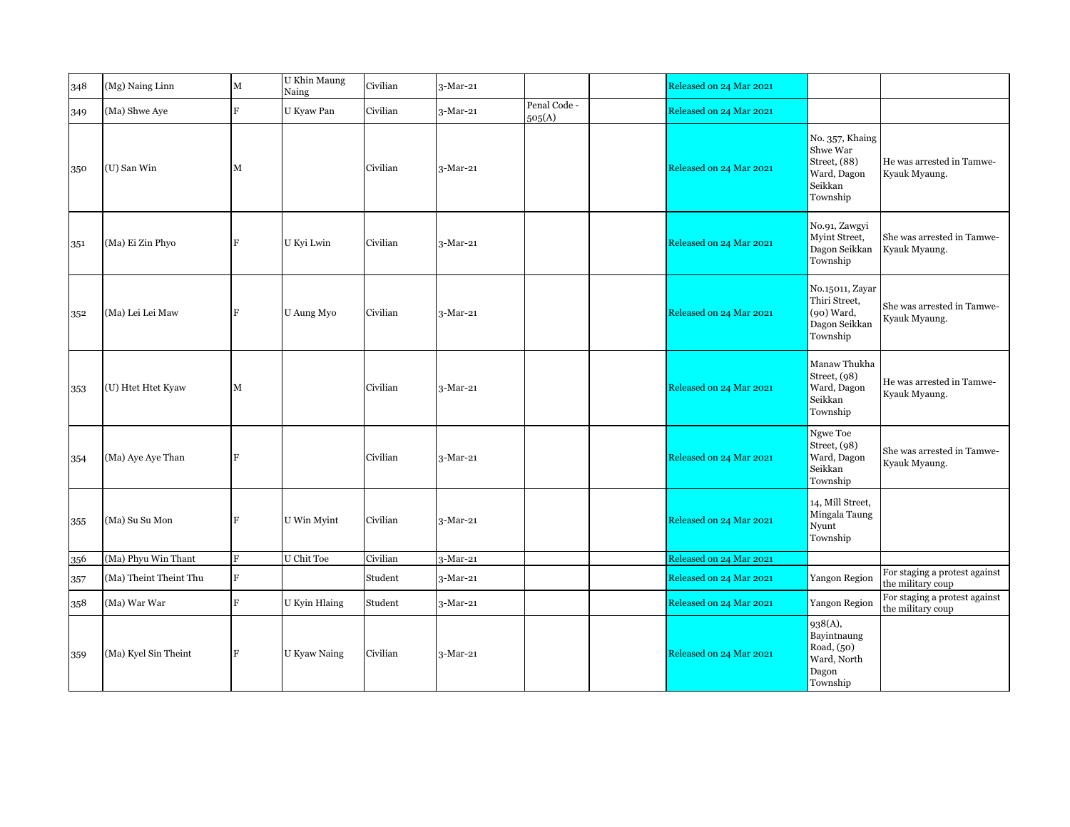| | | | | | | | | | | |
|---|---|---|---|---|---|---|---|---|---|---|
| 348 | (Mg) Naing Linn | M | U Khin Maung Naing | Civilian | 3-Mar-21 | | | Released on 24 Mar 2021 | | |
| 349 | (Ma) Shwe Aye | F | U Kyaw Pan | Civilian | 3-Mar-21 | Penal Code - 505(A) | | Released on 24 Mar 2021 | | |
| 350 | (U) San Win | M | | Civilian | 3-Mar-21 | | | Released on 24 Mar 2021 | No. 357, Khaing Shwe War Street, (88) Ward, Dagon Seikkan Township | He was arrested in Tamwe-Kyauk Myaung. |
| 351 | (Ma) Ei Zin Phyo | F | U Kyi Lwin | Civilian | 3-Mar-21 | | | Released on 24 Mar 2021 | No.91, Zawgyi Myint Street, Dagon Seikkan Township | She was arrested in Tamwe-Kyauk Myaung. |
| 352 | (Ma) Lei Lei Maw | F | U Aung Myo | Civilian | 3-Mar-21 | | | Released on 24 Mar 2021 | No.15011, Zayar Thiri Street, (90) Ward, Dagon Seikkan Township | She was arrested in Tamwe-Kyauk Myaung. |
| 353 | (U) Htet Htet Kyaw | M | | Civilian | 3-Mar-21 | | | Released on 24 Mar 2021 | Manaw Thukha Street, (98) Ward, Dagon Seikkan Township | He was arrested in Tamwe-Kyauk Myaung. |
| 354 | (Ma) Aye Aye Than | F | | Civilian | 3-Mar-21 | | | Released on 24 Mar 2021 | Ngwe Toe Street, (98) Ward, Dagon Seikkan Township | She was arrested in Tamwe-Kyauk Myaung. |
| 355 | (Ma) Su Su Mon | F | U Win Myint | Civilian | 3-Mar-21 | | | Released on 24 Mar 2021 | 14, Mill Street, Mingala Taung Nyunt Township | |
| 356 | (Ma) Phyu Win Thant | F | U Chit Toe | Civilian | 3-Mar-21 | | | Released on 24 Mar 2021 | | |
| 357 | (Ma) Theint Theint Thu | F | | Student | 3-Mar-21 | | | Released on 24 Mar 2021 | Yangon Region | For staging a protest against the military coup |
| 358 | (Ma) War War | F | U Kyin Hlaing | Student | 3-Mar-21 | | | Released on 24 Mar 2021 | Yangon Region | For staging a protest against the military coup |
| 359 | (Ma) Kyel Sin Theint | F | U Kyaw Naing | Civilian | 3-Mar-21 | | | Released on 24 Mar 2021 | 938(A), Bayintnaung Road, (50) Ward, North Dagon Township | |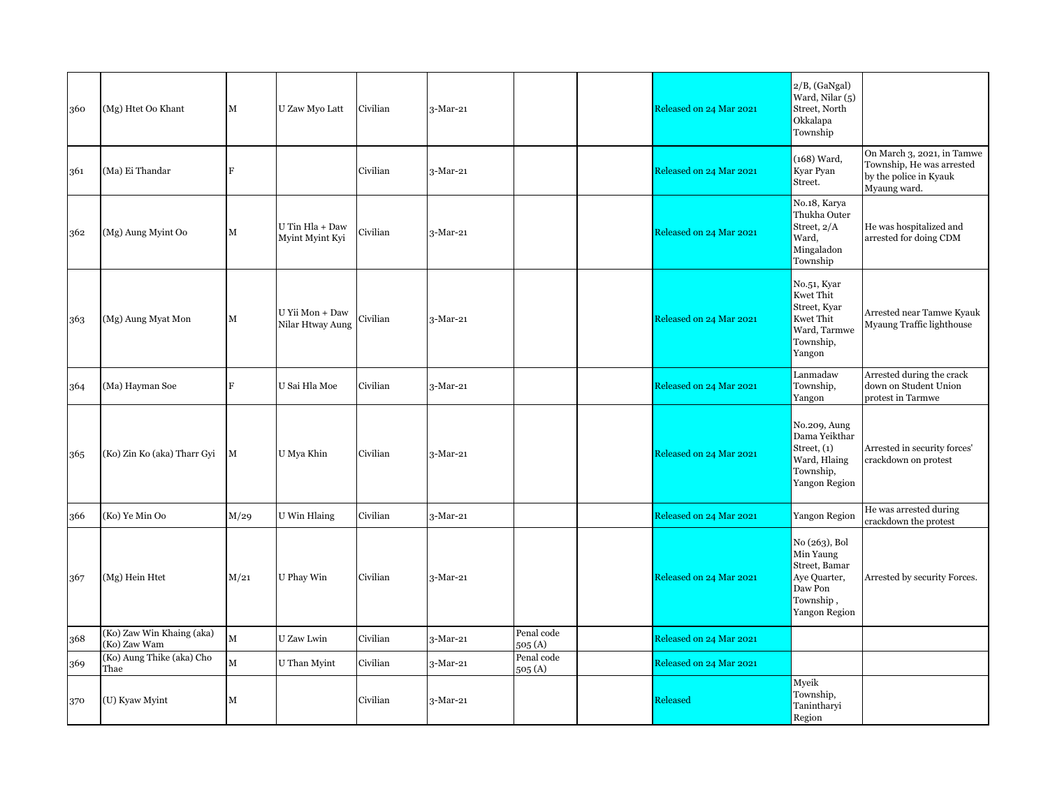| 360 | (Mg) Htet Oo Khant | M | U Zaw Myo Latt | Civilian | 3-Mar-21 | | | Released on 24 Mar 2021 | 2/B, (GaNgal) Ward, Nilar (5) Street, North Okkalapa Township | |
|---|---|---|---|---|---|---|---|---|---|---|
| 361 | (Ma) Ei Thandar | F | | Civilian | 3-Mar-21 | | | Released on 24 Mar 2021 | (168) Ward, Kyar Pyan Street. | On March 3, 2021, in Tamwe Township, He was arrested by the police in Kyauk Myaung ward. |
| 362 | (Mg) Aung Myint Oo | M | U Tin Hla + Daw Myint Myint Kyi | Civilian | 3-Mar-21 | | | Released on 24 Mar 2021 | No.18, Karya Thukha Outer Street, 2/A Ward, Mingaladon Township | He was hospitalized and arrested for doing CDM |
| 363 | (Mg) Aung Myat Mon | M | U Yii Mon + Daw Nilar Htway Aung | Civilian | 3-Mar-21 | | | Released on 24 Mar 2021 | No.51, Kyar Kwet Thit Street, Kyar Kwet Thit Ward, Tarmwe Township, Yangon | Arrested near Tamwe Kyauk Myaung Traffic lighthouse |
| 364 | (Ma) Hayman Soe | F | U Sai Hla Moe | Civilian | 3-Mar-21 | | | Released on 24 Mar 2021 | Lanmadaw Township, Yangon | Arrested during the crack down on Student Union protest in Tarmwe |
| 365 | (Ko) Zin Ko (aka) Tharr Gyi | M | U Mya Khin | Civilian | 3-Mar-21 | | | Released on 24 Mar 2021 | No.209, Aung Dama Yeikthar Street, (1) Ward, Hlaing Township, Yangon Region | Arrested in security forces' crackdown on protest |
| 366 | (Ko) Ye Min Oo | M/29 | U Win Hlaing | Civilian | 3-Mar-21 | | | Released on 24 Mar 2021 | Yangon Region | He was arrested during crackdown the protest |
| 367 | (Mg) Hein Htet | M/21 | U Phay Win | Civilian | 3-Mar-21 | | | Released on 24 Mar 2021 | No (263), Bol Min Yaung Street, Bamar Aye Quarter, Daw Pon Township , Yangon Region | Arrested by security Forces. |
| 368 | (Ko) Zaw Win Khaing (aka) (Ko) Zaw Wam | M | U Zaw Lwin | Civilian | 3-Mar-21 | Penal code 505 (A) | | Released on 24 Mar 2021 | | |
| 369 | (Ko) Aung Thike (aka) Cho Thae | M | U Than Myint | Civilian | 3-Mar-21 | Penal code 505 (A) | | Released on 24 Mar 2021 | | |
| 370 | (U) Kyaw Myint | M | | Civilian | 3-Mar-21 | | | Released | Myeik Township, Tanintharyi Region | |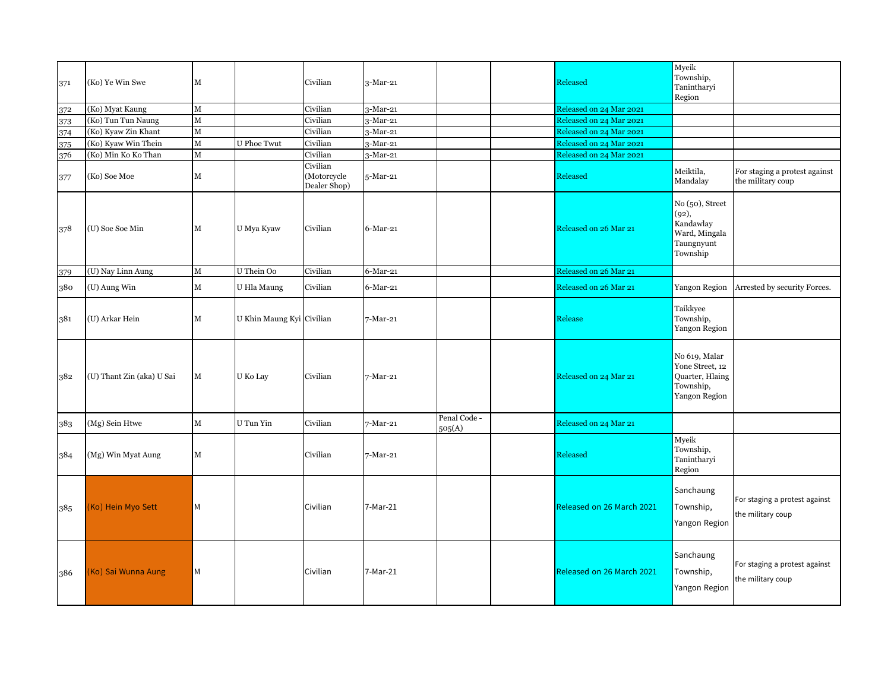| 371 | (Ko) Ye Win Swe | M | | Civilian | 3-Mar-21 | | | Released | Myeik Township, Tanintharyi Region | |
|---|---|---|---|---|---|---|---|---|---|---|
| 372 | (Ko) Myat Kaung | M | | Civilian | 3-Mar-21 | | | Released on 24 Mar 2021 | | |
| 373 | (Ko) Tun Tun Naung | M | | Civilian | 3-Mar-21 | | | Released on 24 Mar 2021 | | |
| 374 | (Ko) Kyaw Zin Khant | M | | Civilian | 3-Mar-21 | | | Released on 24 Mar 2021 | | |
| 375 | (Ko) Kyaw Win Thein | M | U Phoe Twut | Civilian | 3-Mar-21 | | | Released on 24 Mar 2021 | | |
| 376 | (Ko) Min Ko Ko Than | M | | Civilian | 3-Mar-21 | | | Released on 24 Mar 2021 | | |
| 377 | (Ko) Soe Moe | M | | Civilian (Motorcycle Dealer Shop) | 5-Mar-21 | | | Released | Meiktila, Mandalay | For staging a protest against the military coup |
| 378 | (U) Soe Soe Min | M | U Mya Kyaw | Civilian | 6-Mar-21 | | | Released on 26 Mar 21 | No (50), Street (92), Kandawlay Ward, Mingala Taungnyunt Township | |
| 379 | (U) Nay Linn Aung | M | U Thein Oo | Civilian | 6-Mar-21 | | | Released on 26 Mar 21 | | |
| 380 | (U) Aung Win | M | U Hla Maung | Civilian | 6-Mar-21 | | | Released on 26 Mar 21 | Yangon Region | Arrested by security Forces. |
| 381 | (U) Arkar Hein | M | U Khin Maung Kyi | Civilian | 7-Mar-21 | | | Release | Taikkyee Township, Yangon Region | |
| 382 | (U) Thant Zin (aka) U Sai | M | U Ko Lay | Civilian | 7-Mar-21 | | | Released on 24 Mar 21 | No 619, Malar Yone Street, 12 Quarter, Hlaing Township, Yangon Region | |
| 383 | (Mg) Sein Htwe | M | U Tun Yin | Civilian | 7-Mar-21 | Penal Code - 505(A) | | Released on 24 Mar 21 | | |
| 384 | (Mg) Win Myat Aung | M | | Civilian | 7-Mar-21 | | | Released | Myeik Township, Tanintharyi Region | |
| 385 | (Ko) Hein Myo Sett | M | | Civilian | 7-Mar-21 | | | Released on 26 March 2021 | Sanchaung Township, Yangon Region | For staging a protest against the military coup |
| 386 | (Ko) Sai Wunna Aung | M | | Civilian | 7-Mar-21 | | | Released on 26 March 2021 | Sanchaung Township, Yangon Region | For staging a protest against the military coup |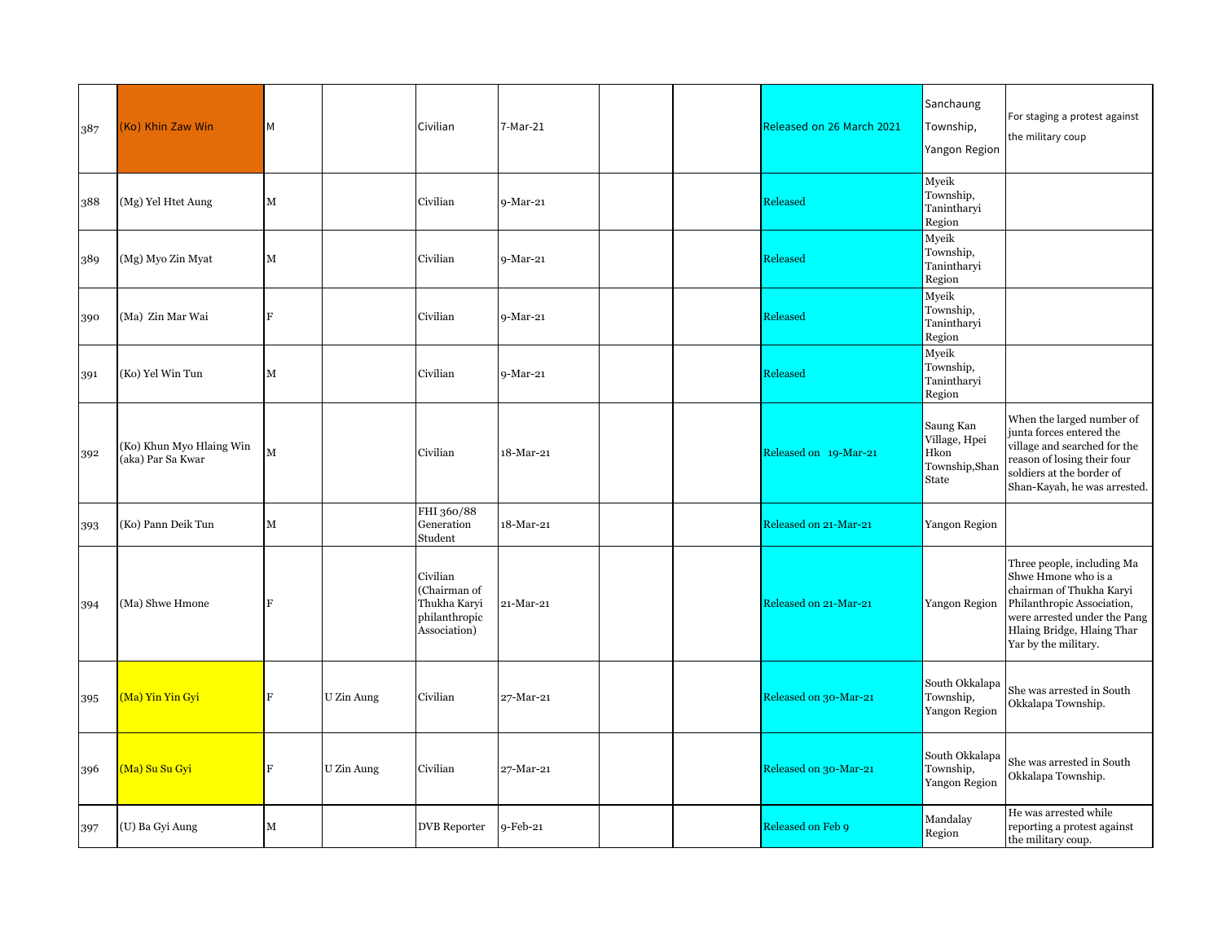| | | | | | | | | | | |
|---|---|---|---|---|---|---|---|---|---|---|
| 387 | (Ko) Khin Zaw Win | M | | Civilian | 7-Mar-21 | | | Released on 26 March 2021 | Sanchaung Township, Yangon Region | For staging a protest against the military coup |
| 388 | (Mg) Yel Htet Aung | M | | Civilian | 9-Mar-21 | | | Released | Myeik Township, Tanintharyi Region | |
| 389 | (Mg) Myo Zin Myat | M | | Civilian | 9-Mar-21 | | | Released | Myeik Township, Tanintharyi Region | |
| 390 | (Ma) Zin Mar Wai | F | | Civilian | 9-Mar-21 | | | Released | Myeik Township, Tanintharyi Region | |
| 391 | (Ko) Yel Win Tun | M | | Civilian | 9-Mar-21 | | | Released | Myeik Township, Tanintharyi Region | |
| 392 | (Ko) Khun Myo Hlaing Win (aka) Par Sa Kwar | M | | Civilian | 18-Mar-21 | | | Released on 19-Mar-21 | Saung Kan Village, Hpei Hkon Township,Shan State | When the larged number of junta forces entered the village and searched for the reason of losing their four soldiers at the border of Shan-Kayah, he was arrested. |
| 393 | (Ko) Pann Deik Tun | M | | FHI 360/88 Generation Student | 18-Mar-21 | | | Released on 21-Mar-21 | Yangon Region | |
| 394 | (Ma) Shwe Hmone | F | | Civilian (Chairman of Thukha Karyi philanthropic Association) | 21-Mar-21 | | | Released on 21-Mar-21 | Yangon Region | Three people, including Ma Shwe Hmone who is a chairman of Thukha Karyi Philanthropic Association, were arrested under the Pang Hlaing Bridge, Hlaing Thar Yar by the military. |
| 395 | (Ma) Yin Yin Gyi | F | U Zin Aung | Civilian | 27-Mar-21 | | | Released on 30-Mar-21 | South Okkalapa Township, Yangon Region | She was arrested in South Okkalapa Township. |
| 396 | (Ma) Su Su Gyi | F | U Zin Aung | Civilian | 27-Mar-21 | | | Released on 30-Mar-21 | South Okkalapa Township, Yangon Region | She was arrested in South Okkalapa Township. |
| 397 | (U) Ba Gyi Aung | M | | DVB Reporter | 9-Feb-21 | | | Released on Feb 9 | Mandalay Region | He was arrested while reporting a protest against the military coup. |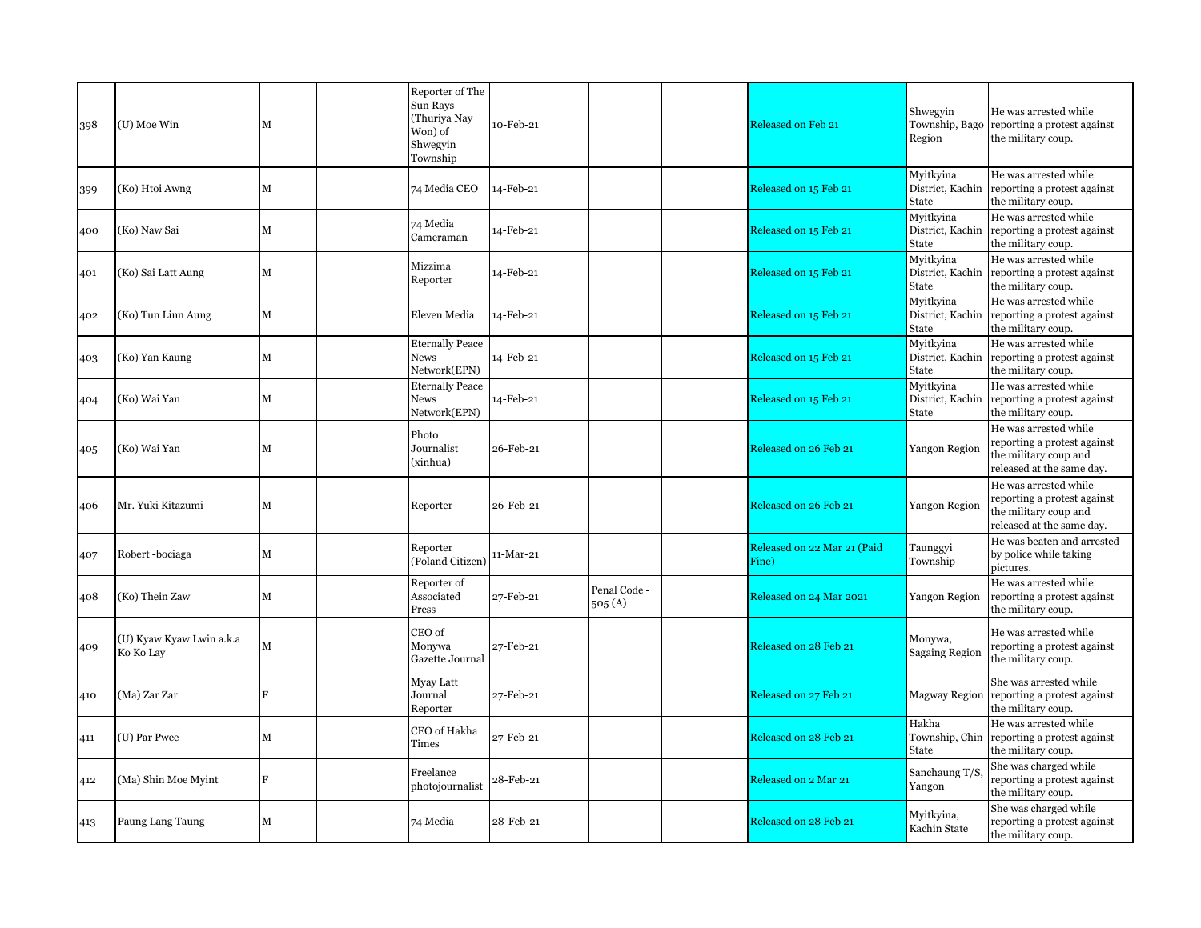| | | | | | | | | | | |
|---|---|---|---|---|---|---|---|---|---|---|
| 398 | (U) Moe Win | M | | Reporter of The Sun Rays (Thuriya Nay Won) of Shwegyin Township | 10-Feb-21 | | | Released on Feb 21 | Shwegyin Township, Bago Region | He was arrested while reporting a protest against the military coup. |
| 399 | (Ko) Htoi Awng | M | | 74 Media CEO | 14-Feb-21 | | | Released on 15 Feb 21 | Myitkyina District, Kachin State | He was arrested while reporting a protest against the military coup. |
| 400 | (Ko) Naw Sai | M | | 74 Media Cameraman | 14-Feb-21 | | | Released on 15 Feb 21 | Myitkyina District, Kachin State | He was arrested while reporting a protest against the military coup. |
| 401 | (Ko) Sai Latt Aung | M | | Mizzima Reporter | 14-Feb-21 | | | Released on 15 Feb 21 | Myitkyina District, Kachin State | He was arrested while reporting a protest against the military coup. |
| 402 | (Ko) Tun Linn Aung | M | | Eleven Media | 14-Feb-21 | | | Released on 15 Feb 21 | Myitkyina District, Kachin State | He was arrested while reporting a protest against the military coup. |
| 403 | (Ko) Yan Kaung | M | | Eternally Peace News Network(EPN) | 14-Feb-21 | | | Released on 15 Feb 21 | Myitkyina District, Kachin State | He was arrested while reporting a protest against the military coup. |
| 404 | (Ko) Wai Yan | M | | Eternally Peace News Network(EPN) | 14-Feb-21 | | | Released on 15 Feb 21 | Myitkyina District, Kachin State | He was arrested while reporting a protest against the military coup. |
| 405 | (Ko) Wai Yan | M | | Photo Journalist (xinhua) | 26-Feb-21 | | | Released on 26 Feb 21 | Yangon Region | He was arrested while reporting a protest against the military coup and released at the same day. |
| 406 | Mr. Yuki Kitazumi | M | | Reporter | 26-Feb-21 | | | Released on 26 Feb 21 | Yangon Region | He was arrested while reporting a protest against the military coup and released at the same day. |
| 407 | Robert -bociaga | M | | Reporter (Poland Citizen) | 11-Mar-21 | | | Released on 22 Mar 21 (Paid Fine) | Taunggyi Township | He was beaten and arrested by police while taking pictures. |
| 408 | (Ko) Thein Zaw | M | | Reporter of Associated Press | 27-Feb-21 | Penal Code - 505 (A) | | Released on 24 Mar 2021 | Yangon Region | He was arrested while reporting a protest against the military coup. |
| 409 | (U) Kyaw Kyaw Lwin a.k.a Ko Ko Lay | M | | CEO of Monywa Gazette Journal | 27-Feb-21 | | | Released on 28 Feb 21 | Monywa, Sagaing Region | He was arrested while reporting a protest against the military coup. |
| 410 | (Ma) Zar Zar | F | | Myay Latt Journal Reporter | 27-Feb-21 | | | Released on 27 Feb 21 | Magway Region | She was arrested while reporting a protest against the military coup. |
| 411 | (U) Par Pwee | M | | CEO of Hakha Times | 27-Feb-21 | | | Released on 28 Feb 21 | Hakha Township, Chin State | He was arrested while reporting a protest against the military coup. |
| 412 | (Ma) Shin Moe Myint | F | | Freelance photojournalist | 28-Feb-21 | | | Released on 2 Mar 21 | Sanchaung T/S, Yangon | She was charged while reporting a protest against the military coup. |
| 413 | Paung Lang Taung | M | | 74 Media | 28-Feb-21 | | | Released on 28 Feb 21 | Myitkyina, Kachin State | She was charged while reporting a protest against the military coup. |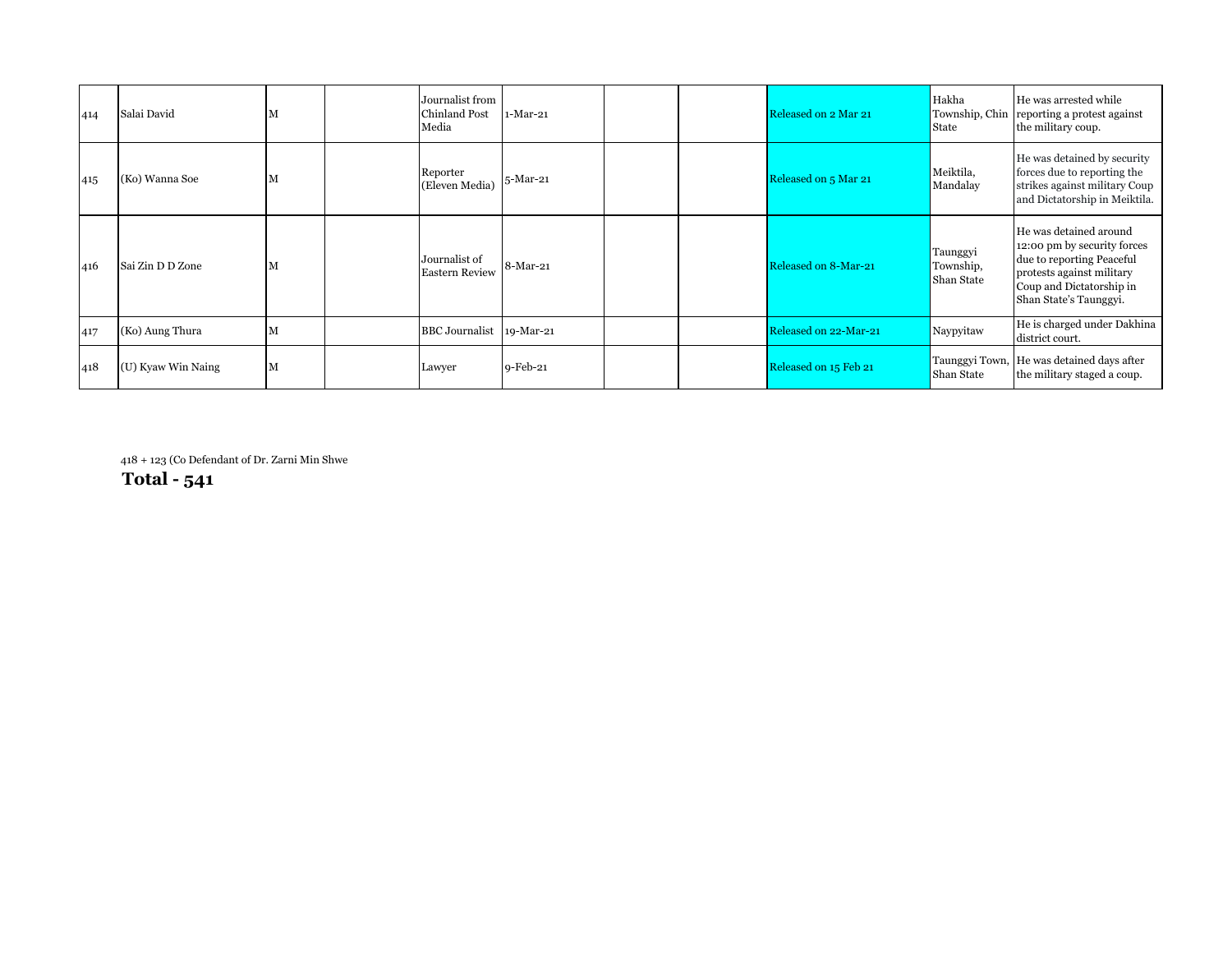| | | | | | | | | | | |
|---|---|---|---|---|---|---|---|---|---|---|
| 414 | Salai David | M | | Journalist from Chinland Post Media | 1-Mar-21 | | | Released on 2 Mar 21 | Hakha Township, Chin State | He was arrested while reporting a protest against the military coup. |
| 415 | (Ko) Wanna Soe | M | | Reporter (Eleven Media) | 5-Mar-21 | | | Released on 5 Mar 21 | Meiktila, Mandalay | He was detained by security forces due to reporting the strikes against military Coup and Dictatorship in Meiktila. |
| 416 | Sai Zin D D Zone | M | | Journalist of Eastern Review | 8-Mar-21 | | | Released on 8-Mar-21 | Taunggyi Township, Shan State | He was detained around 12:00 pm by security forces due to reporting Peaceful protests against military Coup and Dictatorship in Shan State's Taunggyi. |
| 417 | (Ko) Aung Thura | M | | BBC Journalist | 19-Mar-21 | | | Released on 22-Mar-21 | Naypyitaw | He is charged under Dakhina district court. |
| 418 | (U) Kyaw Win Naing | M | | Lawyer | 9-Feb-21 | | | Released on 15 Feb 21 | Taunggyi Town, Shan State | He was detained days after the military staged a coup. |

418 + 123 (Co Defendant of Dr. Zarni Min Shwe

**Total - 541**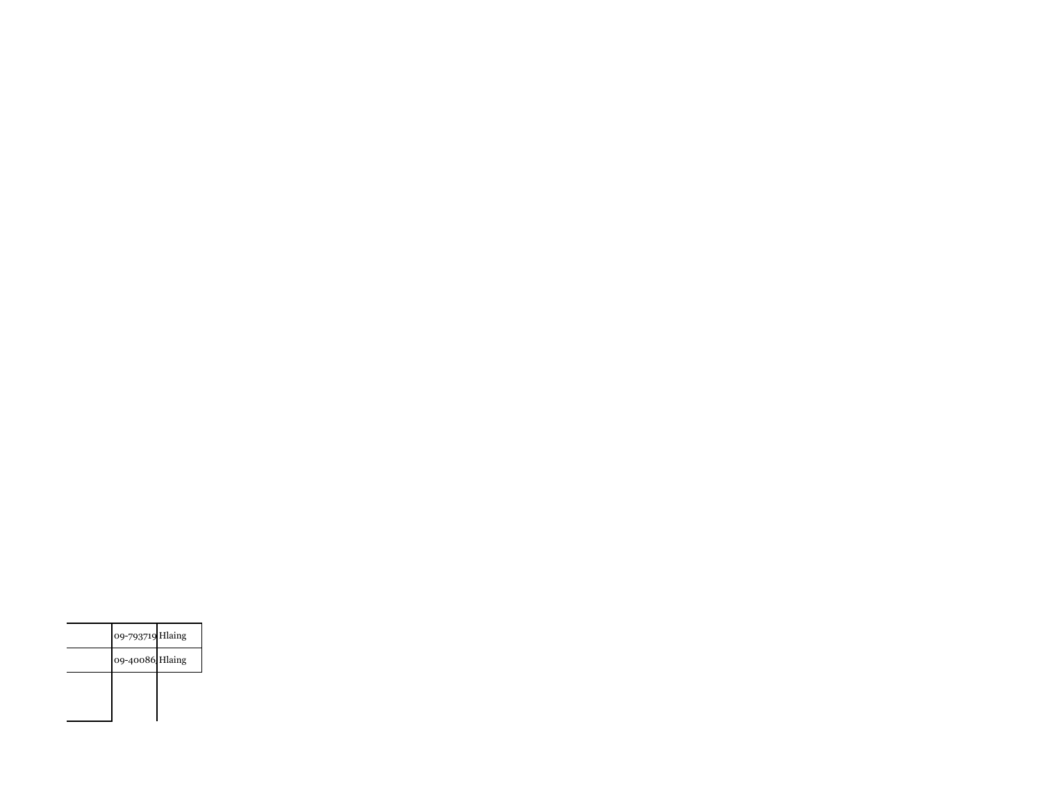| | | |
|---|---|---|
| | 09-793719 | Hlaing |
| | 09-40086 | Hlaing |
| | | |